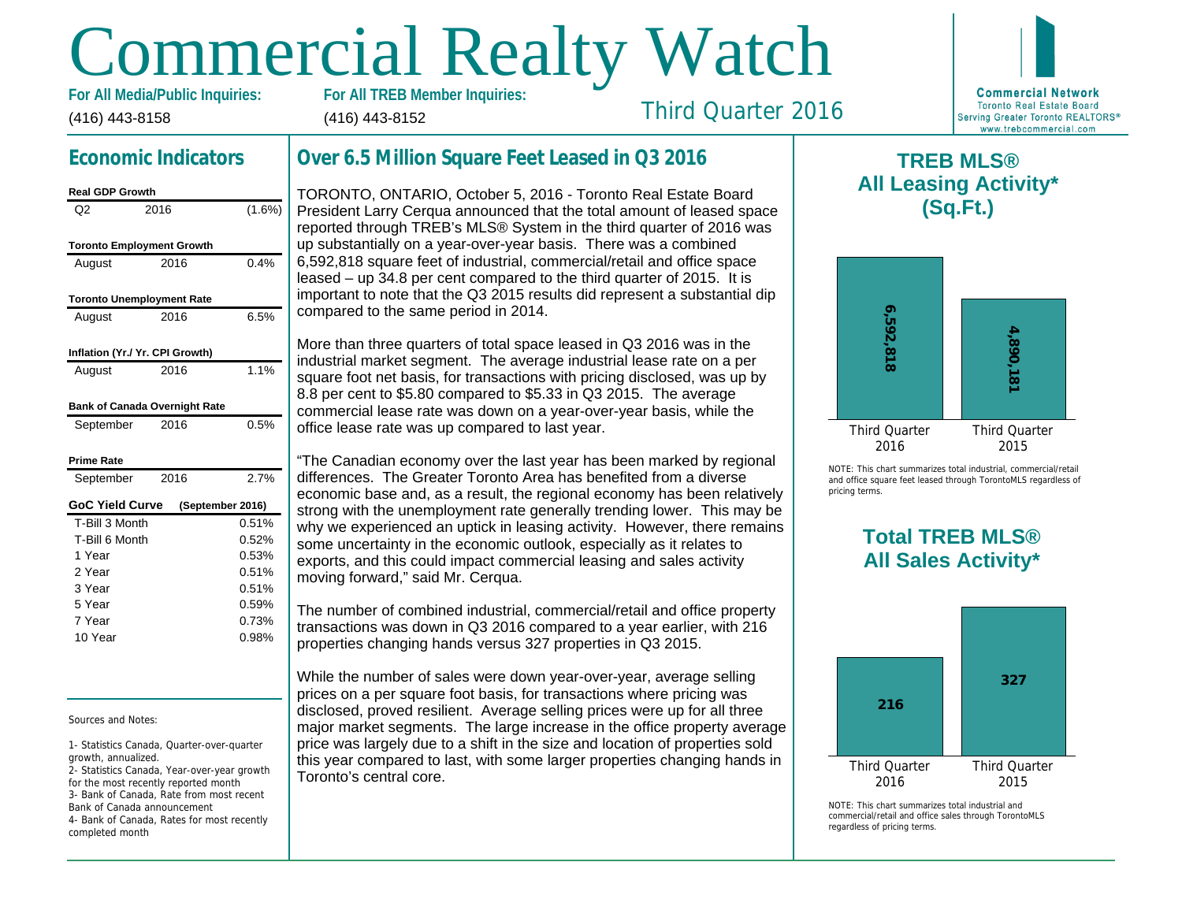# Commercial Realty Watch

**For All Media/Public Inquiries:**
(416) 443-8158

**For All TREB Member Inquiries:**
(416) 443-8152

Third Quarter 2016

**Commercial Network**
Toronto Real Estate Board
Serving Greater Toronto REALTORS®
www.trebcommercial.com

## Economic Indicators

| Real GDP Growth | | |
|---|---|---|
| Q2 | 2016 | (1.6%) |

| Toronto Employment Growth | | |
|---|---|---|
| August | 2016 | 0.4% |

| Toronto Unemployment Rate | | |
|---|---|---|
| August | 2016 | 6.5% |

| Inflation (Yr./ Yr. CPI Growth) | | |
|---|---|---|
| August | 2016 | 1.1% |

| Bank of Canada Overnight Rate | | |
|---|---|---|
| September | 2016 | 0.5% |

| Prime Rate | | |
|---|---|---|
| September | 2016 | 2.7% |

| GoC Yield Curve | (September 2016) |
|---|---|
| T-Bill 3 Month | 0.51% |
| T-Bill 6 Month | 0.52% |
| 1 Year | 0.53% |
| 2 Year | 0.51% |
| 3 Year | 0.51% |
| 5 Year | 0.59% |
| 7 Year | 0.73% |
| 10 Year | 0.98% |

Sources and Notes:

1- Statistics Canada, Quarter-over-quarter growth, annualized.
2- Statistics Canada, Year-over-year growth for the most recently reported month
3- Bank of Canada, Rate from most recent Bank of Canada announcement
4- Bank of Canada, Rates for most recently completed month

## Over 6.5 Million Square Feet Leased in Q3 2016

TORONTO, ONTARIO, October 5, 2016 - Toronto Real Estate Board President Larry Cerqua announced that the total amount of leased space reported through TREB's MLS® System in the third quarter of 2016 was up substantially on a year-over-year basis. There was a combined 6,592,818 square feet of industrial, commercial/retail and office space leased – up 34.8 per cent compared to the third quarter of 2015. It is important to note that the Q3 2015 results did represent a substantial dip compared to the same period in 2014.

More than three quarters of total space leased in Q3 2016 was in the industrial market segment. The average industrial lease rate on a per square foot net basis, for transactions with pricing disclosed, was up by 8.8 per cent to $5.80 compared to $5.33 in Q3 2015. The average commercial lease rate was down on a year-over-year basis, while the office lease rate was up compared to last year.

"The Canadian economy over the last year has been marked by regional differences. The Greater Toronto Area has benefited from a diverse economic base and, as a result, the regional economy has been relatively strong with the unemployment rate generally trending lower. This may be why we experienced an uptick in leasing activity. However, there remains some uncertainty in the economic outlook, especially as it relates to exports, and this could impact commercial leasing and sales activity moving forward," said Mr. Cerqua.

The number of combined industrial, commercial/retail and office property transactions was down in Q3 2016 compared to a year earlier, with 216 properties changing hands versus 327 properties in Q3 2015.

While the number of sales were down year-over-year, average selling prices on a per square foot basis, for transactions where pricing was disclosed, proved resilient. Average selling prices were up for all three major market segments. The large increase in the office property average price was largely due to a shift in the size and location of properties sold this year compared to last, with some larger properties changing hands in Toronto's central core.

## TREB MLS® All Leasing Activity* (Sq.Ft.)

| Third Quarter 2016 | Third Quarter 2015 |
|---|---|
| 6,592,818 | 4,890,181 |

NOTE: This chart summarizes total industrial, commercial/retail and office square feet leased through TorontoMLS regardless of pricing terms.

## Total TREB MLS® All Sales Activity*

| Third Quarter 2016 | Third Quarter 2015 |
|---|---|
| 216 | 327 |

NOTE: This chart summarizes total industrial and commercial/retail and office sales through TorontoMLS regardless of pricing terms.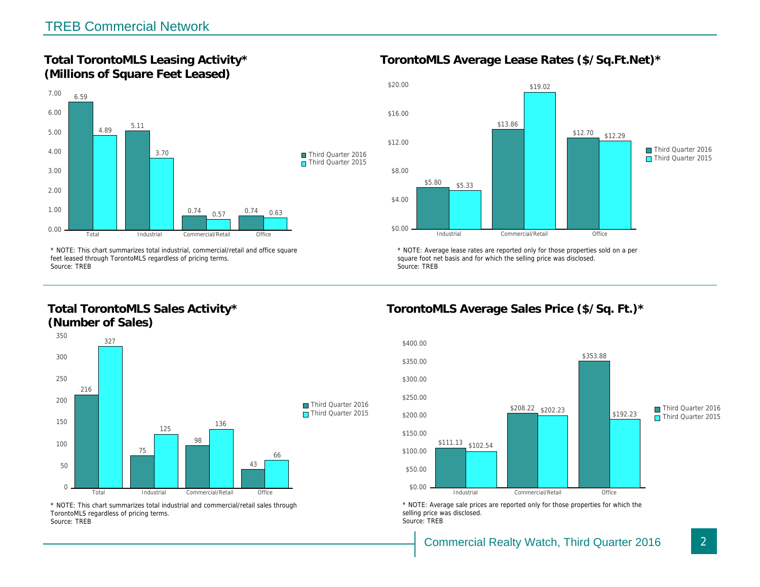## TREB Commercial Network

### Total TorontoMLS Leasing Activity* (Millions of Square Feet Leased)

| | Third Quarter 2016 | Third Quarter 2015 |
|---|---|---|
| Total | 6.59 | 4.89 |
| Industrial | 5.11 | 3.70 |
| Commercial/Retail | 0.74 | 0.57 |
| Office | 0.74 | 0.63 |

* NOTE: This chart summarizes total industrial, commercial/retail and office square feet leased through TorontoMLS regardless of pricing terms.
Source: TREB

### TorontoMLS Average Lease Rates ($/Sq.Ft.Net)*

| | Third Quarter 2016 | Third Quarter 2015 |
|---|---|---|
| Industrial | $5.80 | $5.33 |
| Commercial/Retail | $13.86 | $19.02 |
| Office | $12.70 | $12.29 |

* NOTE: Average lease rates are reported only for those properties sold on a per square foot net basis and for which the selling price was disclosed.
Source: TREB

### Total TorontoMLS Sales Activity* (Number of Sales)

| | Third Quarter 2016 | Third Quarter 2015 |
|---|---|---|
| Total | 216 | 327 |
| Industrial | 75 | 125 |
| Commercial/Retail | 98 | 136 |
| Office | 43 | 66 |

* NOTE: This chart summarizes total industrial and commercial/retail sales through TorontoMLS regardless of pricing terms.
Source: TREB

### TorontoMLS Average Sales Price ($/Sq. Ft.)*

| | Third Quarter 2016 | Third Quarter 2015 |
|---|---|---|
| Industrial | $111.13 | $102.54 |
| Commercial/Retail | $208.22 | $202.23 |
| Office | $353.88 | $192.23 |

* NOTE: Average sale prices are reported only for those properties for which the selling price was disclosed.
Source: TREB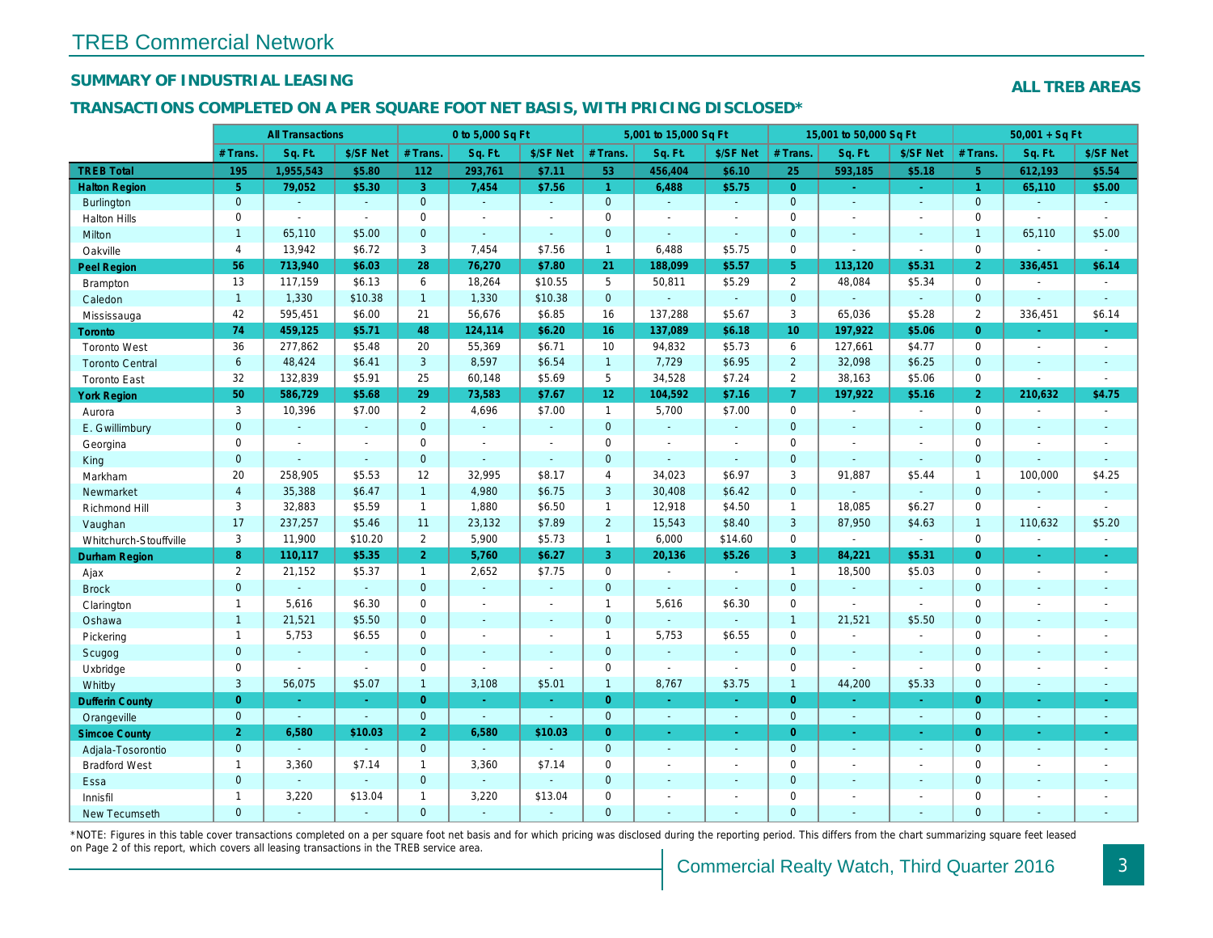# TREB Commercial Network

## SUMMARY OF INDUSTRIAL LEASING

**ALL TREB AREAS**

### TRANSACTIONS COMPLETED ON A PER SQUARE FOOT NET BASIS, WITH PRICING DISCLOSED*

| | All Transactions | | | 0 to 5,000 Sq Ft | | | 5,001 to 15,000 Sq Ft | | | 15,001 to 50,000 Sq Ft | | | 50,001 + Sq Ft | | |
|---|---|---|---|---|---|---|---|---|---|---|---|---|---|---|---|
| | # Trans. | Sq. Ft. | $/SF Net | # Trans. | Sq. Ft. | $/SF Net | # Trans. | Sq. Ft. | $/SF Net | # Trans. | Sq. Ft. | $/SF Net | # Trans. | Sq. Ft. | $/SF Net |
| **TREB Total** | **195** | **1,955,543** | **$5.80** | **112** | **293,761** | **$7.11** | **53** | **456,404** | **$6.10** | **25** | **593,185** | **$5.18** | **5** | **612,193** | **$5.54** |
| **Halton Region** | **5** | **79,052** | **$5.30** | **3** | **7,454** | **$7.56** | **1** | **6,488** | **$5.75** | **0** | **-** | **-** | **1** | **65,110** | **$5.00** |
| Burlington | 0 | - | - | 0 | - | - | 0 | - | - | 0 | - | - | 0 | - | - |
| Halton Hills | 0 | - | - | 0 | - | - | 0 | - | - | 0 | - | - | 0 | - | - |
| Milton | 1 | 65,110 | $5.00 | 0 | - | - | 0 | - | - | 0 | - | - | 1 | 65,110 | $5.00 |
| Oakville | 4 | 13,942 | $6.72 | 3 | 7,454 | $7.56 | 1 | 6,488 | $5.75 | 0 | - | - | 0 | - | - |
| **Peel Region** | **56** | **713,940** | **$6.03** | **28** | **76,270** | **$7.80** | **21** | **188,099** | **$5.57** | **5** | **113,120** | **$5.31** | **2** | **336,451** | **$6.14** |
| Brampton | 13 | 117,159 | $6.13 | 6 | 18,264 | $10.55 | 5 | 50,811 | $5.29 | 2 | 48,084 | $5.34 | 0 | - | - |
| Caledon | 1 | 1,330 | $10.38 | 1 | 1,330 | $10.38 | 0 | - | - | 0 | - | - | 0 | - | - |
| Mississauga | 42 | 595,451 | $6.00 | 21 | 56,676 | $6.85 | 16 | 137,288 | $5.67 | 3 | 65,036 | $5.28 | 2 | 336,451 | $6.14 |
| **Toronto** | **74** | **459,125** | **$5.71** | **48** | **124,114** | **$6.20** | **16** | **137,089** | **$6.18** | **10** | **197,922** | **$5.06** | **0** | **-** | **-** |
| Toronto West | 36 | 277,862 | $5.48 | 20 | 55,369 | $6.71 | 10 | 94,832 | $5.73 | 6 | 127,661 | $4.77 | 0 | - | - |
| Toronto Central | 6 | 48,424 | $6.41 | 3 | 8,597 | $6.54 | 1 | 7,729 | $6.95 | 2 | 32,098 | $6.25 | 0 | - | - |
| Toronto East | 32 | 132,839 | $5.91 | 25 | 60,148 | $5.69 | 5 | 34,528 | $7.24 | 2 | 38,163 | $5.06 | 0 | - | - |
| **York Region** | **50** | **586,729** | **$5.68** | **29** | **73,583** | **$7.67** | **12** | **104,592** | **$7.16** | **7** | **197,922** | **$5.16** | **2** | **210,632** | **$4.75** |
| Aurora | 3 | 10,396 | $7.00 | 2 | 4,696 | $7.00 | 1 | 5,700 | $7.00 | 0 | - | - | 0 | - | - |
| E. Gwillimbury | 0 | - | - | 0 | - | - | 0 | - | - | 0 | - | - | 0 | - | - |
| Georgina | 0 | - | - | 0 | - | - | 0 | - | - | 0 | - | - | 0 | - | - |
| King | 0 | - | - | 0 | - | - | 0 | - | - | 0 | - | - | 0 | - | - |
| Markham | 20 | 258,905 | $5.53 | 12 | 32,995 | $8.17 | 4 | 34,023 | $6.97 | 3 | 91,887 | $5.44 | 1 | 100,000 | $4.25 |
| Newmarket | 4 | 35,388 | $6.47 | 1 | 4,980 | $6.75 | 3 | 30,408 | $6.42 | 0 | - | - | 0 | - | - |
| Richmond Hill | 3 | 32,883 | $5.59 | 1 | 1,880 | $6.50 | 1 | 12,918 | $4.50 | 1 | 18,085 | $6.27 | 0 | - | - |
| Vaughan | 17 | 237,257 | $5.46 | 11 | 23,132 | $7.89 | 2 | 15,543 | $8.40 | 3 | 87,950 | $4.63 | 1 | 110,632 | $5.20 |
| Whitchurch-Stouffville | 3 | 11,900 | $10.20 | 2 | 5,900 | $5.73 | 1 | 6,000 | $14.60 | 0 | - | - | 0 | - | - |
| **Durham Region** | **8** | **110,117** | **$5.35** | **2** | **5,760** | **$6.27** | **3** | **20,136** | **$5.26** | **3** | **84,221** | **$5.31** | **0** | **-** | **-** |
| Ajax | 2 | 21,152 | $5.37 | 1 | 2,652 | $7.75 | 0 | - | - | 1 | 18,500 | $5.03 | 0 | - | - |
| Brock | 0 | - | - | 0 | - | - | 0 | - | - | 0 | - | - | 0 | - | - |
| Clarington | 1 | 5,616 | $6.30 | 0 | - | - | 1 | 5,616 | $6.30 | 0 | - | - | 0 | - | - |
| Oshawa | 1 | 21,521 | $5.50 | 0 | - | - | 0 | - | - | 1 | 21,521 | $5.50 | 0 | - | - |
| Pickering | 1 | 5,753 | $6.55 | 0 | - | - | 1 | 5,753 | $6.55 | 0 | - | - | 0 | - | - |
| Scugog | 0 | - | - | 0 | - | - | 0 | - | - | 0 | - | - | 0 | - | - |
| Uxbridge | 0 | - | - | 0 | - | - | 0 | - | - | 0 | - | - | 0 | - | - |
| Whitby | 3 | 56,075 | $5.07 | 1 | 3,108 | $5.01 | 1 | 8,767 | $3.75 | 1 | 44,200 | $5.33 | 0 | - | - |
| **Dufferin County** | **0** | **-** | **-** | **0** | **-** | **-** | **0** | **-** | **-** | **0** | **-** | **-** | **0** | **-** | **-** |
| Orangeville | 0 | - | - | 0 | - | - | 0 | - | - | 0 | - | - | 0 | - | - |
| **Simcoe County** | **2** | **6,580** | **$10.03** | **2** | **6,580** | **$10.03** | **0** | **-** | **-** | **0** | **-** | **-** | **0** | **-** | **-** |
| Adjala-Tosorontio | 0 | - | - | 0 | - | - | 0 | - | - | 0 | - | - | 0 | - | - |
| Bradford West | 1 | 3,360 | $7.14 | 1 | 3,360 | $7.14 | 0 | - | - | 0 | - | - | 0 | - | - |
| Essa | 0 | - | - | 0 | - | - | 0 | - | - | 0 | - | - | 0 | - | - |
| Innisfil | 1 | 3,220 | $13.04 | 1 | 3,220 | $13.04 | 0 | - | - | 0 | - | - | 0 | - | - |
| New Tecumseth | 0 | - | - | 0 | - | - | 0 | - | - | 0 | - | - | 0 | - | - |

*NOTE: Figures in this table cover transactions completed on a per square foot net basis and for which pricing was disclosed during the reporting period. This differs from the chart summarizing square feet leased on Page 2 of this report, which covers all leasing transactions in the TREB service area.

Commercial Realty Watch, Third Quarter 2016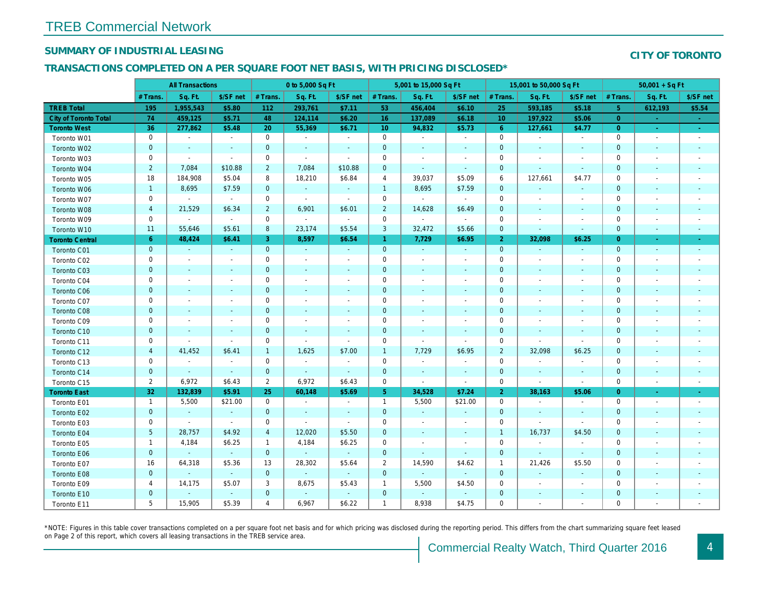# TREB Commercial Network

## SUMMARY OF INDUSTRIAL LEASING

## CITY OF TORONTO

### TRANSACTIONS COMPLETED ON A PER SQUARE FOOT NET BASIS, WITH PRICING DISCLOSED*

| | All Transactions | | | 0 to 5,000 Sq Ft | | | 5,001 to 15,000 Sq Ft | | | 15,001 to 50,000 Sq Ft | | | 50,001 + Sq Ft | | |
|---|---|---|---|---|---|---|---|---|---|---|---|---|---|---|---|
| | # Trans. | Sq. Ft. | $/SF net | # Trans. | Sq. Ft. | $/SF net | # Trans. | Sq. Ft. | $/SF net | # Trans. | Sq. Ft. | $/SF net | # Trans. | Sq. Ft. | $/SF net |
| **TREB Total** | **195** | **1,955,543** | **$5.80** | **112** | **293,761** | **$7.11** | **53** | **456,404** | **$6.10** | **25** | **593,185** | **$5.18** | **5** | **612,193** | **$5.54** |
| **City of Toronto Total** | **74** | **459,125** | **$5.71** | **48** | **124,114** | **$6.20** | **16** | **137,089** | **$6.18** | **10** | **197,922** | **$5.06** | **0** | **-** | **-** |
| **Toronto West** | **36** | **277,862** | **$5.48** | **20** | **55,369** | **$6.71** | **10** | **94,832** | **$5.73** | **6** | **127,661** | **$4.77** | **0** | **-** | **-** |
| Toronto W01 | 0 | - | - | 0 | - | - | 0 | - | - | 0 | - | - | 0 | - | - |
| Toronto W02 | 0 | - | - | 0 | - | - | 0 | - | - | 0 | - | - | 0 | - | - |
| Toronto W03 | 0 | - | - | 0 | - | - | 0 | - | - | 0 | - | - | 0 | - | - |
| Toronto W04 | 2 | 7,084 | $10.88 | 2 | 7,084 | $10.88 | 0 | - | - | 0 | - | - | 0 | - | - |
| Toronto W05 | 18 | 184,908 | $5.04 | 8 | 18,210 | $6.84 | 4 | 39,037 | $5.09 | 6 | 127,661 | $4.77 | 0 | - | - |
| Toronto W06 | 1 | 8,695 | $7.59 | 0 | - | - | 1 | 8,695 | $7.59 | 0 | - | - | 0 | - | - |
| Toronto W07 | 0 | - | - | 0 | - | - | 0 | - | - | 0 | - | - | 0 | - | - |
| Toronto W08 | 4 | 21,529 | $6.34 | 2 | 6,901 | $6.01 | 2 | 14,628 | $6.49 | 0 | - | - | 0 | - | - |
| Toronto W09 | 0 | - | - | 0 | - | - | 0 | - | - | 0 | - | - | 0 | - | - |
| Toronto W10 | 11 | 55,646 | $5.61 | 8 | 23,174 | $5.54 | 3 | 32,472 | $5.66 | 0 | - | - | 0 | - | - |
| **Toronto Central** | **6** | **48,424** | **$6.41** | **3** | **8,597** | **$6.54** | **1** | **7,729** | **$6.95** | **2** | **32,098** | **$6.25** | **0** | **-** | **-** |
| Toronto C01 | 0 | - | - | 0 | - | - | 0 | - | - | 0 | - | - | 0 | - | - |
| Toronto C02 | 0 | - | - | 0 | - | - | 0 | - | - | 0 | - | - | 0 | - | - |
| Toronto C03 | 0 | - | - | 0 | - | - | 0 | - | - | 0 | - | - | 0 | - | - |
| Toronto C04 | 0 | - | - | 0 | - | - | 0 | - | - | 0 | - | - | 0 | - | - |
| Toronto C06 | 0 | - | - | 0 | - | - | 0 | - | - | 0 | - | - | 0 | - | - |
| Toronto C07 | 0 | - | - | 0 | - | - | 0 | - | - | 0 | - | - | 0 | - | - |
| Toronto C08 | 0 | - | - | 0 | - | - | 0 | - | - | 0 | - | - | 0 | - | - |
| Toronto C09 | 0 | - | - | 0 | - | - | 0 | - | - | 0 | - | - | 0 | - | - |
| Toronto C10 | 0 | - | - | 0 | - | - | 0 | - | - | 0 | - | - | 0 | - | - |
| Toronto C11 | 0 | - | - | 0 | - | - | 0 | - | - | 0 | - | - | 0 | - | - |
| Toronto C12 | 4 | 41,452 | $6.41 | 1 | 1,625 | $7.00 | 1 | 7,729 | $6.95 | 2 | 32,098 | $6.25 | 0 | - | - |
| Toronto C13 | 0 | - | - | 0 | - | - | 0 | - | - | 0 | - | - | 0 | - | - |
| Toronto C14 | 0 | - | - | 0 | - | - | 0 | - | - | 0 | - | - | 0 | - | - |
| Toronto C15 | 2 | 6,972 | $6.43 | 2 | 6,972 | $6.43 | 0 | - | - | 0 | - | - | 0 | - | - |
| **Toronto East** | **32** | **132,839** | **$5.91** | **25** | **60,148** | **$5.69** | **5** | **34,528** | **$7.24** | **2** | **38,163** | **$5.06** | **0** | **-** | **-** |
| Toronto E01 | 1 | 5,500 | $21.00 | 0 | - | - | 1 | 5,500 | $21.00 | 0 | - | - | 0 | - | - |
| Toronto E02 | 0 | - | - | 0 | - | - | 0 | - | - | 0 | - | - | 0 | - | - |
| Toronto E03 | 0 | - | - | 0 | - | - | 0 | - | - | 0 | - | - | 0 | - | - |
| Toronto E04 | 5 | 28,757 | $4.92 | 4 | 12,020 | $5.50 | 0 | - | - | 1 | 16,737 | $4.50 | 0 | - | - |
| Toronto E05 | 1 | 4,184 | $6.25 | 1 | 4,184 | $6.25 | 0 | - | - | 0 | - | - | 0 | - | - |
| Toronto E06 | 0 | - | - | 0 | - | - | 0 | - | - | 0 | - | - | 0 | - | - |
| Toronto E07 | 16 | 64,318 | $5.36 | 13 | 28,302 | $5.64 | 2 | 14,590 | $4.62 | 1 | 21,426 | $5.50 | 0 | - | - |
| Toronto E08 | 0 | - | - | 0 | - | - | 0 | - | - | 0 | - | - | 0 | - | - |
| Toronto E09 | 4 | 14,175 | $5.07 | 3 | 8,675 | $5.43 | 1 | 5,500 | $4.50 | 0 | - | - | 0 | - | - |
| Toronto E10 | 0 | - | - | 0 | - | - | 0 | - | - | 0 | - | - | 0 | - | - |
| Toronto E11 | 5 | 15,905 | $5.39 | 4 | 6,967 | $6.22 | 1 | 8,938 | $4.75 | 0 | - | - | 0 | - | - |

*NOTE: Figures in this table cover transactions completed on a per square foot net basis and for which pricing was disclosed during the reporting period. This differs from the chart summarizing square feet leased on Page 2 of this report, which covers all leasing transactions in the TREB service area.

Commercial Realty Watch, Third Quarter 2016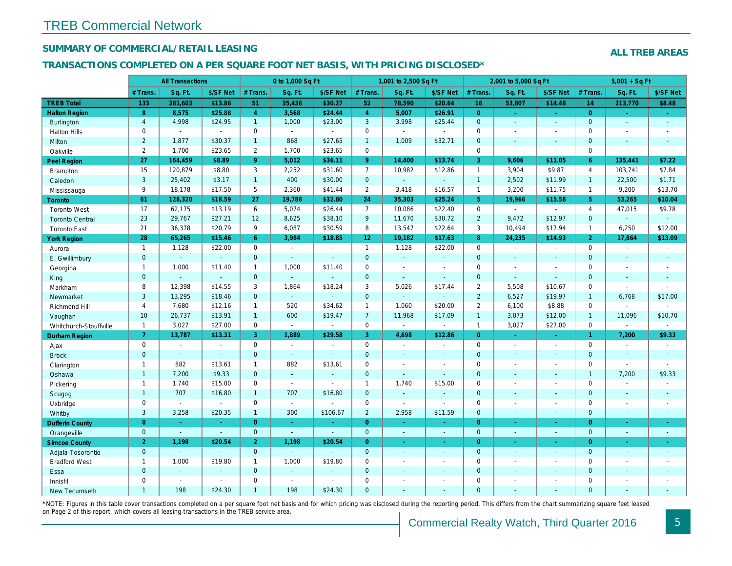# TREB Commercial Network

## SUMMARY OF COMMERCIAL/RETAIL LEASING

**ALL TREB AREAS**

## TRANSACTIONS COMPLETED ON A PER SQUARE FOOT NET BASIS, WITH PRICING DISCLOSED*

| | All Transactions | | | 0 to 1,000 Sq Ft | | | 1,001 to 2,500 Sq Ft | | | 2,001 to 5,000 Sq Ft | | | 5,001 + Sq Ft | | |
|---|---|---|---|---|---|---|---|---|---|---|---|---|---|---|---|
| | # Trans. | Sq. Ft. | $/SF Net | # Trans. | Sq. Ft. | $/SF Net | # Trans. | Sq. Ft. | $/SF Net | # Trans. | Sq. Ft. | $/SF Net | # Trans. | Sq. Ft. | $/SF Net |
| **TREB Total** | 133 | 381,603 | $13.86 | 51 | 35,436 | $30.27 | 52 | 78,590 | $20.64 | 16 | 53,807 | $14.48 | 14 | 213,770 | $8.48 |
| **Halton Region** | 8 | 8,575 | $25.88 | 4 | 3,568 | $24.44 | 4 | 5,007 | $26.91 | 0 | - | - | 0 | - | - |
| Burlington | 4 | 4,998 | $24.95 | 1 | 1,000 | $23.00 | 3 | 3,998 | $25.44 | 0 | - | - | 0 | - | - |
| Halton Hills | 0 | - | - | 0 | - | - | 0 | - | - | 0 | - | - | 0 | - | - |
| Milton | 2 | 1,877 | $30.37 | 1 | 868 | $27.65 | 1 | 1,009 | $32.71 | 0 | - | - | 0 | - | - |
| Oakville | 2 | 1,700 | $23.65 | 2 | 1,700 | $23.65 | 0 | - | - | 0 | - | - | 0 | - | - |
| **Peel Region** | 27 | 164,459 | $8.89 | 9 | 5,012 | $36.11 | 9 | 14,400 | $13.74 | 3 | 9,606 | $11.05 | 6 | 135,441 | $7.22 |
| Brampton | 15 | 120,879 | $8.80 | 3 | 2,252 | $31.60 | 7 | 10,982 | $12.86 | 1 | 3,904 | $9.87 | 4 | 103,741 | $7.84 |
| Caledon | 3 | 25,402 | $3.17 | 1 | 400 | $30.00 | 0 | - | - | 1 | 2,502 | $11.99 | 1 | 22,500 | $1.71 |
| Mississauga | 9 | 18,178 | $17.50 | 5 | 2,360 | $41.44 | 2 | 3,418 | $16.57 | 1 | 3,200 | $11.75 | 1 | 9,200 | $13.70 |
| **Toronto** | 61 | 128,320 | $18.59 | 27 | 19,786 | $32.80 | 24 | 35,303 | $25.24 | 5 | 19,966 | $15.58 | 5 | 53,265 | $10.04 |
| Toronto West | 17 | 62,175 | $13.19 | 6 | 5,074 | $26.44 | 7 | 10,086 | $22.40 | 0 | - | - | 4 | 47,015 | $9.78 |
| Toronto Central | 23 | 29,767 | $27.21 | 12 | 8,625 | $38.10 | 9 | 11,670 | $30.72 | 2 | 9,472 | $12.97 | 0 | - | - |
| Toronto East | 21 | 36,378 | $20.79 | 9 | 6,087 | $30.59 | 8 | 13,547 | $22.64 | 3 | 10,494 | $17.94 | 1 | 6,250 | $12.00 |
| **York Region** | 28 | 65,265 | $15.46 | 6 | 3,984 | $18.85 | 12 | 19,182 | $17.63 | 8 | 24,235 | $14.93 | 2 | 17,864 | $13.09 |
| Aurora | 1 | 1,128 | $22.00 | 0 | - | - | 1 | 1,128 | $22.00 | 0 | - | - | 0 | - | - |
| E. Gwillimbury | 0 | - | - | 0 | - | - | 0 | - | - | 0 | - | - | 0 | - | - |
| Georgina | 1 | 1,000 | $11.40 | 1 | 1,000 | $11.40 | 0 | - | - | 0 | - | - | 0 | - | - |
| King | 0 | - | - | 0 | - | - | 0 | - | - | 0 | - | - | 0 | - | - |
| Markham | 8 | 12,398 | $14.55 | 3 | 1,864 | $18.24 | 3 | 5,026 | $17.44 | 2 | 5,508 | $10.67 | 0 | - | - |
| Newmarket | 3 | 13,295 | $18.46 | 0 | - | - | 0 | - | - | 2 | 6,527 | $19.97 | 1 | 6,768 | $17.00 |
| Richmond Hill | 4 | 7,680 | $12.16 | 1 | 520 | $34.62 | 1 | 1,060 | $20.00 | 2 | 6,100 | $8.88 | 0 | - | - |
| Vaughan | 10 | 26,737 | $13.91 | 1 | 600 | $19.47 | 7 | 11,968 | $17.09 | 1 | 3,073 | $12.00 | 1 | 11,096 | $10.70 |
| Whitchurch-Stouffville | 1 | 3,027 | $27.00 | 0 | - | - | 0 | - | - | 1 | 3,027 | $27.00 | 0 | - | - |
| **Durham Region** | 7 | 13,787 | $13.31 | 3 | 1,889 | $29.58 | 3 | 4,698 | $12.86 | 0 | - | - | 1 | 7,200 | $9.33 |
| Ajax | 0 | - | - | 0 | - | - | 0 | - | - | 0 | - | - | 0 | - | - |
| Brock | 0 | - | - | 0 | - | - | 0 | - | - | 0 | - | - | 0 | - | - |
| Clarington | 1 | 882 | $13.61 | 1 | 882 | $13.61 | 0 | - | - | 0 | - | - | 0 | - | - |
| Oshawa | 1 | 7,200 | $9.33 | 0 | - | - | 0 | - | - | 0 | - | - | 1 | 7,200 | $9.33 |
| Pickering | 1 | 1,740 | $15.00 | 0 | - | - | 1 | 1,740 | $15.00 | 0 | - | - | 0 | - | - |
| Scugog | 1 | 707 | $16.80 | 1 | 707 | $16.80 | 0 | - | - | 0 | - | - | 0 | - | - |
| Uxbridge | 0 | - | - | 0 | - | - | 0 | - | - | 0 | - | - | 0 | - | - |
| Whitby | 3 | 3,258 | $20.35 | 1 | 300 | $106.67 | 2 | 2,958 | $11.59 | 0 | - | - | 0 | - | - |
| **Dufferin County** | 0 | - | - | 0 | - | - | 0 | - | - | 0 | - | - | 0 | - | - |
| Orangeville | 0 | - | - | 0 | - | - | 0 | - | - | 0 | - | - | 0 | - | - |
| **Simcoe County** | 2 | 1,198 | $20.54 | 2 | 1,198 | $20.54 | 0 | - | - | 0 | - | - | 0 | - | - |
| Adjala-Tosorontio | 0 | - | - | 0 | - | - | 0 | - | - | 0 | - | - | 0 | - | - |
| Bradford West | 1 | 1,000 | $19.80 | 1 | 1,000 | $19.80 | 0 | - | - | 0 | - | - | 0 | - | - |
| Essa | 0 | - | - | 0 | - | - | 0 | - | - | 0 | - | - | 0 | - | - |
| Innisfil | 0 | - | - | 0 | - | - | 0 | - | - | 0 | - | - | 0 | - | - |
| New Tecumseth | 1 | 198 | $24.30 | 1 | 198 | $24.30 | 0 | - | - | 0 | - | - | 0 | - | - |

*NOTE: Figures in this table cover transactions completed on a per square foot net basis and for which pricing was disclosed during the reporting period. This differs from the chart summarizing square feet leased on Page 2 of this report, which covers all leasing transactions in the TREB service area.

Commercial Realty Watch, Third Quarter 2016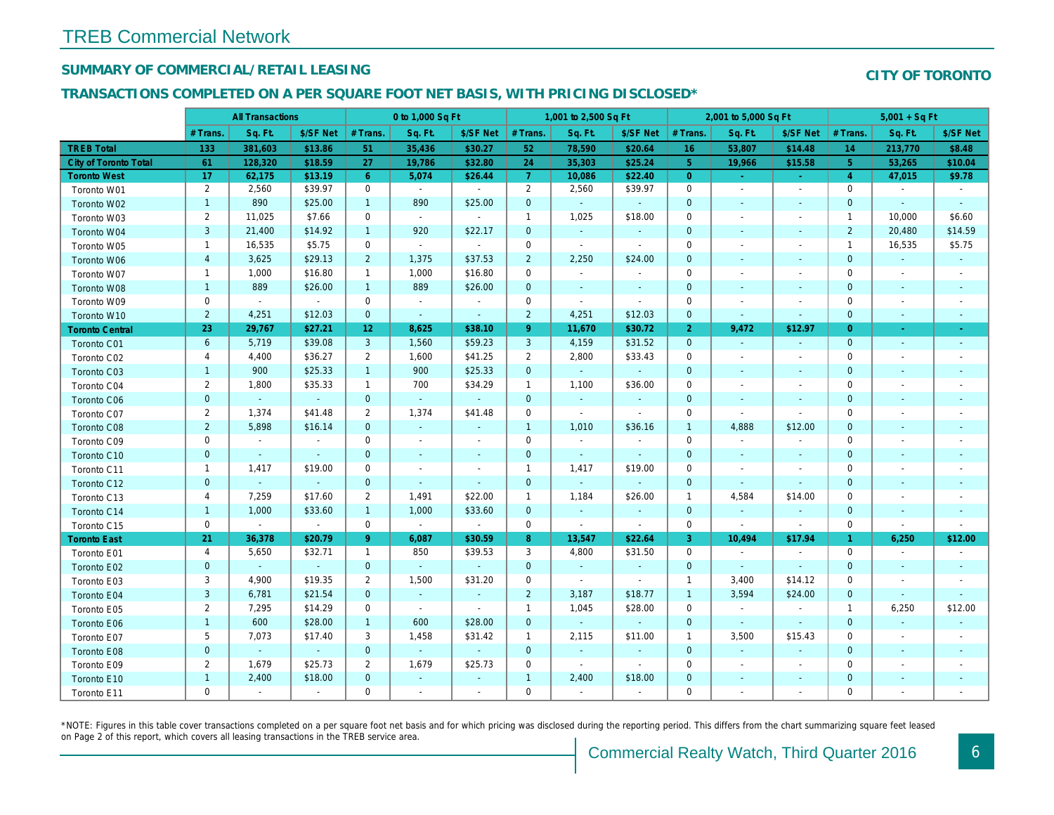# TREB Commercial Network

## SUMMARY OF COMMERCIAL/RETAIL LEASING

**CITY OF TORONTO**

## TRANSACTIONS COMPLETED ON A PER SQUARE FOOT NET BASIS, WITH PRICING DISCLOSED*

| | All Transactions | | | 0 to 1,000 Sq Ft | | | 1,001 to 2,500 Sq Ft | | | 2,001 to 5,000 Sq Ft | | | 5,001 + Sq Ft | | |
|---|---|---|---|---|---|---|---|---|---|---|---|---|---|---|---|
| | # Trans. | Sq. Ft. | $/SF Net | # Trans. | Sq. Ft. | $/SF Net | # Trans. | Sq. Ft. | $/SF Net | # Trans. | Sq. Ft. | $/SF Net | # Trans. | Sq. Ft. | $/SF Net |
| **TREB Total** | **133** | **381,603** | **$13.86** | **51** | **35,436** | **$30.27** | **52** | **78,590** | **$20.64** | **16** | **53,807** | **$14.48** | **14** | **213,770** | **$8.48** |
| **City of Toronto Total** | **61** | **128,320** | **$18.59** | **27** | **19,786** | **$32.80** | **24** | **35,303** | **$25.24** | **5** | **19,966** | **$15.58** | **5** | **53,265** | **$10.04** |
| **Toronto West** | **17** | **62,175** | **$13.19** | **6** | **5,074** | **$26.44** | **7** | **10,086** | **$22.40** | **0** | **-** | **-** | **4** | **47,015** | **$9.78** |
| Toronto W01 | 2 | 2,560 | $39.97 | 0 | - | - | 2 | 2,560 | $39.97 | 0 | - | - | 0 | - | - |
| Toronto W02 | 1 | 890 | $25.00 | 1 | 890 | $25.00 | 0 | - | - | 0 | - | - | 0 | - | - |
| Toronto W03 | 2 | 11,025 | $7.66 | 0 | - | - | 1 | 1,025 | $18.00 | 0 | - | - | 1 | 10,000 | $6.60 |
| Toronto W04 | 3 | 21,400 | $14.92 | 1 | 920 | $22.17 | 0 | - | - | 0 | - | - | 2 | 20,480 | $14.59 |
| Toronto W05 | 1 | 16,535 | $5.75 | 0 | - | - | 0 | - | - | 0 | - | - | 1 | 16,535 | $5.75 |
| Toronto W06 | 4 | 3,625 | $29.13 | 2 | 1,375 | $37.53 | 2 | 2,250 | $24.00 | 0 | - | - | 0 | - | - |
| Toronto W07 | 1 | 1,000 | $16.80 | 1 | 1,000 | $16.80 | 0 | - | - | 0 | - | - | 0 | - | - |
| Toronto W08 | 1 | 889 | $26.00 | 1 | 889 | $26.00 | 0 | - | - | 0 | - | - | 0 | - | - |
| Toronto W09 | 0 | - | - | 0 | - | - | 0 | - | - | 0 | - | - | 0 | - | - |
| Toronto W10 | 2 | 4,251 | $12.03 | 0 | - | - | 2 | 4,251 | $12.03 | 0 | - | - | 0 | - | - |
| **Toronto Central** | **23** | **29,767** | **$27.21** | **12** | **8,625** | **$38.10** | **9** | **11,670** | **$30.72** | **2** | **9,472** | **$12.97** | **0** | **-** | **-** |
| Toronto C01 | 6 | 5,719 | $39.08 | 3 | 1,560 | $59.23 | 3 | 4,159 | $31.52 | 0 | - | - | 0 | - | - |
| Toronto C02 | 4 | 4,400 | $36.27 | 2 | 1,600 | $41.25 | 2 | 2,800 | $33.43 | 0 | - | - | 0 | - | - |
| Toronto C03 | 1 | 900 | $25.33 | 1 | 900 | $25.33 | 0 | - | - | 0 | - | - | 0 | - | - |
| Toronto C04 | 2 | 1,800 | $35.33 | 1 | 700 | $34.29 | 1 | 1,100 | $36.00 | 0 | - | - | 0 | - | - |
| Toronto C06 | 0 | - | - | 0 | - | - | 0 | - | - | 0 | - | - | 0 | - | - |
| Toronto C07 | 2 | 1,374 | $41.48 | 2 | 1,374 | $41.48 | 0 | - | - | 0 | - | - | 0 | - | - |
| Toronto C08 | 2 | 5,898 | $16.14 | 0 | - | - | 1 | 1,010 | $36.16 | 1 | 4,888 | $12.00 | 0 | - | - |
| Toronto C09 | 0 | - | - | 0 | - | - | 0 | - | - | 0 | - | - | 0 | - | - |
| Toronto C10 | 0 | - | - | 0 | - | - | 0 | - | - | 0 | - | - | 0 | - | - |
| Toronto C11 | 1 | 1,417 | $19.00 | 0 | - | - | 1 | 1,417 | $19.00 | 0 | - | - | 0 | - | - |
| Toronto C12 | 0 | - | - | 0 | - | - | 0 | - | - | 0 | - | - | 0 | - | - |
| Toronto C13 | 4 | 7,259 | $17.60 | 2 | 1,491 | $22.00 | 1 | 1,184 | $26.00 | 1 | 4,584 | $14.00 | 0 | - | - |
| Toronto C14 | 1 | 1,000 | $33.60 | 1 | 1,000 | $33.60 | 0 | - | - | 0 | - | - | 0 | - | - |
| Toronto C15 | 0 | - | - | 0 | - | - | 0 | - | - | 0 | - | - | 0 | - | - |
| **Toronto East** | **21** | **36,378** | **$20.79** | **9** | **6,087** | **$30.59** | **8** | **13,547** | **$22.64** | **3** | **10,494** | **$17.94** | **1** | **6,250** | **$12.00** |
| Toronto E01 | 4 | 5,650 | $32.71 | 1 | 850 | $39.53 | 3 | 4,800 | $31.50 | 0 | - | - | 0 | - | - |
| Toronto E02 | 0 | - | - | 0 | - | - | 0 | - | - | 0 | - | - | 0 | - | - |
| Toronto E03 | 3 | 4,900 | $19.35 | 2 | 1,500 | $31.20 | 0 | - | - | 1 | 3,400 | $14.12 | 0 | - | - |
| Toronto E04 | 3 | 6,781 | $21.54 | 0 | - | - | 2 | 3,187 | $18.77 | 1 | 3,594 | $24.00 | 0 | - | - |
| Toronto E05 | 2 | 7,295 | $14.29 | 0 | - | - | 1 | 1,045 | $28.00 | 0 | - | - | 1 | 6,250 | $12.00 |
| Toronto E06 | 1 | 600 | $28.00 | 1 | 600 | $28.00 | 0 | - | - | 0 | - | - | 0 | - | - |
| Toronto E07 | 5 | 7,073 | $17.40 | 3 | 1,458 | $31.42 | 1 | 2,115 | $11.00 | 1 | 3,500 | $15.43 | 0 | - | - |
| Toronto E08 | 0 | - | - | 0 | - | - | 0 | - | - | 0 | - | - | 0 | - | - |
| Toronto E09 | 2 | 1,679 | $25.73 | 2 | 1,679 | $25.73 | 0 | - | - | 0 | - | - | 0 | - | - |
| Toronto E10 | 1 | 2,400 | $18.00 | 0 | - | - | 1 | 2,400 | $18.00 | 0 | - | - | 0 | - | - |
| Toronto E11 | 0 | - | - | 0 | - | - | 0 | - | - | 0 | - | - | 0 | - | - |

*NOTE: Figures in this table cover transactions completed on a per square foot net basis and for which pricing was disclosed during the reporting period. This differs from the chart summarizing square feet leased on Page 2 of this report, which covers all leasing transactions in the TREB service area.

Commercial Realty Watch, Third Quarter 2016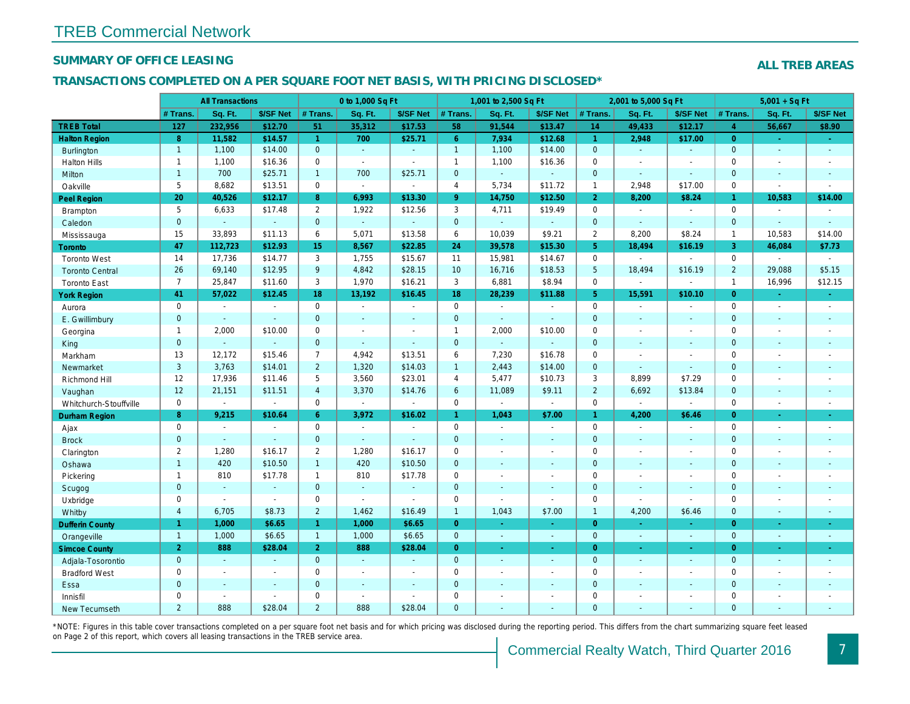# TREB Commercial Network

## SUMMARY OF OFFICE LEASING

**ALL TREB AREAS**

## TRANSACTIONS COMPLETED ON A PER SQUARE FOOT NET BASIS, WITH PRICING DISCLOSED*

| | All Transactions | | | 0 to 1,000 Sq Ft | | | 1,001 to 2,500 Sq Ft | | | 2,001 to 5,000 Sq Ft | | | 5,001 + Sq Ft | | |
|---|---|---|---|---|---|---|---|---|---|---|---|---|---|---|---|
| | # Trans. | Sq. Ft. | $/SF Net | # Trans. | Sq. Ft. | $/SF Net | # Trans. | Sq. Ft. | $/SF Net | # Trans. | Sq. Ft. | $/SF Net | # Trans. | Sq. Ft. | $/SF Net |
| **TREB Total** | **127** | **232,956** | **$12.70** | **51** | **35,312** | **$17.53** | **58** | **91,544** | **$13.47** | **14** | **49,433** | **$12.17** | **4** | **56,667** | **$8.90** |
| **Halton Region** | **8** | **11,582** | **$14.57** | **1** | **700** | **$25.71** | **6** | **7,934** | **$12.68** | **1** | **2,948** | **$17.00** | **0** | **-** | **-** |
| Burlington | 1 | 1,100 | $14.00 | 0 | - | - | 1 | 1,100 | $14.00 | 0 | - | - | 0 | - | - |
| Halton Hills | 1 | 1,100 | $16.36 | 0 | - | - | 1 | 1,100 | $16.36 | 0 | - | - | 0 | - | - |
| Milton | 1 | 700 | $25.71 | 1 | 700 | $25.71 | 0 | - | - | 0 | - | - | 0 | - | - |
| Oakville | 5 | 8,682 | $13.51 | 0 | - | - | 4 | 5,734 | $11.72 | 1 | 2,948 | $17.00 | 0 | - | - |
| **Peel Region** | **20** | **40,526** | **$12.17** | **8** | **6,993** | **$13.30** | **9** | **14,750** | **$12.50** | **2** | **8,200** | **$8.24** | **1** | **10,583** | **$14.00** |
| Brampton | 5 | 6,633 | $17.48 | 2 | 1,922 | $12.56 | 3 | 4,711 | $19.49 | 0 | - | - | 0 | - | - |
| Caledon | 0 | - | - | 0 | - | - | 0 | - | - | 0 | - | - | 0 | - | - |
| Mississauga | 15 | 33,893 | $11.13 | 6 | 5,071 | $13.58 | 6 | 10,039 | $9.21 | 2 | 8,200 | $8.24 | 1 | 10,583 | $14.00 |
| **Toronto** | **47** | **112,723** | **$12.93** | **15** | **8,567** | **$22.85** | **24** | **39,578** | **$15.30** | **5** | **18,494** | **$16.19** | **3** | **46,084** | **$7.73** |
| Toronto West | 14 | 17,736 | $14.77 | 3 | 1,755 | $15.67 | 11 | 15,981 | $14.67 | 0 | - | - | 0 | - | - |
| Toronto Central | 26 | 69,140 | $12.95 | 9 | 4,842 | $28.15 | 10 | 16,716 | $18.53 | 5 | 18,494 | $16.19 | 2 | 29,088 | $5.15 |
| Toronto East | 7 | 25,847 | $11.60 | 3 | 1,970 | $16.21 | 3 | 6,881 | $8.94 | 0 | - | - | 1 | 16,996 | $12.15 |
| **York Region** | **41** | **57,022** | **$12.45** | **18** | **13,192** | **$16.45** | **18** | **28,239** | **$11.88** | **5** | **15,591** | **$10.10** | **0** | **-** | **-** |
| Aurora | 0 | - | - | 0 | - | - | 0 | - | - | 0 | - | - | 0 | - | - |
| E. Gwillimbury | 0 | - | - | 0 | - | - | 0 | - | - | 0 | - | - | 0 | - | - |
| Georgina | 1 | 2,000 | $10.00 | 0 | - | - | 1 | 2,000 | $10.00 | 0 | - | - | 0 | - | - |
| King | 0 | - | - | 0 | - | - | 0 | - | - | 0 | - | - | 0 | - | - |
| Markham | 13 | 12,172 | $15.46 | 7 | 4,942 | $13.51 | 6 | 7,230 | $16.78 | 0 | - | - | 0 | - | - |
| Newmarket | 3 | 3,763 | $14.01 | 2 | 1,320 | $14.03 | 1 | 2,443 | $14.00 | 0 | - | - | 0 | - | - |
| Richmond Hill | 12 | 17,936 | $11.46 | 5 | 3,560 | $23.01 | 4 | 5,477 | $10.73 | 3 | 8,899 | $7.29 | 0 | - | - |
| Vaughan | 12 | 21,151 | $11.51 | 4 | 3,370 | $14.76 | 6 | 11,089 | $9.11 | 2 | 6,692 | $13.84 | 0 | - | - |
| Whitchurch-Stouffville | 0 | - | - | 0 | - | - | 0 | - | - | 0 | - | - | 0 | - | - |
| **Durham Region** | **8** | **9,215** | **$10.64** | **6** | **3,972** | **$16.02** | **1** | **1,043** | **$7.00** | **1** | **4,200** | **$6.46** | **0** | **-** | **-** |
| Ajax | 0 | - | - | 0 | - | - | 0 | - | - | 0 | - | - | 0 | - | - |
| Brock | 0 | - | - | 0 | - | - | 0 | - | - | 0 | - | - | 0 | - | - |
| Clarington | 2 | 1,280 | $16.17 | 2 | 1,280 | $16.17 | 0 | - | - | 0 | - | - | 0 | - | - |
| Oshawa | 1 | 420 | $10.50 | 1 | 420 | $10.50 | 0 | - | - | 0 | - | - | 0 | - | - |
| Pickering | 1 | 810 | $17.78 | 1 | 810 | $17.78 | 0 | - | - | 0 | - | - | 0 | - | - |
| Scugog | 0 | - | - | 0 | - | - | 0 | - | - | 0 | - | - | 0 | - | - |
| Uxbridge | 0 | - | - | 0 | - | - | 0 | - | - | 0 | - | - | 0 | - | - |
| Whitby | 4 | 6,705 | $8.73 | 2 | 1,462 | $16.49 | 1 | 1,043 | $7.00 | 1 | 4,200 | $6.46 | 0 | - | - |
| **Dufferin County** | **1** | **1,000** | **$6.65** | **1** | **1,000** | **$6.65** | **0** | **-** | **-** | **0** | **-** | **-** | **0** | **-** | **-** |
| Orangeville | 1 | 1,000 | $6.65 | 1 | 1,000 | $6.65 | 0 | - | - | 0 | - | - | 0 | - | - |
| **Simcoe County** | **2** | **888** | **$28.04** | **2** | **888** | **$28.04** | **0** | **-** | **-** | **0** | **-** | **-** | **0** | **-** | **-** |
| Adjala-Tosorontio | 0 | - | - | 0 | - | - | 0 | - | - | 0 | - | - | 0 | - | - |
| Bradford West | 0 | - | - | 0 | - | - | 0 | - | - | 0 | - | - | 0 | - | - |
| Essa | 0 | - | - | 0 | - | - | 0 | - | - | 0 | - | - | 0 | - | - |
| Innisfil | 0 | - | - | 0 | - | - | 0 | - | - | 0 | - | - | 0 | - | - |
| New Tecumseth | 2 | 888 | $28.04 | 2 | 888 | $28.04 | 0 | - | - | 0 | - | - | 0 | - | - |

*NOTE: Figures in this table cover transactions completed on a per square foot net basis and for which pricing was disclosed during the reporting period. This differs from the chart summarizing square feet leased on Page 2 of this report, which covers all leasing transactions in the TREB service area.

Commercial Realty Watch, Third Quarter 2016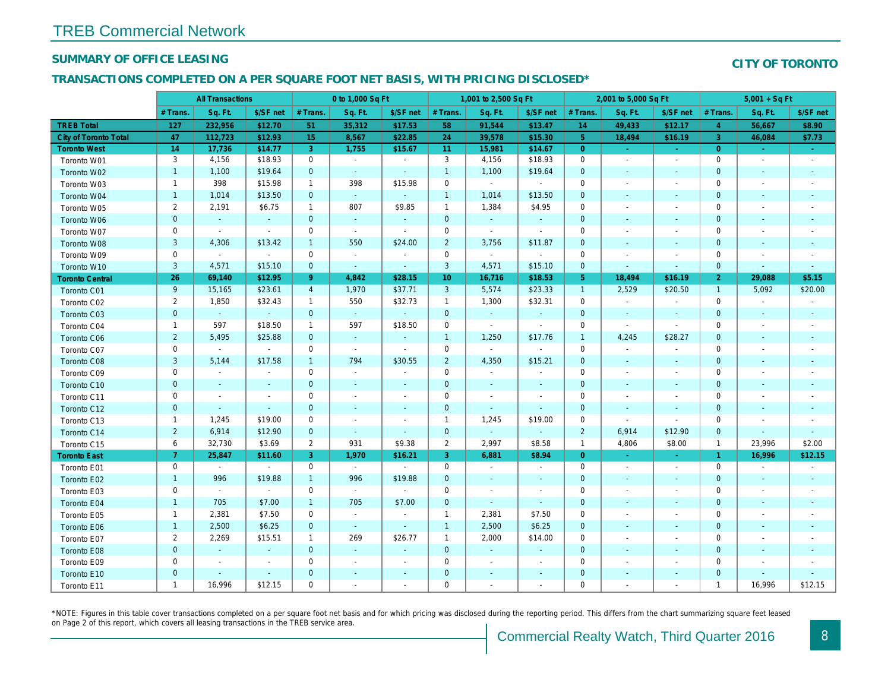# TREB Commercial Network

## SUMMARY OF OFFICE LEASING

**CITY OF TORONTO**

## TRANSACTIONS COMPLETED ON A PER SQUARE FOOT NET BASIS, WITH PRICING DISCLOSED*

| | All Transactions | | | 0 to 1,000 Sq Ft | | | 1,001 to 2,500 Sq Ft | | | 2,001 to 5,000 Sq Ft | | | 5,001 + Sq Ft | | |
|---|---|---|---|---|---|---|---|---|---|---|---|---|---|---|---|
| | # Trans. | Sq. Ft. | $/SF net | # Trans. | Sq. Ft. | $/SF net | # Trans. | Sq. Ft. | $/SF net | # Trans. | Sq. Ft. | $/SF net | # Trans. | Sq. Ft. | $/SF net |
| **TREB Total** | **127** | **232,956** | **$12.70** | **51** | **35,312** | **$17.53** | **58** | **91,544** | **$13.47** | **14** | **49,433** | **$12.17** | **4** | **56,667** | **$8.90** |
| **City of Toronto Total** | **47** | **112,723** | **$12.93** | **15** | **8,567** | **$22.85** | **24** | **39,578** | **$15.30** | **5** | **18,494** | **$16.19** | **3** | **46,084** | **$7.73** |
| **Toronto West** | **14** | **17,736** | **$14.77** | **3** | **1,755** | **$15.67** | **11** | **15,981** | **$14.67** | **0** | **-** | **-** | **0** | **-** | **-** |
| Toronto W01 | 3 | 4,156 | $18.93 | 0 | - | - | 3 | 4,156 | $18.93 | 0 | - | - | 0 | - | - |
| Toronto W02 | 1 | 1,100 | $19.64 | 0 | - | - | 1 | 1,100 | $19.64 | 0 | - | - | 0 | - | - |
| Toronto W03 | 1 | 398 | $15.98 | 1 | 398 | $15.98 | 0 | - | - | 0 | - | - | 0 | - | - |
| Toronto W04 | 1 | 1,014 | $13.50 | 0 | - | - | 1 | 1,014 | $13.50 | 0 | - | - | 0 | - | - |
| Toronto W05 | 2 | 2,191 | $6.75 | 1 | 807 | $9.85 | 1 | 1,384 | $4.95 | 0 | - | - | 0 | - | - |
| Toronto W06 | 0 | - | - | 0 | - | - | 0 | - | - | 0 | - | - | 0 | - | - |
| Toronto W07 | 0 | - | - | 0 | - | - | 0 | - | - | 0 | - | - | 0 | - | - |
| Toronto W08 | 3 | 4,306 | $13.42 | 1 | 550 | $24.00 | 2 | 3,756 | $11.87 | 0 | - | - | 0 | - | - |
| Toronto W09 | 0 | - | - | 0 | - | - | 0 | - | - | 0 | - | - | 0 | - | - |
| Toronto W10 | 3 | 4,571 | $15.10 | 0 | - | - | 3 | 4,571 | $15.10 | 0 | - | - | 0 | - | - |
| **Toronto Central** | **26** | **69,140** | **$12.95** | **9** | **4,842** | **$28.15** | **10** | **16,716** | **$18.53** | **5** | **18,494** | **$16.19** | **2** | **29,088** | **$5.15** |
| Toronto C01 | 9 | 15,165 | $23.61 | 4 | 1,970 | $37.71 | 3 | 5,574 | $23.33 | 1 | 2,529 | $20.50 | 1 | 5,092 | $20.00 |
| Toronto C02 | 2 | 1,850 | $32.43 | 1 | 550 | $32.73 | 1 | 1,300 | $32.31 | 0 | - | - | 0 | - | - |
| Toronto C03 | 0 | - | - | 0 | - | - | 0 | - | - | 0 | - | - | 0 | - | - |
| Toronto C04 | 1 | 597 | $18.50 | 1 | 597 | $18.50 | 0 | - | - | 0 | - | - | 0 | - | - |
| Toronto C06 | 2 | 5,495 | $25.88 | 0 | - | - | 1 | 1,250 | $17.76 | 1 | 4,245 | $28.27 | 0 | - | - |
| Toronto C07 | 0 | - | - | 0 | - | - | 0 | - | - | 0 | - | - | 0 | - | - |
| Toronto C08 | 3 | 5,144 | $17.58 | 1 | 794 | $30.55 | 2 | 4,350 | $15.21 | 0 | - | - | 0 | - | - |
| Toronto C09 | 0 | - | - | 0 | - | - | 0 | - | - | 0 | - | - | 0 | - | - |
| Toronto C10 | 0 | - | - | 0 | - | - | 0 | - | - | 0 | - | - | 0 | - | - |
| Toronto C11 | 0 | - | - | 0 | - | - | 0 | - | - | 0 | - | - | 0 | - | - |
| Toronto C12 | 0 | - | - | 0 | - | - | 0 | - | - | 0 | - | - | 0 | - | - |
| Toronto C13 | 1 | 1,245 | $19.00 | 0 | - | - | 1 | 1,245 | $19.00 | 0 | - | - | 0 | - | - |
| Toronto C14 | 2 | 6,914 | $12.90 | 0 | - | - | 0 | - | - | 2 | 6,914 | $12.90 | 0 | - | - |
| Toronto C15 | 6 | 32,730 | $3.69 | 2 | 931 | $9.38 | 2 | 2,997 | $8.58 | 1 | 4,806 | $8.00 | 1 | 23,996 | $2.00 |
| **Toronto East** | **7** | **25,847** | **$11.60** | **3** | **1,970** | **$16.21** | **3** | **6,881** | **$8.94** | **0** | **-** | **-** | **1** | **16,996** | **$12.15** |
| Toronto E01 | 0 | - | - | 0 | - | - | 0 | - | - | 0 | - | - | 0 | - | - |
| Toronto E02 | 1 | 996 | $19.88 | 1 | 996 | $19.88 | 0 | - | - | 0 | - | - | 0 | - | - |
| Toronto E03 | 0 | - | - | 0 | - | - | 0 | - | - | 0 | - | - | 0 | - | - |
| Toronto E04 | 1 | 705 | $7.00 | 1 | 705 | $7.00 | 0 | - | - | 0 | - | - | 0 | - | - |
| Toronto E05 | 1 | 2,381 | $7.50 | 0 | - | - | 1 | 2,381 | $7.50 | 0 | - | - | 0 | - | - |
| Toronto E06 | 1 | 2,500 | $6.25 | 0 | - | - | 1 | 2,500 | $6.25 | 0 | - | - | 0 | - | - |
| Toronto E07 | 2 | 2,269 | $15.51 | 1 | 269 | $26.77 | 1 | 2,000 | $14.00 | 0 | - | - | 0 | - | - |
| Toronto E08 | 0 | - | - | 0 | - | - | 0 | - | - | 0 | - | - | 0 | - | - |
| Toronto E09 | 0 | - | - | 0 | - | - | 0 | - | - | 0 | - | - | 0 | - | - |
| Toronto E10 | 0 | - | - | 0 | - | - | 0 | - | - | 0 | - | - | 0 | - | - |
| Toronto E11 | 1 | 16,996 | $12.15 | 0 | - | - | 0 | - | - | 0 | - | - | 1 | 16,996 | $12.15 |

*NOTE: Figures in this table cover transactions completed on a per square foot net basis and for which pricing was disclosed during the reporting period. This differs from the chart summarizing square feet leased on Page 2 of this report, which covers all leasing transactions in the TREB service area.

Commercial Realty Watch, Third Quarter 2016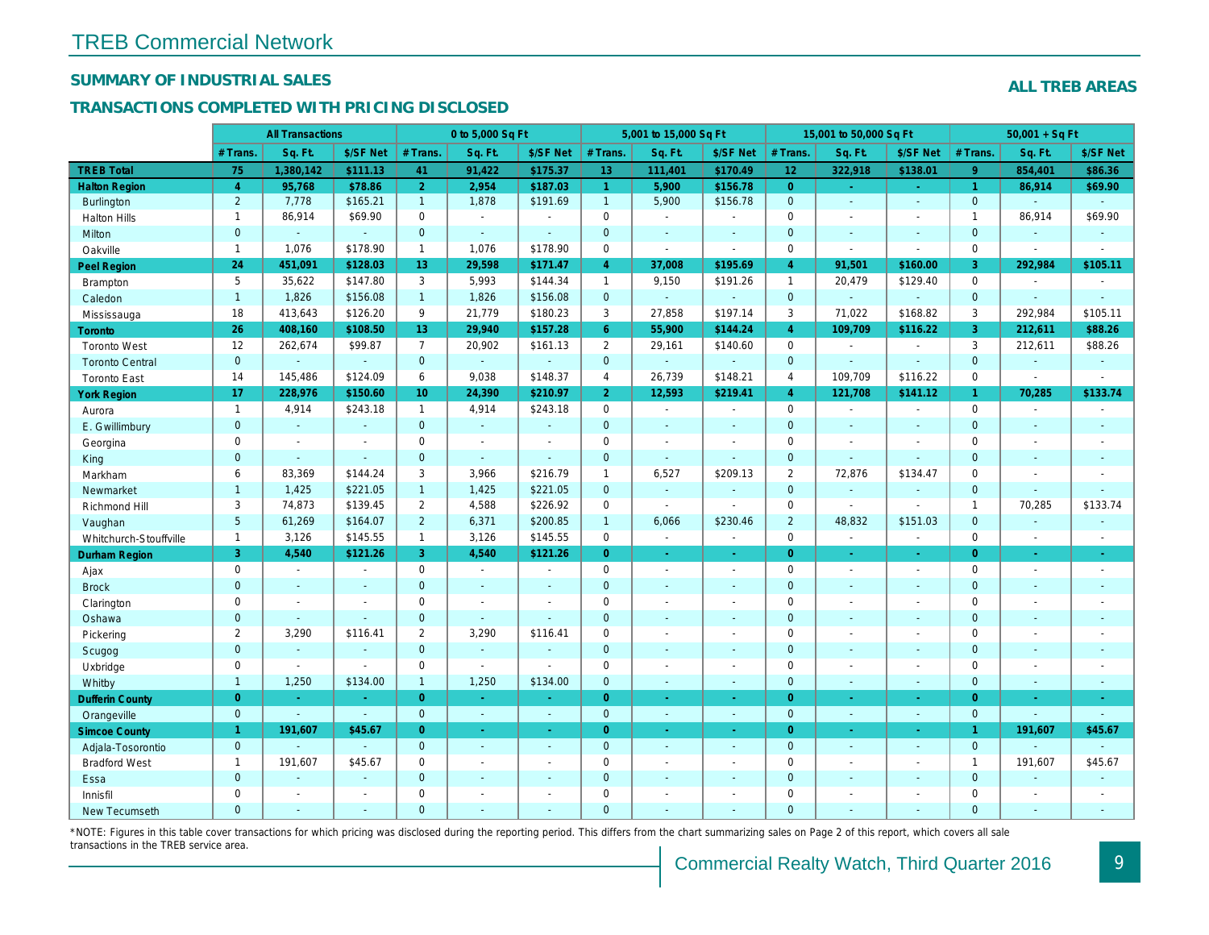# TREB Commercial Network

## SUMMARY OF INDUSTRIAL SALES

**ALL TREB AREAS**

## TRANSACTIONS COMPLETED WITH PRICING DISCLOSED

| | All Transactions | | | 0 to 5,000 Sq Ft | | | 5,001 to 15,000 Sq Ft | | | 15,001 to 50,000 Sq Ft | | | 50,001 + Sq Ft | | |
|---|---|---|---|---|---|---|---|---|---|---|---|---|---|---|---|
| | # Trans. | Sq. Ft. | $/SF Net | # Trans. | Sq. Ft. | $/SF Net | # Trans. | Sq. Ft. | $/SF Net | # Trans. | Sq. Ft. | $/SF Net | # Trans. | Sq. Ft. | $/SF Net |
| **TREB Total** | **75** | **1,380,142** | **$111.13** | **41** | **91,422** | **$175.37** | **13** | **111,401** | **$170.49** | **12** | **322,918** | **$138.01** | **9** | **854,401** | **$86.36** |
| **Halton Region** | **4** | **95,768** | **$78.86** | **2** | **2,954** | **$187.03** | **1** | **5,900** | **$156.78** | **0** | **-** | **-** | **1** | **86,914** | **$69.90** |
| Burlington | 2 | 7,778 | $165.21 | 1 | 1,878 | $191.69 | 1 | 5,900 | $156.78 | 0 | - | - | 0 | - | - |
| Halton Hills | 1 | 86,914 | $69.90 | 0 | - | - | 0 | - | - | 0 | - | - | 1 | 86,914 | $69.90 |
| Milton | 0 | - | - | 0 | - | - | 0 | - | - | 0 | - | - | 0 | - | - |
| Oakville | 1 | 1,076 | $178.90 | 1 | 1,076 | $178.90 | 0 | - | - | 0 | - | - | 0 | - | - |
| **Peel Region** | **24** | **451,091** | **$128.03** | **13** | **29,598** | **$171.47** | **4** | **37,008** | **$195.69** | **4** | **91,501** | **$160.00** | **3** | **292,984** | **$105.11** |
| Brampton | 5 | 35,622 | $147.80 | 3 | 5,993 | $144.34 | 1 | 9,150 | $191.26 | 1 | 20,479 | $129.40 | 0 | - | - |
| Caledon | 1 | 1,826 | $156.08 | 1 | 1,826 | $156.08 | 0 | - | - | 0 | - | - | 0 | - | - |
| Mississauga | 18 | 413,643 | $126.20 | 9 | 21,779 | $180.23 | 3 | 27,858 | $197.14 | 3 | 71,022 | $168.82 | 3 | 292,984 | $105.11 |
| **Toronto** | **26** | **408,160** | **$108.50** | **13** | **29,940** | **$157.28** | **6** | **55,900** | **$144.24** | **4** | **109,709** | **$116.22** | **3** | **212,611** | **$88.26** |
| Toronto West | 12 | 262,674 | $99.87 | 7 | 20,902 | $161.13 | 2 | 29,161 | $140.60 | 0 | - | - | 3 | 212,611 | $88.26 |
| Toronto Central | 0 | - | - | 0 | - | - | 0 | - | - | 0 | - | - | 0 | - | - |
| Toronto East | 14 | 145,486 | $124.09 | 6 | 9,038 | $148.37 | 4 | 26,739 | $148.21 | 4 | 109,709 | $116.22 | 0 | - | - |
| **York Region** | **17** | **228,976** | **$150.60** | **10** | **24,390** | **$210.97** | **2** | **12,593** | **$219.41** | **4** | **121,708** | **$141.12** | **1** | **70,285** | **$133.74** |
| Aurora | 1 | 4,914 | $243.18 | 1 | 4,914 | $243.18 | 0 | - | - | 0 | - | - | 0 | - | - |
| E. Gwillimbury | 0 | - | - | 0 | - | - | 0 | - | - | 0 | - | - | 0 | - | - |
| Georgina | 0 | - | - | 0 | - | - | 0 | - | - | 0 | - | - | 0 | - | - |
| King | 0 | - | - | 0 | - | - | 0 | - | - | 0 | - | - | 0 | - | - |
| Markham | 6 | 83,369 | $144.24 | 3 | 3,966 | $216.79 | 1 | 6,527 | $209.13 | 2 | 72,876 | $134.47 | 0 | - | - |
| Newmarket | 1 | 1,425 | $221.05 | 1 | 1,425 | $221.05 | 0 | - | - | 0 | - | - | 0 | - | - |
| Richmond Hill | 3 | 74,873 | $139.45 | 2 | 4,588 | $226.92 | 0 | - | - | 0 | - | - | 1 | 70,285 | $133.74 |
| Vaughan | 5 | 61,269 | $164.07 | 2 | 6,371 | $200.85 | 1 | 6,066 | $230.46 | 2 | 48,832 | $151.03 | 0 | - | - |
| Whitchurch-Stouffville | 1 | 3,126 | $145.55 | 1 | 3,126 | $145.55 | 0 | - | - | 0 | - | - | 0 | - | - |
| **Durham Region** | **3** | **4,540** | **$121.26** | **3** | **4,540** | **$121.26** | **0** | **-** | **-** | **0** | **-** | **-** | **0** | **-** | **-** |
| Ajax | 0 | - | - | 0 | - | - | 0 | - | - | 0 | - | - | 0 | - | - |
| Brock | 0 | - | - | 0 | - | - | 0 | - | - | 0 | - | - | 0 | - | - |
| Clarington | 0 | - | - | 0 | - | - | 0 | - | - | 0 | - | - | 0 | - | - |
| Oshawa | 0 | - | - | 0 | - | - | 0 | - | - | 0 | - | - | 0 | - | - |
| Pickering | 2 | 3,290 | $116.41 | 2 | 3,290 | $116.41 | 0 | - | - | 0 | - | - | 0 | - | - |
| Scugog | 0 | - | - | 0 | - | - | 0 | - | - | 0 | - | - | 0 | - | - |
| Uxbridge | 0 | - | - | 0 | - | - | 0 | - | - | 0 | - | - | 0 | - | - |
| Whitby | 1 | 1,250 | $134.00 | 1 | 1,250 | $134.00 | 0 | - | - | 0 | - | - | 0 | - | - |
| **Dufferin County** | **0** | **-** | **-** | **0** | **-** | **-** | **0** | **-** | **-** | **0** | **-** | **-** | **0** | **-** | **-** |
| Orangeville | 0 | - | - | 0 | - | - | 0 | - | - | 0 | - | - | 0 | - | - |
| **Simcoe County** | **1** | **191,607** | **$45.67** | **0** | **-** | **-** | **0** | **-** | **-** | **0** | **-** | **-** | **1** | **191,607** | **$45.67** |
| Adjala-Tosorontio | 0 | - | - | 0 | - | - | 0 | - | - | 0 | - | - | 0 | - | - |
| Bradford West | 1 | 191,607 | $45.67 | 0 | - | - | 0 | - | - | 0 | - | - | 1 | 191,607 | $45.67 |
| Essa | 0 | - | - | 0 | - | - | 0 | - | - | 0 | - | - | 0 | - | - |
| Innisfil | 0 | - | - | 0 | - | - | 0 | - | - | 0 | - | - | 0 | - | - |
| New Tecumseth | 0 | - | - | 0 | - | - | 0 | - | - | 0 | - | - | 0 | - | - |

*NOTE: Figures in this table cover transactions for which pricing was disclosed during the reporting period. This differs from the chart summarizing sales on Page 2 of this report, which covers all sale transactions in the TREB service area.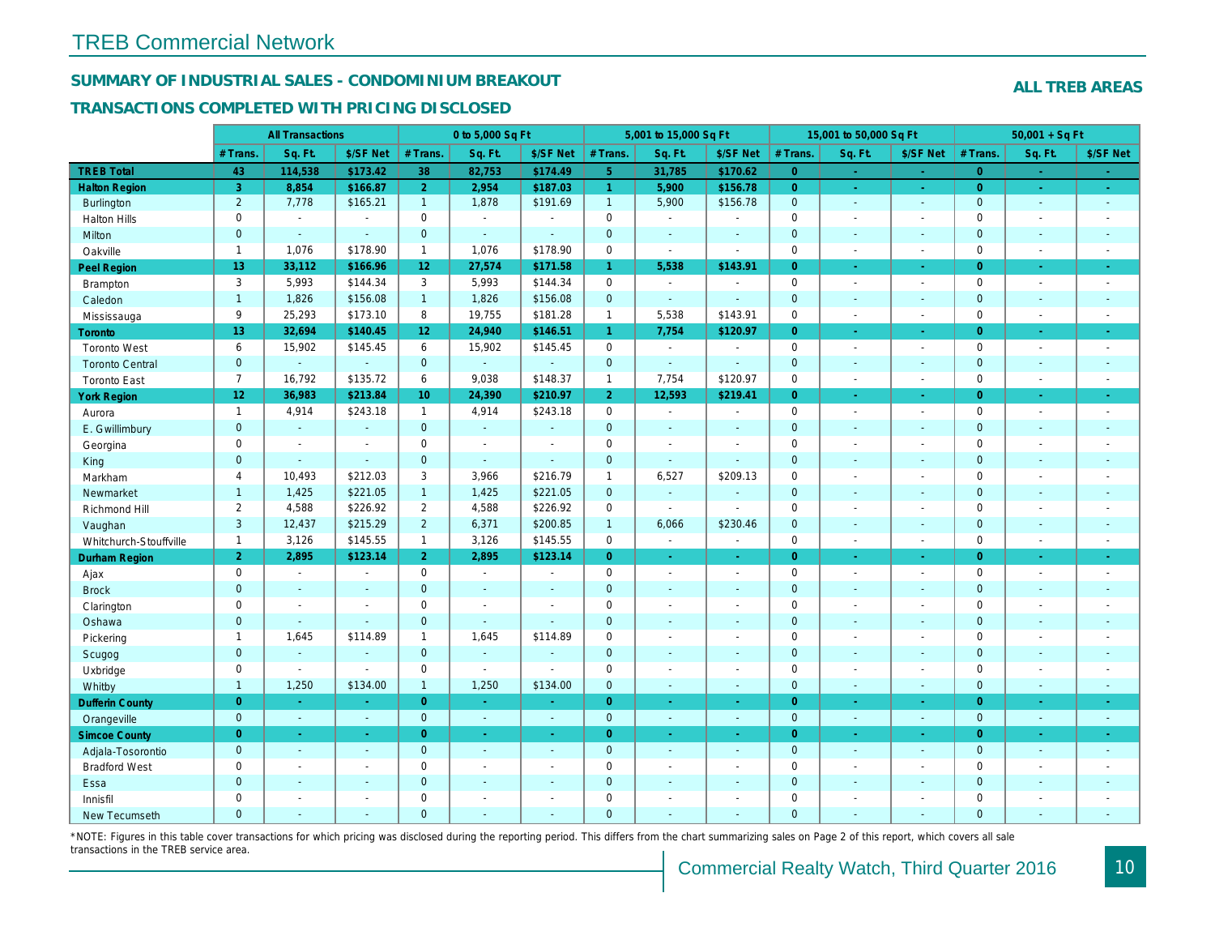# TREB Commercial Network

## SUMMARY OF INDUSTRIAL SALES - CONDOMINIUM BREAKOUT

## TRANSACTIONS COMPLETED WITH PRICING DISCLOSED

**ALL TREB AREAS**

| | All Transactions | | | 0 to 5,000 Sq Ft | | | 5,001 to 15,000 Sq Ft | | | 15,001 to 50,000 Sq Ft | | | 50,001 + Sq Ft | | |
|---|---|---|---|---|---|---|---|---|---|---|---|---|---|---|---|
| | # Trans. | Sq. Ft. | $/SF Net | # Trans. | Sq. Ft. | $/SF Net | # Trans. | Sq. Ft. | $/SF Net | # Trans. | Sq. Ft. | $/SF Net | # Trans. | Sq. Ft. | $/SF Net |
| **TREB Total** | **43** | **114,538** | **$173.42** | **38** | **82,753** | **$174.49** | **5** | **31,785** | **$170.62** | **0** | **-** | **-** | **0** | **-** | **-** |
| **Halton Region** | **3** | **8,854** | **$166.87** | **2** | **2,954** | **$187.03** | **1** | **5,900** | **$156.78** | **0** | **-** | **-** | **0** | **-** | **-** |
| Burlington | 2 | 7,778 | $165.21 | 1 | 1,878 | $191.69 | 1 | 5,900 | $156.78 | 0 | - | - | 0 | - | - |
| Halton Hills | 0 | - | - | 0 | - | - | 0 | - | - | 0 | - | - | 0 | - | - |
| Milton | 0 | - | - | 0 | - | - | 0 | - | - | 0 | - | - | 0 | - | - |
| Oakville | 1 | 1,076 | $178.90 | 1 | 1,076 | $178.90 | 0 | - | - | 0 | - | - | 0 | - | - |
| **Peel Region** | **13** | **33,112** | **$166.96** | **12** | **27,574** | **$171.58** | **1** | **5,538** | **$143.91** | **0** | **-** | **-** | **0** | **-** | **-** |
| Brampton | 3 | 5,993 | $144.34 | 3 | 5,993 | $144.34 | 0 | - | - | 0 | - | - | 0 | - | - |
| Caledon | 1 | 1,826 | $156.08 | 1 | 1,826 | $156.08 | 0 | - | - | 0 | - | - | 0 | - | - |
| Mississauga | 9 | 25,293 | $173.10 | 8 | 19,755 | $181.28 | 1 | 5,538 | $143.91 | 0 | - | - | 0 | - | - |
| **Toronto** | **13** | **32,694** | **$140.45** | **12** | **24,940** | **$146.51** | **1** | **7,754** | **$120.97** | **0** | **-** | **-** | **0** | **-** | **-** |
| Toronto West | 6 | 15,902 | $145.45 | 6 | 15,902 | $145.45 | 0 | - | - | 0 | - | - | 0 | - | - |
| Toronto Central | 0 | - | - | 0 | - | - | 0 | - | - | 0 | - | - | 0 | - | - |
| Toronto East | 7 | 16,792 | $135.72 | 6 | 9,038 | $148.37 | 1 | 7,754 | $120.97 | 0 | - | - | 0 | - | - |
| **York Region** | **12** | **36,983** | **$213.84** | **10** | **24,390** | **$210.97** | **2** | **12,593** | **$219.41** | **0** | **-** | **-** | **0** | **-** | **-** |
| Aurora | 1 | 4,914 | $243.18 | 1 | 4,914 | $243.18 | 0 | - | - | 0 | - | - | 0 | - | - |
| E. Gwillimbury | 0 | - | - | 0 | - | - | 0 | - | - | 0 | - | - | 0 | - | - |
| Georgina | 0 | - | - | 0 | - | - | 0 | - | - | 0 | - | - | 0 | - | - |
| King | 0 | - | - | 0 | - | - | 0 | - | - | 0 | - | - | 0 | - | - |
| Markham | 4 | 10,493 | $212.03 | 3 | 3,966 | $216.79 | 1 | 6,527 | $209.13 | 0 | - | - | 0 | - | - |
| Newmarket | 1 | 1,425 | $221.05 | 1 | 1,425 | $221.05 | 0 | - | - | 0 | - | - | 0 | - | - |
| Richmond Hill | 2 | 4,588 | $226.92 | 2 | 4,588 | $226.92 | 0 | - | - | 0 | - | - | 0 | - | - |
| Vaughan | 3 | 12,437 | $215.29 | 2 | 6,371 | $200.85 | 1 | 6,066 | $230.46 | 0 | - | - | 0 | - | - |
| Whitchurch-Stouffville | 1 | 3,126 | $145.55 | 1 | 3,126 | $145.55 | 0 | - | - | 0 | - | - | 0 | - | - |
| **Durham Region** | **2** | **2,895** | **$123.14** | **2** | **2,895** | **$123.14** | **0** | **-** | **-** | **0** | **-** | **-** | **0** | **-** | **-** |
| Ajax | 0 | - | - | 0 | - | - | 0 | - | - | 0 | - | - | 0 | - | - |
| Brock | 0 | - | - | 0 | - | - | 0 | - | - | 0 | - | - | 0 | - | - |
| Clarington | 0 | - | - | 0 | - | - | 0 | - | - | 0 | - | - | 0 | - | - |
| Oshawa | 0 | - | - | 0 | - | - | 0 | - | - | 0 | - | - | 0 | - | - |
| Pickering | 1 | 1,645 | $114.89 | 1 | 1,645 | $114.89 | 0 | - | - | 0 | - | - | 0 | - | - |
| Scugog | 0 | - | - | 0 | - | - | 0 | - | - | 0 | - | - | 0 | - | - |
| Uxbridge | 0 | - | - | 0 | - | - | 0 | - | - | 0 | - | - | 0 | - | - |
| Whitby | 1 | 1,250 | $134.00 | 1 | 1,250 | $134.00 | 0 | - | - | 0 | - | - | 0 | - | - |
| **Dufferin County** | **0** | **-** | **-** | **0** | **-** | **-** | **0** | **-** | **-** | **0** | **-** | **-** | **0** | **-** | **-** |
| Orangeville | 0 | - | - | 0 | - | - | 0 | - | - | 0 | - | - | 0 | - | - |
| **Simcoe County** | **0** | **-** | **-** | **0** | **-** | **-** | **0** | **-** | **-** | **0** | **-** | **-** | **0** | **-** | **-** |
| Adjala-Tosorontio | 0 | - | - | 0 | - | - | 0 | - | - | 0 | - | - | 0 | - | - |
| Bradford West | 0 | - | - | 0 | - | - | 0 | - | - | 0 | - | - | 0 | - | - |
| Essa | 0 | - | - | 0 | - | - | 0 | - | - | 0 | - | - | 0 | - | - |
| Innisfil | 0 | - | - | 0 | - | - | 0 | - | - | 0 | - | - | 0 | - | - |
| New Tecumseth | 0 | - | - | 0 | - | - | 0 | - | - | 0 | - | - | 0 | - | - |

*NOTE: Figures in this table cover transactions for which pricing was disclosed during the reporting period. This differs from the chart summarizing sales on Page 2 of this report, which covers all sale transactions in the TREB service area.

Commercial Realty Watch, Third Quarter 2016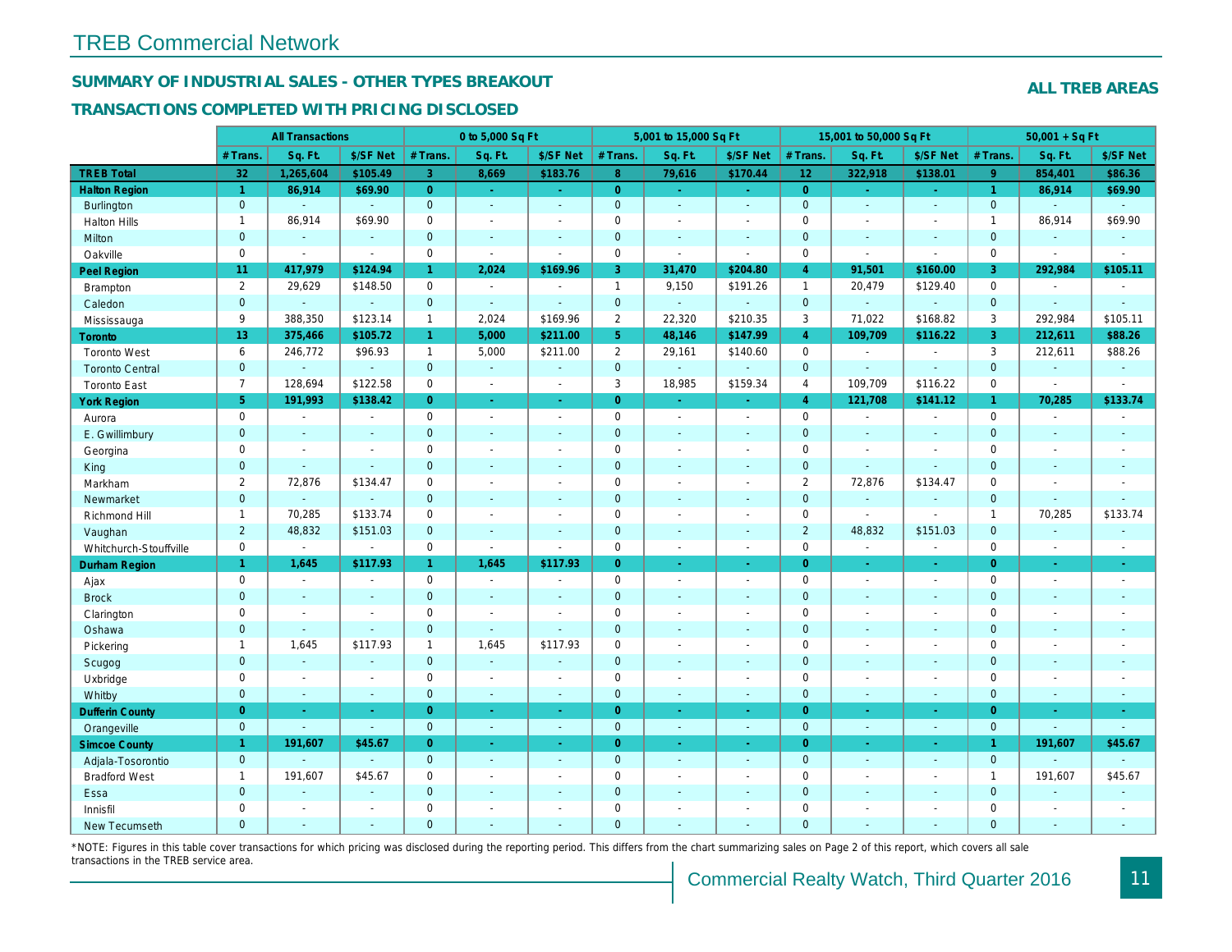# TREB Commercial Network

## SUMMARY OF INDUSTRIAL SALES - OTHER TYPES BREAKOUT

## TRANSACTIONS COMPLETED WITH PRICING DISCLOSED

**ALL TREB AREAS**

| | All Transactions | | | 0 to 5,000 Sq Ft | | | 5,001 to 15,000 Sq Ft | | | 15,001 to 50,000 Sq Ft | | | 50,001 + Sq Ft | | |
|---|---|---|---|---|---|---|---|---|---|---|---|---|---|---|---|
| | # Trans. | Sq. Ft. | $/SF Net | # Trans. | Sq. Ft. | $/SF Net | # Trans. | Sq. Ft. | $/SF Net | # Trans. | Sq. Ft. | $/SF Net | # Trans. | Sq. Ft. | $/SF Net |
| **TREB Total** | **32** | **1,265,604** | **$105.49** | **3** | **8,669** | **$183.76** | **8** | **79,616** | **$170.44** | **12** | **322,918** | **$138.01** | **9** | **854,401** | **$86.36** |
| **Halton Region** | **1** | **86,914** | **$69.90** | **0** | **-** | **-** | **0** | **-** | **-** | **0** | **-** | **-** | **1** | **86,914** | **$69.90** |
| Burlington | 0 | - | - | 0 | - | - | 0 | - | - | 0 | - | - | 0 | - | - |
| Halton Hills | 1 | 86,914 | $69.90 | 0 | - | - | 0 | - | - | 0 | - | - | 1 | 86,914 | $69.90 |
| Milton | 0 | - | - | 0 | - | - | 0 | - | - | 0 | - | - | 0 | - | - |
| Oakville | 0 | - | - | 0 | - | - | 0 | - | - | 0 | - | - | 0 | - | - |
| **Peel Region** | **11** | **417,979** | **$124.94** | **1** | **2,024** | **$169.96** | **3** | **31,470** | **$204.80** | **4** | **91,501** | **$160.00** | **3** | **292,984** | **$105.11** |
| Brampton | 2 | 29,629 | $148.50 | 0 | - | - | 1 | 9,150 | $191.26 | 1 | 20,479 | $129.40 | 0 | - | - |
| Caledon | 0 | - | - | 0 | - | - | 0 | - | - | 0 | - | - | 0 | - | - |
| Mississauga | 9 | 388,350 | $123.14 | 1 | 2,024 | $169.96 | 2 | 22,320 | $210.35 | 3 | 71,022 | $168.82 | 3 | 292,984 | $105.11 |
| **Toronto** | **13** | **375,466** | **$105.72** | **1** | **5,000** | **$211.00** | **5** | **48,146** | **$147.99** | **4** | **109,709** | **$116.22** | **3** | **212,611** | **$88.26** |
| Toronto West | 6 | 246,772 | $96.93 | 1 | 5,000 | $211.00 | 2 | 29,161 | $140.60 | 0 | - | - | 3 | 212,611 | $88.26 |
| Toronto Central | 0 | - | - | 0 | - | - | 0 | - | - | 0 | - | - | 0 | - | - |
| Toronto East | 7 | 128,694 | $122.58 | 0 | - | - | 3 | 18,985 | $159.34 | 4 | 109,709 | $116.22 | 0 | - | - |
| **York Region** | **5** | **191,993** | **$138.42** | **0** | **-** | **-** | **0** | **-** | **-** | **4** | **121,708** | **$141.12** | **1** | **70,285** | **$133.74** |
| Aurora | 0 | - | - | 0 | - | - | 0 | - | - | 0 | - | - | 0 | - | - |
| E. Gwillimbury | 0 | - | - | 0 | - | - | 0 | - | - | 0 | - | - | 0 | - | - |
| Georgina | 0 | - | - | 0 | - | - | 0 | - | - | 0 | - | - | 0 | - | - |
| King | 0 | - | - | 0 | - | - | 0 | - | - | 0 | - | - | 0 | - | - |
| Markham | 2 | 72,876 | $134.47 | 0 | - | - | 0 | - | - | 2 | 72,876 | $134.47 | 0 | - | - |
| Newmarket | 0 | - | - | 0 | - | - | 0 | - | - | 0 | - | - | 0 | - | - |
| Richmond Hill | 1 | 70,285 | $133.74 | 0 | - | - | 0 | - | - | 0 | - | - | 1 | 70,285 | $133.74 |
| Vaughan | 2 | 48,832 | $151.03 | 0 | - | - | 0 | - | - | 2 | 48,832 | $151.03 | 0 | - | - |
| Whitchurch-Stouffville | 0 | - | - | 0 | - | - | 0 | - | - | 0 | - | - | 0 | - | - |
| **Durham Region** | **1** | **1,645** | **$117.93** | **1** | **1,645** | **$117.93** | **0** | **-** | **-** | **0** | **-** | **-** | **0** | **-** | **-** |
| Ajax | 0 | - | - | 0 | - | - | 0 | - | - | 0 | - | - | 0 | - | - |
| Brock | 0 | - | - | 0 | - | - | 0 | - | - | 0 | - | - | 0 | - | - |
| Clarington | 0 | - | - | 0 | - | - | 0 | - | - | 0 | - | - | 0 | - | - |
| Oshawa | 0 | - | - | 0 | - | - | 0 | - | - | 0 | - | - | 0 | - | - |
| Pickering | 1 | 1,645 | $117.93 | 1 | 1,645 | $117.93 | 0 | - | - | 0 | - | - | 0 | - | - |
| Scugog | 0 | - | - | 0 | - | - | 0 | - | - | 0 | - | - | 0 | - | - |
| Uxbridge | 0 | - | - | 0 | - | - | 0 | - | - | 0 | - | - | 0 | - | - |
| Whitby | 0 | - | - | 0 | - | - | 0 | - | - | 0 | - | - | 0 | - | - |
| **Dufferin County** | **0** | **-** | **-** | **0** | **-** | **-** | **0** | **-** | **-** | **0** | **-** | **-** | **0** | **-** | **-** |
| Orangeville | 0 | - | - | 0 | - | - | 0 | - | - | 0 | - | - | 0 | - | - |
| **Simcoe County** | **1** | **191,607** | **$45.67** | **0** | **-** | **-** | **0** | **-** | **-** | **0** | **-** | **-** | **1** | **191,607** | **$45.67** |
| Adjala-Tosorontio | 0 | - | - | 0 | - | - | 0 | - | - | 0 | - | - | 0 | - | - |
| Bradford West | 1 | 191,607 | $45.67 | 0 | - | - | 0 | - | - | 0 | - | - | 1 | 191,607 | $45.67 |
| Essa | 0 | - | - | 0 | - | - | 0 | - | - | 0 | - | - | 0 | - | - |
| Innisfil | 0 | - | - | 0 | - | - | 0 | - | - | 0 | - | - | 0 | - | - |
| New Tecumseth | 0 | - | - | 0 | - | - | 0 | - | - | 0 | - | - | 0 | - | - |

*NOTE: Figures in this table cover transactions for which pricing was disclosed during the reporting period. This differs from the chart summarizing sales on Page 2 of this report, which covers all sale transactions in the TREB service area.

Commercial Realty Watch, Third Quarter 2016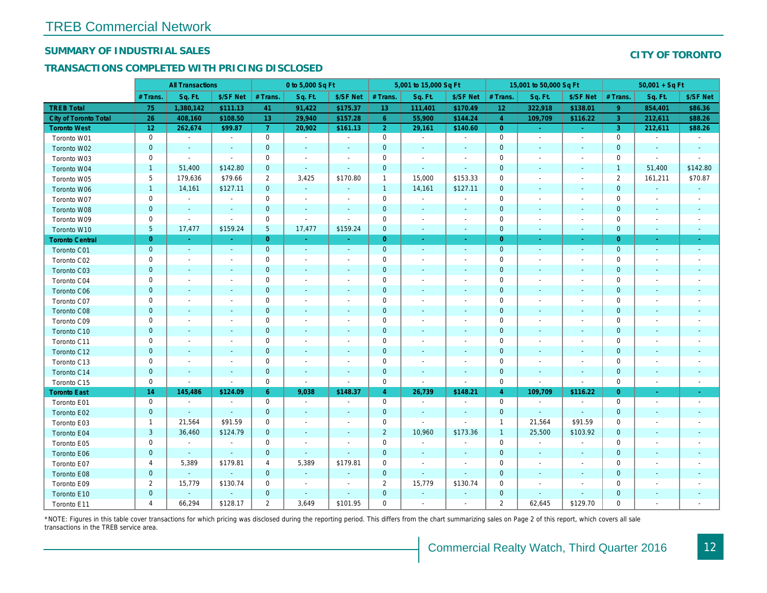# TREB Commercial Network

## SUMMARY OF INDUSTRIAL SALES

## CITY OF TORONTO

## TRANSACTIONS COMPLETED WITH PRICING DISCLOSED

| | All Transactions | | | 0 to 5,000 Sq Ft | | | 5,001 to 15,000 Sq Ft | | | 15,001 to 50,000 Sq Ft | | | 50,001 + Sq Ft | | |
|---|---|---|---|---|---|---|---|---|---|---|---|---|---|---|---|
| | # Trans. | Sq. Ft. | $/SF Net | # Trans. | Sq. Ft. | $/SF Net | # Trans. | Sq. Ft. | $/SF Net | # Trans. | Sq. Ft. | $/SF Net | # Trans. | Sq. Ft. | $/SF Net |
| **TREB Total** | **75** | **1,380,142** | **$111.13** | **41** | **91,422** | **$175.37** | **13** | **111,401** | **$170.49** | **12** | **322,918** | **$138.01** | **9** | **854,401** | **$86.36** |
| **City of Toronto Total** | **26** | **408,160** | **$108.50** | **13** | **29,940** | **$157.28** | **6** | **55,900** | **$144.24** | **4** | **109,709** | **$116.22** | **3** | **212,611** | **$88.26** |
| **Toronto West** | **12** | **262,674** | **$99.87** | **7** | **20,902** | **$161.13** | **2** | **29,161** | **$140.60** | **0** | **-** | **-** | **3** | **212,611** | **$88.26** |
| Toronto W01 | 0 | - | - | 0 | - | - | 0 | - | - | 0 | - | - | 0 | - | - |
| Toronto W02 | 0 | - | - | 0 | - | - | 0 | - | - | 0 | - | - | 0 | - | - |
| Toronto W03 | 0 | - | - | 0 | - | - | 0 | - | - | 0 | - | - | 0 | - | - |
| Toronto W04 | 1 | 51,400 | $142.80 | 0 | - | - | 0 | - | - | 0 | - | - | 1 | 51,400 | $142.80 |
| Toronto W05 | 5 | 179,636 | $79.66 | 2 | 3,425 | $170.80 | 1 | 15,000 | $153.33 | 0 | - | - | 2 | 161,211 | $70.87 |
| Toronto W06 | 1 | 14,161 | $127.11 | 0 | - | - | 1 | 14,161 | $127.11 | 0 | - | - | 0 | - | - |
| Toronto W07 | 0 | - | - | 0 | - | - | 0 | - | - | 0 | - | - | 0 | - | - |
| Toronto W08 | 0 | - | - | 0 | - | - | 0 | - | - | 0 | - | - | 0 | - | - |
| Toronto W09 | 0 | - | - | 0 | - | - | 0 | - | - | 0 | - | - | 0 | - | - |
| Toronto W10 | 5 | 17,477 | $159.24 | 5 | 17,477 | $159.24 | 0 | - | - | 0 | - | - | 0 | - | - |
| **Toronto Central** | **0** | **-** | **-** | **0** | **-** | **-** | **0** | **-** | **-** | **0** | **-** | **-** | **0** | **-** | **-** |
| Toronto C01 | 0 | - | - | 0 | - | - | 0 | - | - | 0 | - | - | 0 | - | - |
| Toronto C02 | 0 | - | - | 0 | - | - | 0 | - | - | 0 | - | - | 0 | - | - |
| Toronto C03 | 0 | - | - | 0 | - | - | 0 | - | - | 0 | - | - | 0 | - | - |
| Toronto C04 | 0 | - | - | 0 | - | - | 0 | - | - | 0 | - | - | 0 | - | - |
| Toronto C06 | 0 | - | - | 0 | - | - | 0 | - | - | 0 | - | - | 0 | - | - |
| Toronto C07 | 0 | - | - | 0 | - | - | 0 | - | - | 0 | - | - | 0 | - | - |
| Toronto C08 | 0 | - | - | 0 | - | - | 0 | - | - | 0 | - | - | 0 | - | - |
| Toronto C09 | 0 | - | - | 0 | - | - | 0 | - | - | 0 | - | - | 0 | - | - |
| Toronto C10 | 0 | - | - | 0 | - | - | 0 | - | - | 0 | - | - | 0 | - | - |
| Toronto C11 | 0 | - | - | 0 | - | - | 0 | - | - | 0 | - | - | 0 | - | - |
| Toronto C12 | 0 | - | - | 0 | - | - | 0 | - | - | 0 | - | - | 0 | - | - |
| Toronto C13 | 0 | - | - | 0 | - | - | 0 | - | - | 0 | - | - | 0 | - | - |
| Toronto C14 | 0 | - | - | 0 | - | - | 0 | - | - | 0 | - | - | 0 | - | - |
| Toronto C15 | 0 | - | - | 0 | - | - | 0 | - | - | 0 | - | - | 0 | - | - |
| **Toronto East** | **14** | **145,486** | **$124.09** | **6** | **9,038** | **$148.37** | **4** | **26,739** | **$148.21** | **4** | **109,709** | **$116.22** | **0** | **-** | **-** |
| Toronto E01 | 0 | - | - | 0 | - | - | 0 | - | - | 0 | - | - | 0 | - | - |
| Toronto E02 | 0 | - | - | 0 | - | - | 0 | - | - | 0 | - | - | 0 | - | - |
| Toronto E03 | 1 | 21,564 | $91.59 | 0 | - | - | 0 | - | - | 1 | 21,564 | $91.59 | 0 | - | - |
| Toronto E04 | 3 | 36,460 | $124.79 | 0 | - | - | 2 | 10,960 | $173.36 | 1 | 25,500 | $103.92 | 0 | - | - |
| Toronto E05 | 0 | - | - | 0 | - | - | 0 | - | - | 0 | - | - | 0 | - | - |
| Toronto E06 | 0 | - | - | 0 | - | - | 0 | - | - | 0 | - | - | 0 | - | - |
| Toronto E07 | 4 | 5,389 | $179.81 | 4 | 5,389 | $179.81 | 0 | - | - | 0 | - | - | 0 | - | - |
| Toronto E08 | 0 | - | - | 0 | - | - | 0 | - | - | 0 | - | - | 0 | - | - |
| Toronto E09 | 2 | 15,779 | $130.74 | 0 | - | - | 2 | 15,779 | $130.74 | 0 | - | - | 0 | - | - |
| Toronto E10 | 0 | - | - | 0 | - | - | 0 | - | - | 0 | - | - | 0 | - | - |
| Toronto E11 | 4 | 66,294 | $128.17 | 2 | 3,649 | $101.95 | 0 | - | - | 2 | 62,645 | $129.70 | 0 | - | - |

*NOTE: Figures in this table cover transactions for which pricing was disclosed during the reporting period. This differs from the chart summarizing sales on Page 2 of this report, which covers all sale transactions in the TREB service area.

Commercial Realty Watch, Third Quarter 2016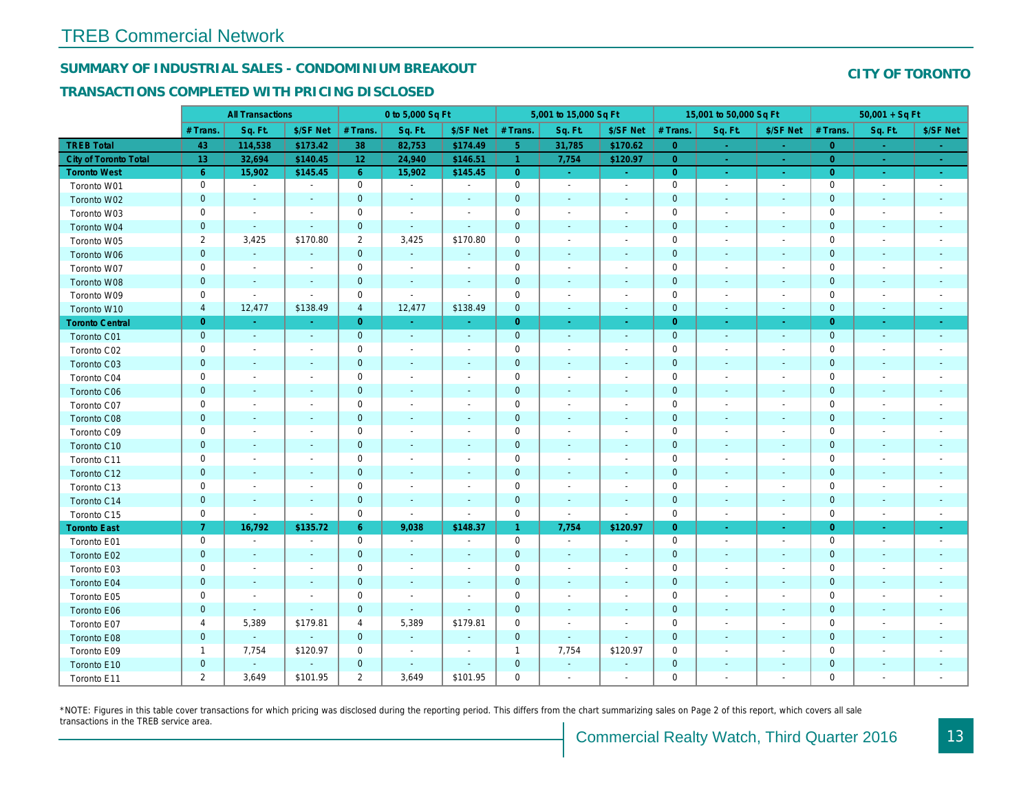# TREB Commercial Network

## SUMMARY OF INDUSTRIAL SALES - CONDOMINIUM BREAKOUT

### TRANSACTIONS COMPLETED WITH PRICING DISCLOSED

**CITY OF TORONTO**

| | All Transactions | | | 0 to 5,000 Sq Ft | | | 5,001 to 15,000 Sq Ft | | | 15,001 to 50,000 Sq Ft | | | 50,001 + Sq Ft | | |
|---|---|---|---|---|---|---|---|---|---|---|---|---|---|---|---|
| | # Trans. | Sq. Ft. | $/SF Net | # Trans. | Sq. Ft. | $/SF Net | # Trans. | Sq. Ft. | $/SF Net | # Trans. | Sq. Ft. | $/SF Net | # Trans. | Sq. Ft. | $/SF Net |
| **TREB Total** | 43 | 114,538 | $173.42 | 38 | 82,753 | $174.49 | 5 | 31,785 | $170.62 | 0 | - | - | 0 | - | - |
| **City of Toronto Total** | 13 | 32,694 | $140.45 | 12 | 24,940 | $146.51 | 1 | 7,754 | $120.97 | 0 | - | - | 0 | - | - |
| **Toronto West** | 6 | 15,902 | $145.45 | 6 | 15,902 | $145.45 | 0 | - | - | 0 | - | - | 0 | - | - |
| Toronto W01 | 0 | - | - | 0 | - | - | 0 | - | - | 0 | - | - | 0 | - | - |
| Toronto W02 | 0 | - | - | 0 | - | - | 0 | - | - | 0 | - | - | 0 | - | - |
| Toronto W03 | 0 | - | - | 0 | - | - | 0 | - | - | 0 | - | - | 0 | - | - |
| Toronto W04 | 0 | - | - | 0 | - | - | 0 | - | - | 0 | - | - | 0 | - | - |
| Toronto W05 | 2 | 3,425 | $170.80 | 2 | 3,425 | $170.80 | 0 | - | - | 0 | - | - | 0 | - | - |
| Toronto W06 | 0 | - | - | 0 | - | - | 0 | - | - | 0 | - | - | 0 | - | - |
| Toronto W07 | 0 | - | - | 0 | - | - | 0 | - | - | 0 | - | - | 0 | - | - |
| Toronto W08 | 0 | - | - | 0 | - | - | 0 | - | - | 0 | - | - | 0 | - | - |
| Toronto W09 | 0 | - | - | 0 | - | - | 0 | - | - | 0 | - | - | 0 | - | - |
| Toronto W10 | 4 | 12,477 | $138.49 | 4 | 12,477 | $138.49 | 0 | - | - | 0 | - | - | 0 | - | - |
| **Toronto Central** | 0 | - | - | 0 | - | - | 0 | - | - | 0 | - | - | 0 | - | - |
| Toronto C01 | 0 | - | - | 0 | - | - | 0 | - | - | 0 | - | - | 0 | - | - |
| Toronto C02 | 0 | - | - | 0 | - | - | 0 | - | - | 0 | - | - | 0 | - | - |
| Toronto C03 | 0 | - | - | 0 | - | - | 0 | - | - | 0 | - | - | 0 | - | - |
| Toronto C04 | 0 | - | - | 0 | - | - | 0 | - | - | 0 | - | - | 0 | - | - |
| Toronto C06 | 0 | - | - | 0 | - | - | 0 | - | - | 0 | - | - | 0 | - | - |
| Toronto C07 | 0 | - | - | 0 | - | - | 0 | - | - | 0 | - | - | 0 | - | - |
| Toronto C08 | 0 | - | - | 0 | - | - | 0 | - | - | 0 | - | - | 0 | - | - |
| Toronto C09 | 0 | - | - | 0 | - | - | 0 | - | - | 0 | - | - | 0 | - | - |
| Toronto C10 | 0 | - | - | 0 | - | - | 0 | - | - | 0 | - | - | 0 | - | - |
| Toronto C11 | 0 | - | - | 0 | - | - | 0 | - | - | 0 | - | - | 0 | - | - |
| Toronto C12 | 0 | - | - | 0 | - | - | 0 | - | - | 0 | - | - | 0 | - | - |
| Toronto C13 | 0 | - | - | 0 | - | - | 0 | - | - | 0 | - | - | 0 | - | - |
| Toronto C14 | 0 | - | - | 0 | - | - | 0 | - | - | 0 | - | - | 0 | - | - |
| Toronto C15 | 0 | - | - | 0 | - | - | 0 | - | - | 0 | - | - | 0 | - | - |
| **Toronto East** | 7 | 16,792 | $135.72 | 6 | 9,038 | $148.37 | 1 | 7,754 | $120.97 | 0 | - | - | 0 | - | - |
| Toronto E01 | 0 | - | - | 0 | - | - | 0 | - | - | 0 | - | - | 0 | - | - |
| Toronto E02 | 0 | - | - | 0 | - | - | 0 | - | - | 0 | - | - | 0 | - | - |
| Toronto E03 | 0 | - | - | 0 | - | - | 0 | - | - | 0 | - | - | 0 | - | - |
| Toronto E04 | 0 | - | - | 0 | - | - | 0 | - | - | 0 | - | - | 0 | - | - |
| Toronto E05 | 0 | - | - | 0 | - | - | 0 | - | - | 0 | - | - | 0 | - | - |
| Toronto E06 | 0 | - | - | 0 | - | - | 0 | - | - | 0 | - | - | 0 | - | - |
| Toronto E07 | 4 | 5,389 | $179.81 | 4 | 5,389 | $179.81 | 0 | - | - | 0 | - | - | 0 | - | - |
| Toronto E08 | 0 | - | - | 0 | - | - | 0 | - | - | 0 | - | - | 0 | - | - |
| Toronto E09 | 1 | 7,754 | $120.97 | 0 | - | - | 1 | 7,754 | $120.97 | 0 | - | - | 0 | - | - |
| Toronto E10 | 0 | - | - | 0 | - | - | 0 | - | - | 0 | - | - | 0 | - | - |
| Toronto E11 | 2 | 3,649 | $101.95 | 2 | 3,649 | $101.95 | 0 | - | - | 0 | - | - | 0 | - | - |

*NOTE: Figures in this table cover transactions for which pricing was disclosed during the reporting period. This differs from the chart summarizing sales on Page 2 of this report, which covers all sale transactions in the TREB service area.

Commercial Realty Watch, Third Quarter 2016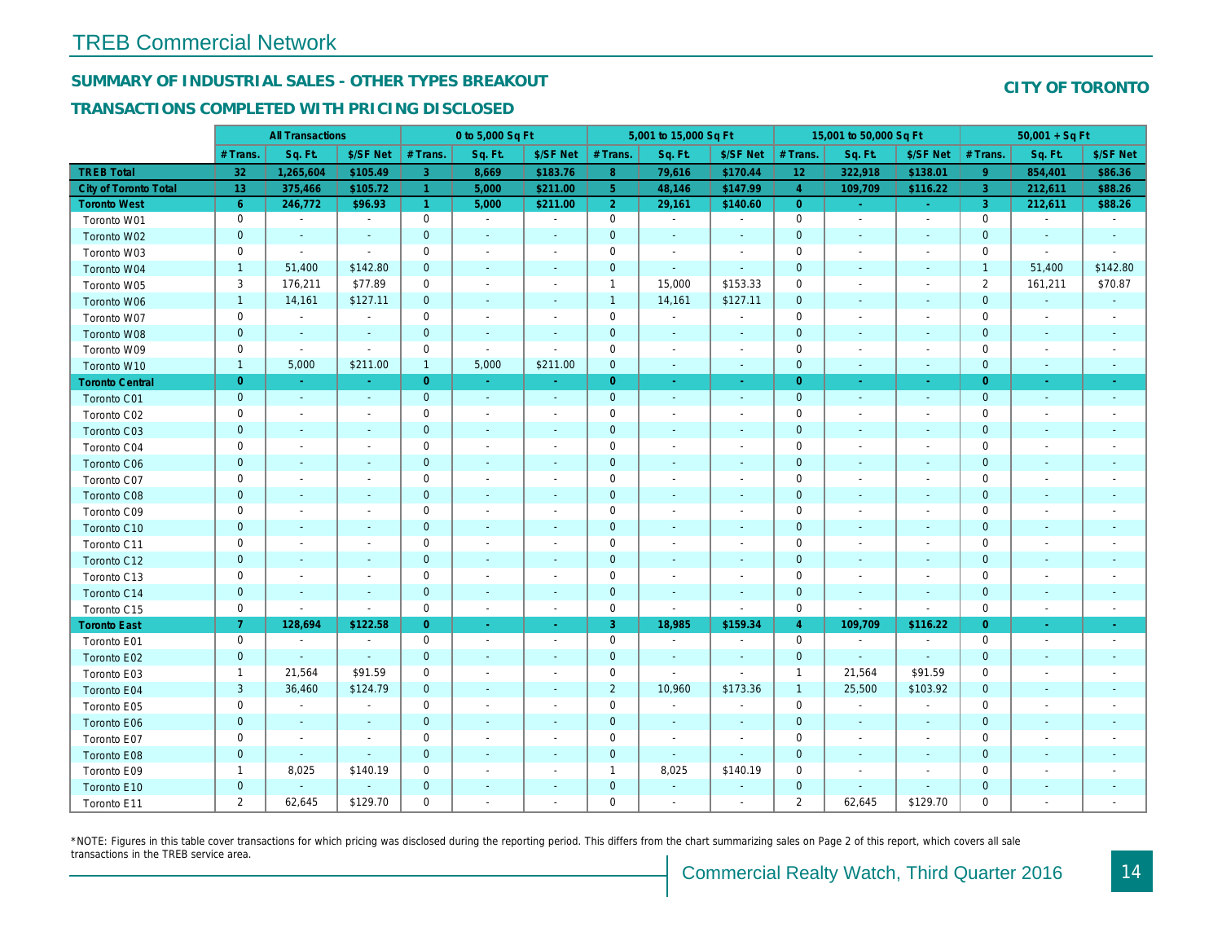## TREB Commercial Network

### SUMMARY OF INDUSTRIAL SALES - OTHER TYPES BREAKOUT

### TRANSACTIONS COMPLETED WITH PRICING DISCLOSED

**CITY OF TORONTO**

| | All Transactions | | | 0 to 5,000 Sq Ft | | | 5,001 to 15,000 Sq Ft | | | 15,001 to 50,000 Sq Ft | | | 50,001 + Sq Ft | | |
|---|---|---|---|---|---|---|---|---|---|---|---|---|---|---|---|
| | # Trans. | Sq. Ft. | $/SF Net | # Trans. | Sq. Ft. | $/SF Net | # Trans. | Sq. Ft. | $/SF Net | # Trans. | Sq. Ft. | $/SF Net | # Trans. | Sq. Ft. | $/SF Net |
| **TREB Total** | 32 | 1,265,604 | $105.49 | 3 | 8,669 | $183.76 | 8 | 79,616 | $170.44 | 12 | 322,918 | $138.01 | 9 | 854,401 | $86.36 |
| **City of Toronto Total** | 13 | 375,466 | $105.72 | 1 | 5,000 | $211.00 | 5 | 48,146 | $147.99 | 4 | 109,709 | $116.22 | 3 | 212,611 | $88.26 |
| **Toronto West** | 6 | 246,772 | $96.93 | 1 | 5,000 | $211.00 | 2 | 29,161 | $140.60 | 0 | - | - | 3 | 212,611 | $88.26 |
| Toronto W01 | 0 | - | - | 0 | - | - | 0 | - | - | 0 | - | - | 0 | - | - |
| Toronto W02 | 0 | - | - | 0 | - | - | 0 | - | - | 0 | - | - | 0 | - | - |
| Toronto W03 | 0 | - | - | 0 | - | - | 0 | - | - | 0 | - | - | 0 | - | - |
| Toronto W04 | 1 | 51,400 | $142.80 | 0 | - | - | 0 | - | - | 0 | - | - | 1 | 51,400 | $142.80 |
| Toronto W05 | 3 | 176,211 | $77.89 | 0 | - | - | 1 | 15,000 | $153.33 | 0 | - | - | 2 | 161,211 | $70.87 |
| Toronto W06 | 1 | 14,161 | $127.11 | 0 | - | - | 1 | 14,161 | $127.11 | 0 | - | - | 0 | - | - |
| Toronto W07 | 0 | - | - | 0 | - | - | 0 | - | - | 0 | - | - | 0 | - | - |
| Toronto W08 | 0 | - | - | 0 | - | - | 0 | - | - | 0 | - | - | 0 | - | - |
| Toronto W09 | 0 | - | - | 0 | - | - | 0 | - | - | 0 | - | - | 0 | - | - |
| Toronto W10 | 1 | 5,000 | $211.00 | 1 | 5,000 | $211.00 | 0 | - | - | 0 | - | - | 0 | - | - |
| **Toronto Central** | 0 | - | - | 0 | - | - | 0 | - | - | 0 | - | - | 0 | - | - |
| Toronto C01 | 0 | - | - | 0 | - | - | 0 | - | - | 0 | - | - | 0 | - | - |
| Toronto C02 | 0 | - | - | 0 | - | - | 0 | - | - | 0 | - | - | 0 | - | - |
| Toronto C03 | 0 | - | - | 0 | - | - | 0 | - | - | 0 | - | - | 0 | - | - |
| Toronto C04 | 0 | - | - | 0 | - | - | 0 | - | - | 0 | - | - | 0 | - | - |
| Toronto C06 | 0 | - | - | 0 | - | - | 0 | - | - | 0 | - | - | 0 | - | - |
| Toronto C07 | 0 | - | - | 0 | - | - | 0 | - | - | 0 | - | - | 0 | - | - |
| Toronto C08 | 0 | - | - | 0 | - | - | 0 | - | - | 0 | - | - | 0 | - | - |
| Toronto C09 | 0 | - | - | 0 | - | - | 0 | - | - | 0 | - | - | 0 | - | - |
| Toronto C10 | 0 | - | - | 0 | - | - | 0 | - | - | 0 | - | - | 0 | - | - |
| Toronto C11 | 0 | - | - | 0 | - | - | 0 | - | - | 0 | - | - | 0 | - | - |
| Toronto C12 | 0 | - | - | 0 | - | - | 0 | - | - | 0 | - | - | 0 | - | - |
| Toronto C13 | 0 | - | - | 0 | - | - | 0 | - | - | 0 | - | - | 0 | - | - |
| Toronto C14 | 0 | - | - | 0 | - | - | 0 | - | - | 0 | - | - | 0 | - | - |
| Toronto C15 | 0 | - | - | 0 | - | - | 0 | - | - | 0 | - | - | 0 | - | - |
| **Toronto East** | 7 | 128,694 | $122.58 | 0 | - | - | 3 | 18,985 | $159.34 | 4 | 109,709 | $116.22 | 0 | - | - |
| Toronto E01 | 0 | - | - | 0 | - | - | 0 | - | - | 0 | - | - | 0 | - | - |
| Toronto E02 | 0 | - | - | 0 | - | - | 0 | - | - | 0 | - | - | 0 | - | - |
| Toronto E03 | 1 | 21,564 | $91.59 | 0 | - | - | 0 | - | - | 1 | 21,564 | $91.59 | 0 | - | - |
| Toronto E04 | 3 | 36,460 | $124.79 | 0 | - | - | 2 | 10,960 | $173.36 | 1 | 25,500 | $103.92 | 0 | - | - |
| Toronto E05 | 0 | - | - | 0 | - | - | 0 | - | - | 0 | - | - | 0 | - | - |
| Toronto E06 | 0 | - | - | 0 | - | - | 0 | - | - | 0 | - | - | 0 | - | - |
| Toronto E07 | 0 | - | - | 0 | - | - | 0 | - | - | 0 | - | - | 0 | - | - |
| Toronto E08 | 0 | - | - | 0 | - | - | 0 | - | - | 0 | - | - | 0 | - | - |
| Toronto E09 | 1 | 8,025 | $140.19 | 0 | - | - | 1 | 8,025 | $140.19 | 0 | - | - | 0 | - | - |
| Toronto E10 | 0 | - | - | 0 | - | - | 0 | - | - | 0 | - | - | 0 | - | - |
| Toronto E11 | 2 | 62,645 | $129.70 | 0 | - | - | 0 | - | - | 2 | 62,645 | $129.70 | 0 | - | - |

*NOTE: Figures in this table cover transactions for which pricing was disclosed during the reporting period. This differs from the chart summarizing sales on Page 2 of this report, which covers all sale transactions in the TREB service area.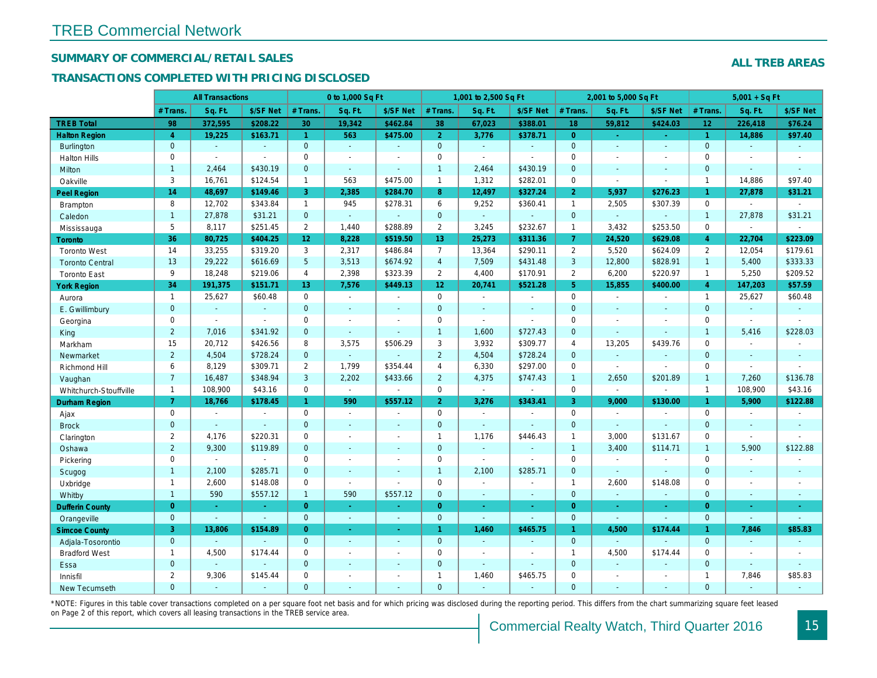# TREB Commercial Network

## SUMMARY OF COMMERCIAL/RETAIL SALES

## TRANSACTIONS COMPLETED WITH PRICING DISCLOSED

**ALL TREB AREAS**

| | All Transactions | | | 0 to 1,000 Sq Ft | | | 1,001 to 2,500 Sq Ft | | | 2,001 to 5,000 Sq Ft | | | 5,001 + Sq Ft | | |
|---|---|---|---|---|---|---|---|---|---|---|---|---|---|---|---|
| | # Trans. | Sq. Ft. | $/SF Net | # Trans. | Sq. Ft. | $/SF Net | # Trans. | Sq. Ft. | $/SF Net | # Trans. | Sq. Ft. | $/SF Net | # Trans. | Sq. Ft. | $/SF Net |
| **TREB Total** | **98** | **372,595** | **$208.22** | **30** | **19,342** | **$462.84** | **38** | **67,023** | **$388.01** | **18** | **59,812** | **$424.03** | **12** | **226,418** | **$76.24** |
| **Halton Region** | **4** | **19,225** | **$163.71** | **1** | **563** | **$475.00** | **2** | **3,776** | **$378.71** | **0** | **-** | **-** | **1** | **14,886** | **$97.40** |
| Burlington | 0 | - | - | 0 | - | - | 0 | - | - | 0 | - | - | 0 | - | - |
| Halton Hills | 0 | - | - | 0 | - | - | 0 | - | - | 0 | - | - | 0 | - | - |
| Milton | 1 | 2,464 | $430.19 | 0 | - | - | 1 | 2,464 | $430.19 | 0 | - | - | 0 | - | - |
| Oakville | 3 | 16,761 | $124.54 | 1 | 563 | $475.00 | 1 | 1,312 | $282.01 | 0 | - | - | 1 | 14,886 | $97.40 |
| **Peel Region** | **14** | **48,697** | **$149.46** | **3** | **2,385** | **$284.70** | **8** | **12,497** | **$327.24** | **2** | **5,937** | **$276.23** | **1** | **27,878** | **$31.21** |
| Brampton | 8 | 12,702 | $343.84 | 1 | 945 | $278.31 | 6 | 9,252 | $360.41 | 1 | 2,505 | $307.39 | 0 | - | - |
| Caledon | 1 | 27,878 | $31.21 | 0 | - | - | 0 | - | - | 0 | - | - | 1 | 27,878 | $31.21 |
| Mississauga | 5 | 8,117 | $251.45 | 2 | 1,440 | $288.89 | 2 | 3,245 | $232.67 | 1 | 3,432 | $253.50 | 0 | - | - |
| **Toronto** | **36** | **80,725** | **$404.25** | **12** | **8,228** | **$519.50** | **13** | **25,273** | **$311.36** | **7** | **24,520** | **$629.08** | **4** | **22,704** | **$223.09** |
| Toronto West | 14 | 33,255 | $319.20 | 3 | 2,317 | $486.84 | 7 | 13,364 | $290.11 | 2 | 5,520 | $624.09 | 2 | 12,054 | $179.61 |
| Toronto Central | 13 | 29,222 | $616.69 | 5 | 3,513 | $674.92 | 4 | 7,509 | $431.48 | 3 | 12,800 | $828.91 | 1 | 5,400 | $333.33 |
| Toronto East | 9 | 18,248 | $219.06 | 4 | 2,398 | $323.39 | 2 | 4,400 | $170.91 | 2 | 6,200 | $220.97 | 1 | 5,250 | $209.52 |
| **York Region** | **34** | **191,375** | **$151.71** | **13** | **7,576** | **$449.13** | **12** | **20,741** | **$521.28** | **5** | **15,855** | **$400.00** | **4** | **147,203** | **$57.59** |
| Aurora | 1 | 25,627 | $60.48 | 0 | - | - | 0 | - | - | 0 | - | - | 1 | 25,627 | $60.48 |
| E. Gwillimbury | 0 | - | - | 0 | - | - | 0 | - | - | 0 | - | - | 0 | - | - |
| Georgina | 0 | - | - | 0 | - | - | 0 | - | - | 0 | - | - | 0 | - | - |
| King | 2 | 7,016 | $341.92 | 0 | - | - | 1 | 1,600 | $727.43 | 0 | - | - | 1 | 5,416 | $228.03 |
| Markham | 15 | 20,712 | $426.56 | 8 | 3,575 | $506.29 | 3 | 3,932 | $309.77 | 4 | 13,205 | $439.76 | 0 | - | - |
| Newmarket | 2 | 4,504 | $728.24 | 0 | - | - | 2 | 4,504 | $728.24 | 0 | - | - | 0 | - | - |
| Richmond Hill | 6 | 8,129 | $309.71 | 2 | 1,799 | $354.44 | 4 | 6,330 | $297.00 | 0 | - | - | 0 | - | - |
| Vaughan | 7 | 16,487 | $348.94 | 3 | 2,202 | $433.66 | 2 | 4,375 | $747.43 | 1 | 2,650 | $201.89 | 1 | 7,260 | $136.78 |
| Whitchurch-Stouffville | 1 | 108,900 | $43.16 | 0 | - | - | 0 | - | - | 0 | - | - | 1 | 108,900 | $43.16 |
| **Durham Region** | **7** | **18,766** | **$178.45** | **1** | **590** | **$557.12** | **2** | **3,276** | **$343.41** | **3** | **9,000** | **$130.00** | **1** | **5,900** | **$122.88** |
| Ajax | 0 | - | - | 0 | - | - | 0 | - | - | 0 | - | - | 0 | - | - |
| Brock | 0 | - | - | 0 | - | - | 0 | - | - | 0 | - | - | 0 | - | - |
| Clarington | 2 | 4,176 | $220.31 | 0 | - | - | 1 | 1,176 | $446.43 | 1 | 3,000 | $131.67 | 0 | - | - |
| Oshawa | 2 | 9,300 | $119.89 | 0 | - | - | 0 | - | - | 1 | 3,400 | $114.71 | 1 | 5,900 | $122.88 |
| Pickering | 0 | - | - | 0 | - | - | 0 | - | - | 0 | - | - | 0 | - | - |
| Scugog | 1 | 2,100 | $285.71 | 0 | - | - | 1 | 2,100 | $285.71 | 0 | - | - | 0 | - | - |
| Uxbridge | 1 | 2,600 | $148.08 | 0 | - | - | 0 | - | - | 1 | 2,600 | $148.08 | 0 | - | - |
| Whitby | 1 | 590 | $557.12 | 1 | 590 | $557.12 | 0 | - | - | 0 | - | - | 0 | - | - |
| **Dufferin County** | **0** | **-** | **-** | **0** | **-** | **-** | **0** | **-** | **-** | **0** | **-** | **-** | **0** | **-** | **-** |
| Orangeville | 0 | - | - | 0 | - | - | 0 | - | - | 0 | - | - | 0 | - | - |
| **Simcoe County** | **3** | **13,806** | **$154.89** | **0** | **-** | **-** | **1** | **1,460** | **$465.75** | **1** | **4,500** | **$174.44** | **1** | **7,846** | **$85.83** |
| Adjala-Tosorontio | 0 | - | - | 0 | - | - | 0 | - | - | 0 | - | - | 0 | - | - |
| Bradford West | 1 | 4,500 | $174.44 | 0 | - | - | 0 | - | - | 1 | 4,500 | $174.44 | 0 | - | - |
| Essa | 0 | - | - | 0 | - | - | 0 | - | - | 0 | - | - | 0 | - | - |
| Innisfil | 2 | 9,306 | $145.44 | 0 | - | - | 1 | 1,460 | $465.75 | 0 | - | - | 1 | 7,846 | $85.83 |
| New Tecumseth | 0 | - | - | 0 | - | - | 0 | - | - | 0 | - | - | 0 | - | - |

*NOTE: Figures in this table cover transactions completed on a per square foot net basis and for which pricing was disclosed during the reporting period. This differs from the chart summarizing square feet leased on Page 2 of this report, which covers all leasing transactions in the TREB service area.

Commercial Realty Watch, Third Quarter 2016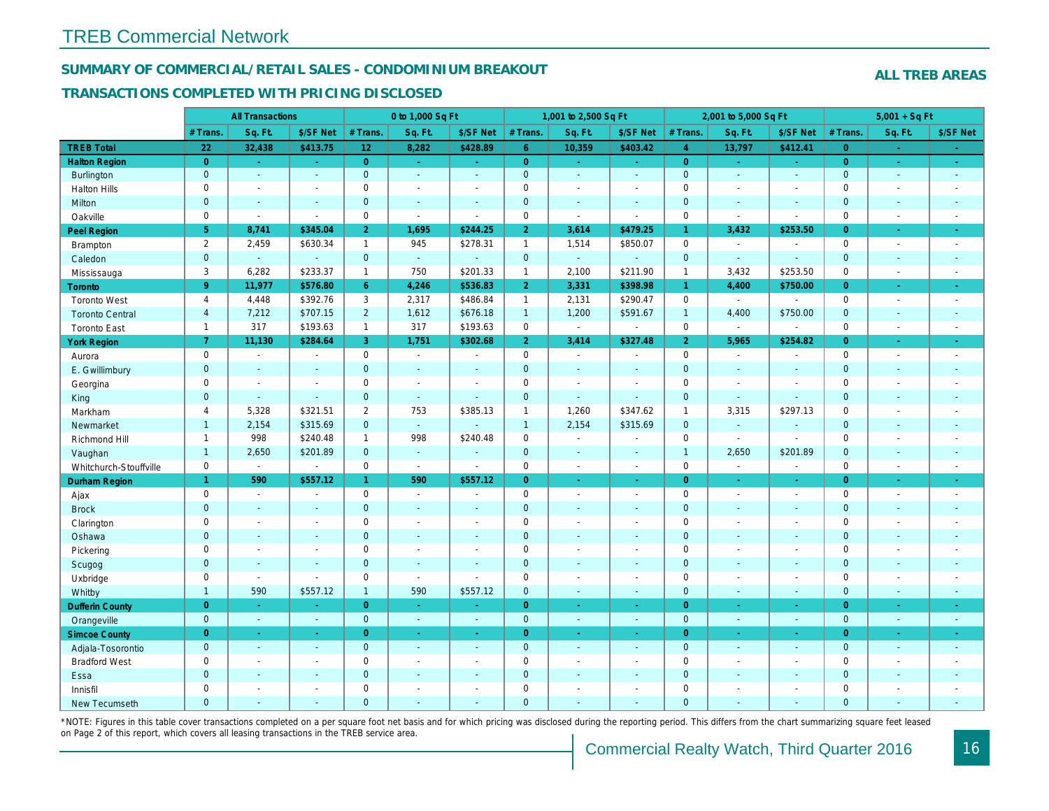# TREB Commercial Network

## SUMMARY OF COMMERCIAL/RETAIL SALES - CONDOMINIUM BREAKOUT

**ALL TREB AREAS**

## TRANSACTIONS COMPLETED WITH PRICING DISCLOSED

| | All Transactions | | | 0 to 1,000 Sq Ft | | | 1,001 to 2,500 Sq Ft | | | 2,001 to 5,000 Sq Ft | | | 5,001 + Sq Ft | | |
|---|---|---|---|---|---|---|---|---|---|---|---|---|---|---|---|
| | # Trans. | Sq. Ft. | $/SF Net | # Trans. | Sq. Ft. | $/SF Net | # Trans. | Sq. Ft. | $/SF Net | # Trans. | Sq. Ft. | $/SF Net | # Trans. | Sq. Ft. | $/SF Net |
| **TREB Total** | 22 | 32,438 | $413.75 | 12 | 8,282 | $428.89 | 6 | 10,359 | $403.42 | 4 | 13,797 | $412.41 | 0 | - | - |
| **Halton Region** | 0 | - | - | 0 | - | - | 0 | - | - | 0 | - | - | 0 | - | - |
| Burlington | 0 | - | - | 0 | - | - | 0 | - | - | 0 | - | - | 0 | - | - |
| Halton Hills | 0 | - | - | 0 | - | - | 0 | - | - | 0 | - | - | 0 | - | - |
| Milton | 0 | - | - | 0 | - | - | 0 | - | - | 0 | - | - | 0 | - | - |
| Oakville | 0 | - | - | 0 | - | - | 0 | - | - | 0 | - | - | 0 | - | - |
| **Peel Region** | 5 | 8,741 | $345.04 | 2 | 1,695 | $244.25 | 2 | 3,614 | $479.25 | 1 | 3,432 | $253.50 | 0 | - | - |
| Brampton | 2 | 2,459 | $630.34 | 1 | 945 | $278.31 | 1 | 1,514 | $850.07 | 0 | - | - | 0 | - | - |
| Caledon | 0 | - | - | 0 | - | - | 0 | - | - | 0 | - | - | 0 | - | - |
| Mississauga | 3 | 6,282 | $233.37 | 1 | 750 | $201.33 | 1 | 2,100 | $211.90 | 1 | 3,432 | $253.50 | 0 | - | - |
| **Toronto** | 9 | 11,977 | $576.80 | 6 | 4,246 | $536.83 | 2 | 3,331 | $398.98 | 1 | 4,400 | $750.00 | 0 | - | - |
| Toronto West | 4 | 4,448 | $392.76 | 3 | 2,317 | $486.84 | 1 | 2,131 | $290.47 | 0 | - | - | 0 | - | - |
| Toronto Central | 4 | 7,212 | $707.15 | 2 | 1,612 | $676.18 | 1 | 1,200 | $591.67 | 1 | 4,400 | $750.00 | 0 | - | - |
| Toronto East | 1 | 317 | $193.63 | 1 | 317 | $193.63 | 0 | - | - | 0 | - | - | 0 | - | - |
| **York Region** | 7 | 11,130 | $284.64 | 3 | 1,751 | $302.68 | 2 | 3,414 | $327.48 | 2 | 5,965 | $254.82 | 0 | - | - |
| Aurora | 0 | - | - | 0 | - | - | 0 | - | - | 0 | - | - | 0 | - | - |
| E. Gwillimbury | 0 | - | - | 0 | - | - | 0 | - | - | 0 | - | - | 0 | - | - |
| Georgina | 0 | - | - | 0 | - | - | 0 | - | - | 0 | - | - | 0 | - | - |
| King | 0 | - | - | 0 | - | - | 0 | - | - | 0 | - | - | 0 | - | - |
| Markham | 4 | 5,328 | $321.51 | 2 | 753 | $385.13 | 1 | 1,260 | $347.62 | 1 | 3,315 | $297.13 | 0 | - | - |
| Newmarket | 1 | 2,154 | $315.69 | 0 | - | - | 1 | 2,154 | $315.69 | 0 | - | - | 0 | - | - |
| Richmond Hill | 1 | 998 | $240.48 | 1 | 998 | $240.48 | 0 | - | - | 0 | - | - | 0 | - | - |
| Vaughan | 1 | 2,650 | $201.89 | 0 | - | - | 0 | - | - | 1 | 2,650 | $201.89 | 0 | - | - |
| Whitchurch-Stouffville | 0 | - | - | 0 | - | - | 0 | - | - | 0 | - | - | 0 | - | - |
| **Durham Region** | 1 | 590 | $557.12 | 1 | 590 | $557.12 | 0 | - | - | 0 | - | - | 0 | - | - |
| Ajax | 0 | - | - | 0 | - | - | 0 | - | - | 0 | - | - | 0 | - | - |
| Brock | 0 | - | - | 0 | - | - | 0 | - | - | 0 | - | - | 0 | - | - |
| Clarington | 0 | - | - | 0 | - | - | 0 | - | - | 0 | - | - | 0 | - | - |
| Oshawa | 0 | - | - | 0 | - | - | 0 | - | - | 0 | - | - | 0 | - | - |
| Pickering | 0 | - | - | 0 | - | - | 0 | - | - | 0 | - | - | 0 | - | - |
| Scugog | 0 | - | - | 0 | - | - | 0 | - | - | 0 | - | - | 0 | - | - |
| Uxbridge | 0 | - | - | 0 | - | - | 0 | - | - | 0 | - | - | 0 | - | - |
| Whitby | 1 | 590 | $557.12 | 1 | 590 | $557.12 | 0 | - | - | 0 | - | - | 0 | - | - |
| **Dufferin County** | 0 | - | - | 0 | - | - | 0 | - | - | 0 | - | - | 0 | - | - |
| Orangeville | 0 | - | - | 0 | - | - | 0 | - | - | 0 | - | - | 0 | - | - |
| **Simcoe County** | 0 | - | - | 0 | - | - | 0 | - | - | 0 | - | - | 0 | - | - |
| Adjala-Tosorontio | 0 | - | - | 0 | - | - | 0 | - | - | 0 | - | - | 0 | - | - |
| Bradford West | 0 | - | - | 0 | - | - | 0 | - | - | 0 | - | - | 0 | - | - |
| Essa | 0 | - | - | 0 | - | - | 0 | - | - | 0 | - | - | 0 | - | - |
| Innisfil | 0 | - | - | 0 | - | - | 0 | - | - | 0 | - | - | 0 | - | - |
| New Tecumseth | 0 | - | - | 0 | - | - | 0 | - | - | 0 | - | - | 0 | - | - |

*NOTE: Figures in this table cover transactions completed on a per square foot net basis and for which pricing was disclosed during the reporting period. This differs from the chart summarizing square feet leased on Page 2 of this report, which covers all leasing transactions in the TREB service area.

Commercial Realty Watch, Third Quarter 2016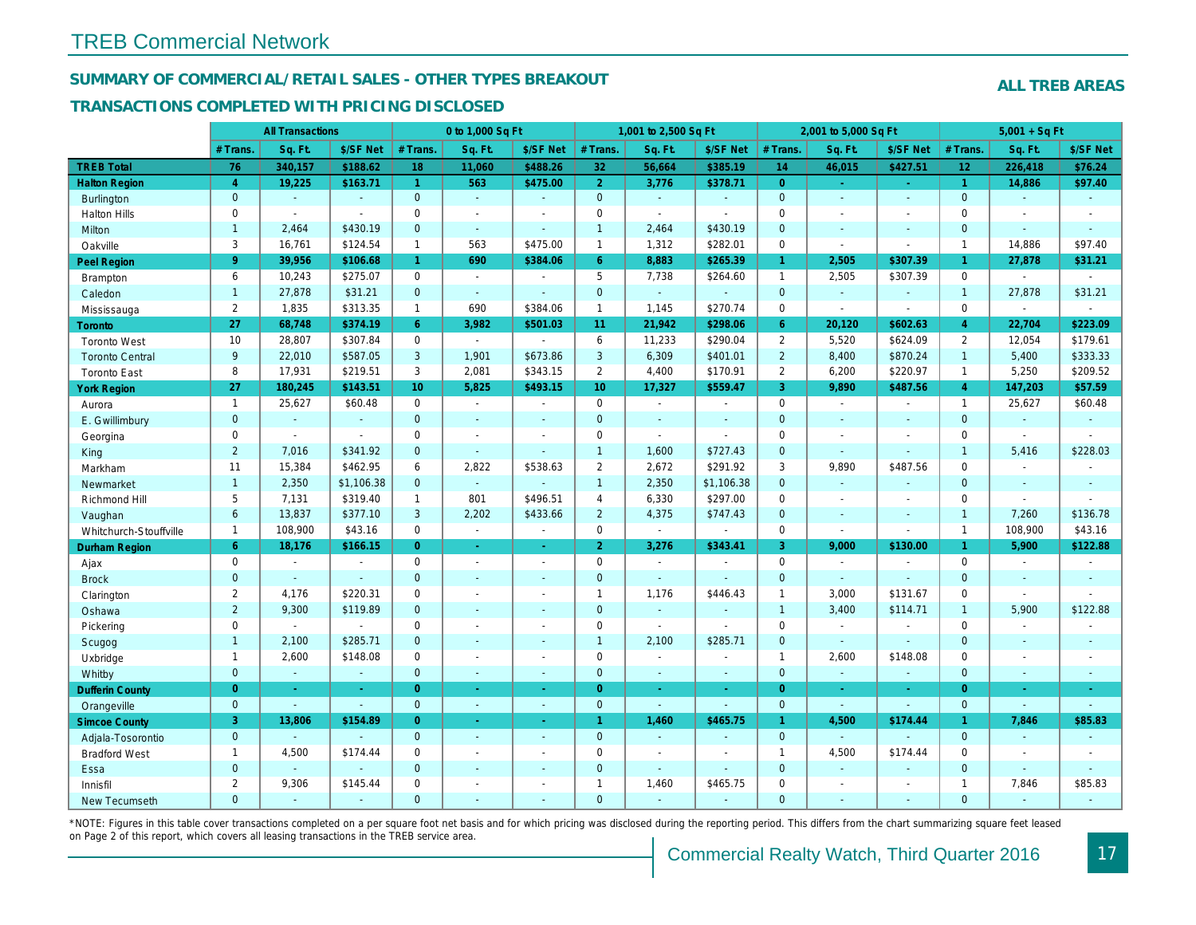# TREB Commercial Network

## SUMMARY OF COMMERCIAL/RETAIL SALES - OTHER TYPES BREAKOUT

**ALL TREB AREAS**

### TRANSACTIONS COMPLETED WITH PRICING DISCLOSED

| | All Transactions | | | 0 to 1,000 Sq Ft | | | 1,001 to 2,500 Sq Ft | | | 2,001 to 5,000 Sq Ft | | | 5,001 + Sq Ft | | |
|---|---|---|---|---|---|---|---|---|---|---|---|---|---|---|---|
| | # Trans. | Sq. Ft. | $/SF Net | # Trans. | Sq. Ft. | $/SF Net | # Trans. | Sq. Ft. | $/SF Net | # Trans. | Sq. Ft. | $/SF Net | # Trans. | Sq. Ft. | $/SF Net |
| **TREB Total** | **76** | **340,157** | **$188.62** | **18** | **11,060** | **$488.26** | **32** | **56,664** | **$385.19** | **14** | **46,015** | **$427.51** | **12** | **226,418** | **$76.24** |
| **Halton Region** | **4** | **19,225** | **$163.71** | **1** | **563** | **$475.00** | **2** | **3,776** | **$378.71** | **0** | **-** | **-** | **1** | **14,886** | **$97.40** |
| Burlington | 0 | - | - | 0 | - | - | 0 | - | - | 0 | - | - | 0 | - | - |
| Halton Hills | 0 | - | - | 0 | - | - | 0 | - | - | 0 | - | - | 0 | - | - |
| Milton | 1 | 2,464 | $430.19 | 0 | - | - | 1 | 2,464 | $430.19 | 0 | - | - | 0 | - | - |
| Oakville | 3 | 16,761 | $124.54 | 1 | 563 | $475.00 | 1 | 1,312 | $282.01 | 0 | - | - | 1 | 14,886 | $97.40 |
| **Peel Region** | **9** | **39,956** | **$106.68** | **1** | **690** | **$384.06** | **6** | **8,883** | **$265.39** | **1** | **2,505** | **$307.39** | **1** | **27,878** | **$31.21** |
| Brampton | 6 | 10,243 | $275.07 | 0 | - | - | 5 | 7,738 | $264.60 | 1 | 2,505 | $307.39 | 0 | - | - |
| Caledon | 1 | 27,878 | $31.21 | 0 | - | - | 0 | - | - | 0 | - | - | 1 | 27,878 | $31.21 |
| Mississauga | 2 | 1,835 | $313.35 | 1 | 690 | $384.06 | 1 | 1,145 | $270.74 | 0 | - | - | 0 | - | - |
| **Toronto** | **27** | **68,748** | **$374.19** | **6** | **3,982** | **$501.03** | **11** | **21,942** | **$298.06** | **6** | **20,120** | **$602.63** | **4** | **22,704** | **$223.09** |
| Toronto West | 10 | 28,807 | $307.84 | 0 | - | - | 6 | 11,233 | $290.04 | 2 | 5,520 | $624.09 | 2 | 12,054 | $179.61 |
| Toronto Central | 9 | 22,010 | $587.05 | 3 | 1,901 | $673.86 | 3 | 6,309 | $401.01 | 2 | 8,400 | $870.24 | 1 | 5,400 | $333.33 |
| Toronto East | 8 | 17,931 | $219.51 | 3 | 2,081 | $343.15 | 2 | 4,400 | $170.91 | 2 | 6,200 | $220.97 | 1 | 5,250 | $209.52 |
| **York Region** | **27** | **180,245** | **$143.51** | **10** | **5,825** | **$493.15** | **10** | **17,327** | **$559.47** | **3** | **9,890** | **$487.56** | **4** | **147,203** | **$57.59** |
| Aurora | 1 | 25,627 | $60.48 | 0 | - | - | 0 | - | - | 0 | - | - | 1 | 25,627 | $60.48 |
| E. Gwillimbury | 0 | - | - | 0 | - | - | 0 | - | - | 0 | - | - | 0 | - | - |
| Georgina | 0 | - | - | 0 | - | - | 0 | - | - | 0 | - | - | 0 | - | - |
| King | 2 | 7,016 | $341.92 | 0 | - | - | 1 | 1,600 | $727.43 | 0 | - | - | 1 | 5,416 | $228.03 |
| Markham | 11 | 15,384 | $462.95 | 6 | 2,822 | $538.63 | 2 | 2,672 | $291.92 | 3 | 9,890 | $487.56 | 0 | - | - |
| Newmarket | 1 | 2,350 | $1,106.38 | 0 | - | - | 1 | 2,350 | $1,106.38 | 0 | - | - | 0 | - | - |
| Richmond Hill | 5 | 7,131 | $319.40 | 1 | 801 | $496.51 | 4 | 6,330 | $297.00 | 0 | - | - | 0 | - | - |
| Vaughan | 6 | 13,837 | $377.10 | 3 | 2,202 | $433.66 | 2 | 4,375 | $747.43 | 0 | - | - | 1 | 7,260 | $136.78 |
| Whitchurch-Stouffville | 1 | 108,900 | $43.16 | 0 | - | - | 0 | - | - | 0 | - | - | 1 | 108,900 | $43.16 |
| **Durham Region** | **6** | **18,176** | **$166.15** | **0** | **-** | **-** | **2** | **3,276** | **$343.41** | **3** | **9,000** | **$130.00** | **1** | **5,900** | **$122.88** |
| Ajax | 0 | - | - | 0 | - | - | 0 | - | - | 0 | - | - | 0 | - | - |
| Brock | 0 | - | - | 0 | - | - | 0 | - | - | 0 | - | - | 0 | - | - |
| Clarington | 2 | 4,176 | $220.31 | 0 | - | - | 1 | 1,176 | $446.43 | 1 | 3,000 | $131.67 | 0 | - | - |
| Oshawa | 2 | 9,300 | $119.89 | 0 | - | - | 0 | - | - | 1 | 3,400 | $114.71 | 1 | 5,900 | $122.88 |
| Pickering | 0 | - | - | 0 | - | - | 0 | - | - | 0 | - | - | 0 | - | - |
| Scugog | 1 | 2,100 | $285.71 | 0 | - | - | 1 | 2,100 | $285.71 | 0 | - | - | 0 | - | - |
| Uxbridge | 1 | 2,600 | $148.08 | 0 | - | - | 0 | - | - | 1 | 2,600 | $148.08 | 0 | - | - |
| Whitby | 0 | - | - | 0 | - | - | 0 | - | - | 0 | - | - | 0 | - | - |
| **Dufferin County** | **0** | **-** | **-** | **0** | **-** | **-** | **0** | **-** | **-** | **0** | **-** | **-** | **0** | **-** | **-** |
| Orangeville | 0 | - | - | 0 | - | - | 0 | - | - | 0 | - | - | 0 | - | - |
| **Simcoe County** | **3** | **13,806** | **$154.89** | **0** | **-** | **-** | **1** | **1,460** | **$465.75** | **1** | **4,500** | **$174.44** | **1** | **7,846** | **$85.83** |
| Adjala-Tosorontio | 0 | - | - | 0 | - | - | 0 | - | - | 0 | - | - | 0 | - | - |
| Bradford West | 1 | 4,500 | $174.44 | 0 | - | - | 0 | - | - | 1 | 4,500 | $174.44 | 0 | - | - |
| Essa | 0 | - | - | 0 | - | - | 0 | - | - | 0 | - | - | 0 | - | - |
| Innisfil | 2 | 9,306 | $145.44 | 0 | - | - | 1 | 1,460 | $465.75 | 0 | - | - | 1 | 7,846 | $85.83 |
| New Tecumseth | 0 | - | - | 0 | - | - | 0 | - | - | 0 | - | - | 0 | - | - |

*NOTE: Figures in this table cover transactions completed on a per square foot net basis and for which pricing was disclosed during the reporting period. This differs from the chart summarizing square feet leased on Page 2 of this report, which covers all leasing transactions in the TREB service area.

Commercial Realty Watch, Third Quarter 2016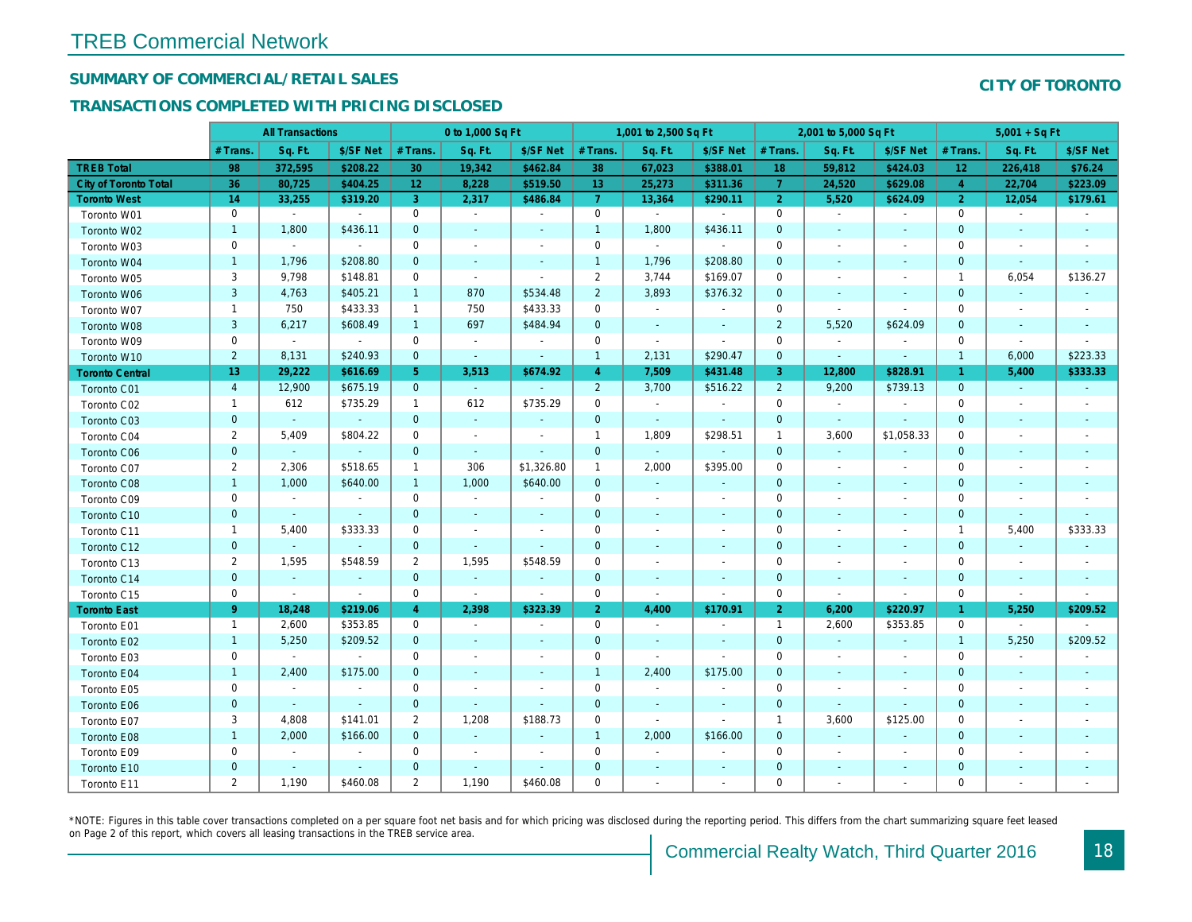# TREB Commercial Network

## SUMMARY OF COMMERCIAL/RETAIL SALES

## TRANSACTIONS COMPLETED WITH PRICING DISCLOSED

**CITY OF TORONTO**

| | All Transactions | | | 0 to 1,000 Sq Ft | | | 1,001 to 2,500 Sq Ft | | | 2,001 to 5,000 Sq Ft | | | 5,001 + Sq Ft | | |
|---|---|---|---|---|---|---|---|---|---|---|---|---|---|---|---|
| | # Trans. | Sq. Ft. | $/SF Net | # Trans. | Sq. Ft. | $/SF Net | # Trans. | Sq. Ft. | $/SF Net | # Trans. | Sq. Ft. | $/SF Net | # Trans. | Sq. Ft. | $/SF Net |
| **TREB Total** | **98** | **372,595** | **$208.22** | **30** | **19,342** | **$462.84** | **38** | **67,023** | **$388.01** | **18** | **59,812** | **$424.03** | **12** | **226,418** | **$76.24** |
| **City of Toronto Total** | **36** | **80,725** | **$404.25** | **12** | **8,228** | **$519.50** | **13** | **25,273** | **$311.36** | **7** | **24,520** | **$629.08** | **4** | **22,704** | **$223.09** |
| **Toronto West** | **14** | **33,255** | **$319.20** | **3** | **2,317** | **$486.84** | **7** | **13,364** | **$290.11** | **2** | **5,520** | **$624.09** | **2** | **12,054** | **$179.61** |
| Toronto W01 | 0 | - | - | 0 | - | - | 0 | - | - | 0 | - | - | 0 | - | - |
| Toronto W02 | 1 | 1,800 | $436.11 | 0 | - | - | 1 | 1,800 | $436.11 | 0 | - | - | 0 | - | - |
| Toronto W03 | 0 | - | - | 0 | - | - | 0 | - | - | 0 | - | - | 0 | - | - |
| Toronto W04 | 1 | 1,796 | $208.80 | 0 | - | - | 1 | 1,796 | $208.80 | 0 | - | - | 0 | - | - |
| Toronto W05 | 3 | 9,798 | $148.81 | 0 | - | - | 2 | 3,744 | $169.07 | 0 | - | - | 1 | 6,054 | $136.27 |
| Toronto W06 | 3 | 4,763 | $405.21 | 1 | 870 | $534.48 | 2 | 3,893 | $376.32 | 0 | - | - | 0 | - | - |
| Toronto W07 | 1 | 750 | $433.33 | 1 | 750 | $433.33 | 0 | - | - | 0 | - | - | 0 | - | - |
| Toronto W08 | 3 | 6,217 | $608.49 | 1 | 697 | $484.94 | 0 | - | - | 2 | 5,520 | $624.09 | 0 | - | - |
| Toronto W09 | 0 | - | - | 0 | - | - | 0 | - | - | 0 | - | - | 0 | - | - |
| Toronto W10 | 2 | 8,131 | $240.93 | 0 | - | - | 1 | 2,131 | $290.47 | 0 | - | - | 1 | 6,000 | $223.33 |
| **Toronto Central** | **13** | **29,222** | **$616.69** | **5** | **3,513** | **$674.92** | **4** | **7,509** | **$431.48** | **3** | **12,800** | **$828.91** | **1** | **5,400** | **$333.33** |
| Toronto C01 | 4 | 12,900 | $675.19 | 0 | - | - | 2 | 3,700 | $516.22 | 2 | 9,200 | $739.13 | 0 | - | - |
| Toronto C02 | 1 | 612 | $735.29 | 1 | 612 | $735.29 | 0 | - | - | 0 | - | - | 0 | - | - |
| Toronto C03 | 0 | - | - | 0 | - | - | 0 | - | - | 0 | - | - | 0 | - | - |
| Toronto C04 | 2 | 5,409 | $804.22 | 0 | - | - | 1 | 1,809 | $298.51 | 1 | 3,600 | $1,058.33 | 0 | - | - |
| Toronto C06 | 0 | - | - | 0 | - | - | 0 | - | - | 0 | - | - | 0 | - | - |
| Toronto C07 | 2 | 2,306 | $518.65 | 1 | 306 | $1,326.80 | 1 | 2,000 | $395.00 | 0 | - | - | 0 | - | - |
| Toronto C08 | 1 | 1,000 | $640.00 | 1 | 1,000 | $640.00 | 0 | - | - | 0 | - | - | 0 | - | - |
| Toronto C09 | 0 | - | - | 0 | - | - | 0 | - | - | 0 | - | - | 0 | - | - |
| Toronto C10 | 0 | - | - | 0 | - | - | 0 | - | - | 0 | - | - | 0 | - | - |
| Toronto C11 | 1 | 5,400 | $333.33 | 0 | - | - | 0 | - | - | 0 | - | - | 1 | 5,400 | $333.33 |
| Toronto C12 | 0 | - | - | 0 | - | - | 0 | - | - | 0 | - | - | 0 | - | - |
| Toronto C13 | 2 | 1,595 | $548.59 | 2 | 1,595 | $548.59 | 0 | - | - | 0 | - | - | 0 | - | - |
| Toronto C14 | 0 | - | - | 0 | - | - | 0 | - | - | 0 | - | - | 0 | - | - |
| Toronto C15 | 0 | - | - | 0 | - | - | 0 | - | - | 0 | - | - | 0 | - | - |
| **Toronto East** | **9** | **18,248** | **$219.06** | **4** | **2,398** | **$323.39** | **2** | **4,400** | **$170.91** | **2** | **6,200** | **$220.97** | **1** | **5,250** | **$209.52** |
| Toronto E01 | 1 | 2,600 | $353.85 | 0 | - | - | 0 | - | - | 1 | 2,600 | $353.85 | 0 | - | - |
| Toronto E02 | 1 | 5,250 | $209.52 | 0 | - | - | 0 | - | - | 0 | - | - | 1 | 5,250 | $209.52 |
| Toronto E03 | 0 | - | - | 0 | - | - | 0 | - | - | 0 | - | - | 0 | - | - |
| Toronto E04 | 1 | 2,400 | $175.00 | 0 | - | - | 1 | 2,400 | $175.00 | 0 | - | - | 0 | - | - |
| Toronto E05 | 0 | - | - | 0 | - | - | 0 | - | - | 0 | - | - | 0 | - | - |
| Toronto E06 | 0 | - | - | 0 | - | - | 0 | - | - | 0 | - | - | 0 | - | - |
| Toronto E07 | 3 | 4,808 | $141.01 | 2 | 1,208 | $188.73 | 0 | - | - | 1 | 3,600 | $125.00 | 0 | - | - |
| Toronto E08 | 1 | 2,000 | $166.00 | 0 | - | - | 1 | 2,000 | $166.00 | 0 | - | - | 0 | - | - |
| Toronto E09 | 0 | - | - | 0 | - | - | 0 | - | - | 0 | - | - | 0 | - | - |
| Toronto E10 | 0 | - | - | 0 | - | - | 0 | - | - | 0 | - | - | 0 | - | - |
| Toronto E11 | 2 | 1,190 | $460.08 | 2 | 1,190 | $460.08 | 0 | - | - | 0 | - | - | 0 | - | - |

*NOTE: Figures in this table cover transactions completed on a per square foot net basis and for which pricing was disclosed during the reporting period. This differs from the chart summarizing square feet leased on Page 2 of this report, which covers all leasing transactions in the TREB service area.

Commercial Realty Watch, Third Quarter 2016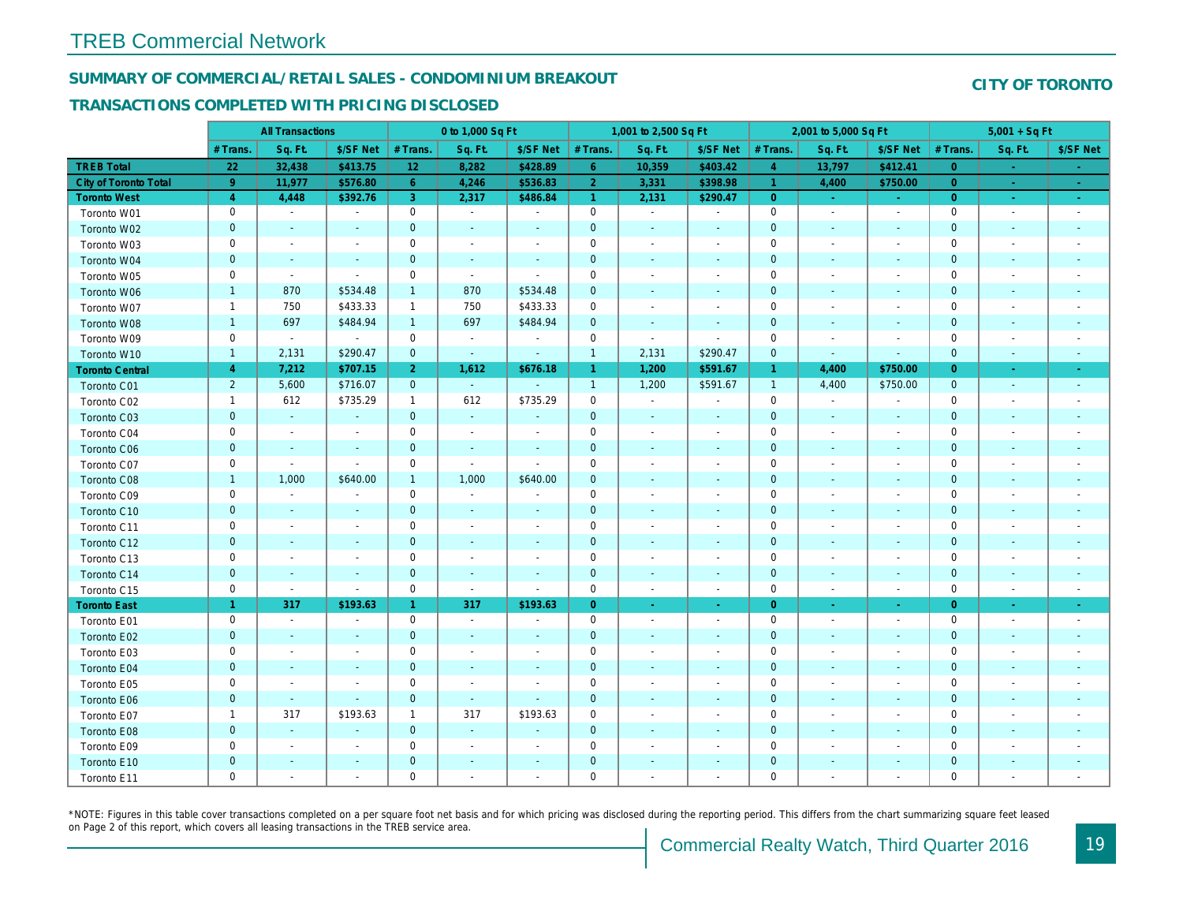# TREB Commercial Network

## SUMMARY OF COMMERCIAL/RETAIL SALES - CONDOMINIUM BREAKOUT

## TRANSACTIONS COMPLETED WITH PRICING DISCLOSED

**CITY OF TORONTO**

| | All Transactions | | | 0 to 1,000 Sq Ft | | | 1,001 to 2,500 Sq Ft | | | 2,001 to 5,000 Sq Ft | | | 5,001 + Sq Ft | | |
|---|---|---|---|---|---|---|---|---|---|---|---|---|---|---|---|
| | # Trans. | Sq. Ft. | $/SF Net | # Trans. | Sq. Ft. | $/SF Net | # Trans. | Sq. Ft. | $/SF Net | # Trans. | Sq. Ft. | $/SF Net | # Trans. | Sq. Ft. | $/SF Net |
| **TREB Total** | **22** | **32,438** | **$413.75** | **12** | **8,282** | **$428.89** | **6** | **10,359** | **$403.42** | **4** | **13,797** | **$412.41** | **0** | **-** | **-** |
| **City of Toronto Total** | **9** | **11,977** | **$576.80** | **6** | **4,246** | **$536.83** | **2** | **3,331** | **$398.98** | **1** | **4,400** | **$750.00** | **0** | **-** | **-** |
| **Toronto West** | **4** | **4,448** | **$392.76** | **3** | **2,317** | **$486.84** | **1** | **2,131** | **$290.47** | **0** | **-** | **-** | **0** | **-** | **-** |
| Toronto W01 | 0 | - | - | 0 | - | - | 0 | - | - | 0 | - | - | 0 | - | - |
| Toronto W02 | 0 | - | - | 0 | - | - | 0 | - | - | 0 | - | - | 0 | - | - |
| Toronto W03 | 0 | - | - | 0 | - | - | 0 | - | - | 0 | - | - | 0 | - | - |
| Toronto W04 | 0 | - | - | 0 | - | - | 0 | - | - | 0 | - | - | 0 | - | - |
| Toronto W05 | 0 | - | - | 0 | - | - | 0 | - | - | 0 | - | - | 0 | - | - |
| Toronto W06 | 1 | 870 | $534.48 | 1 | 870 | $534.48 | 0 | - | - | 0 | - | - | 0 | - | - |
| Toronto W07 | 1 | 750 | $433.33 | 1 | 750 | $433.33 | 0 | - | - | 0 | - | - | 0 | - | - |
| Toronto W08 | 1 | 697 | $484.94 | 1 | 697 | $484.94 | 0 | - | - | 0 | - | - | 0 | - | - |
| Toronto W09 | 0 | - | - | 0 | - | - | 0 | - | - | 0 | - | - | 0 | - | - |
| Toronto W10 | 1 | 2,131 | $290.47 | 0 | - | - | 1 | 2,131 | $290.47 | 0 | - | - | 0 | - | - |
| **Toronto Central** | **4** | **7,212** | **$707.15** | **2** | **1,612** | **$676.18** | **1** | **1,200** | **$591.67** | **1** | **4,400** | **$750.00** | **0** | **-** | **-** |
| Toronto C01 | 2 | 5,600 | $716.07 | 0 | - | - | 1 | 1,200 | $591.67 | 1 | 4,400 | $750.00 | 0 | - | - |
| Toronto C02 | 1 | 612 | $735.29 | 1 | 612 | $735.29 | 0 | - | - | 0 | - | - | 0 | - | - |
| Toronto C03 | 0 | - | - | 0 | - | - | 0 | - | - | 0 | - | - | 0 | - | - |
| Toronto C04 | 0 | - | - | 0 | - | - | 0 | - | - | 0 | - | - | 0 | - | - |
| Toronto C06 | 0 | - | - | 0 | - | - | 0 | - | - | 0 | - | - | 0 | - | - |
| Toronto C07 | 0 | - | - | 0 | - | - | 0 | - | - | 0 | - | - | 0 | - | - |
| Toronto C08 | 1 | 1,000 | $640.00 | 1 | 1,000 | $640.00 | 0 | - | - | 0 | - | - | 0 | - | - |
| Toronto C09 | 0 | - | - | 0 | - | - | 0 | - | - | 0 | - | - | 0 | - | - |
| Toronto C10 | 0 | - | - | 0 | - | - | 0 | - | - | 0 | - | - | 0 | - | - |
| Toronto C11 | 0 | - | - | 0 | - | - | 0 | - | - | 0 | - | - | 0 | - | - |
| Toronto C12 | 0 | - | - | 0 | - | - | 0 | - | - | 0 | - | - | 0 | - | - |
| Toronto C13 | 0 | - | - | 0 | - | - | 0 | - | - | 0 | - | - | 0 | - | - |
| Toronto C14 | 0 | - | - | 0 | - | - | 0 | - | - | 0 | - | - | 0 | - | - |
| Toronto C15 | 0 | - | - | 0 | - | - | 0 | - | - | 0 | - | - | 0 | - | - |
| **Toronto East** | **1** | **317** | **$193.63** | **1** | **317** | **$193.63** | **0** | **-** | **-** | **0** | **-** | **-** | **0** | **-** | **-** |
| Toronto E01 | 0 | - | - | 0 | - | - | 0 | - | - | 0 | - | - | 0 | - | - |
| Toronto E02 | 0 | - | - | 0 | - | - | 0 | - | - | 0 | - | - | 0 | - | - |
| Toronto E03 | 0 | - | - | 0 | - | - | 0 | - | - | 0 | - | - | 0 | - | - |
| Toronto E04 | 0 | - | - | 0 | - | - | 0 | - | - | 0 | - | - | 0 | - | - |
| Toronto E05 | 0 | - | - | 0 | - | - | 0 | - | - | 0 | - | - | 0 | - | - |
| Toronto E06 | 0 | - | - | 0 | - | - | 0 | - | - | 0 | - | - | 0 | - | - |
| Toronto E07 | 1 | 317 | $193.63 | 1 | 317 | $193.63 | 0 | - | - | 0 | - | - | 0 | - | - |
| Toronto E08 | 0 | - | - | 0 | - | - | 0 | - | - | 0 | - | - | 0 | - | - |
| Toronto E09 | 0 | - | - | 0 | - | - | 0 | - | - | 0 | - | - | 0 | - | - |
| Toronto E10 | 0 | - | - | 0 | - | - | 0 | - | - | 0 | - | - | 0 | - | - |
| Toronto E11 | 0 | - | - | 0 | - | - | 0 | - | - | 0 | - | - | 0 | - | - |

*NOTE: Figures in this table cover transactions completed on a per square foot net basis and for which pricing was disclosed during the reporting period. This differs from the chart summarizing square feet leased on Page 2 of this report, which covers all leasing transactions in the TREB service area.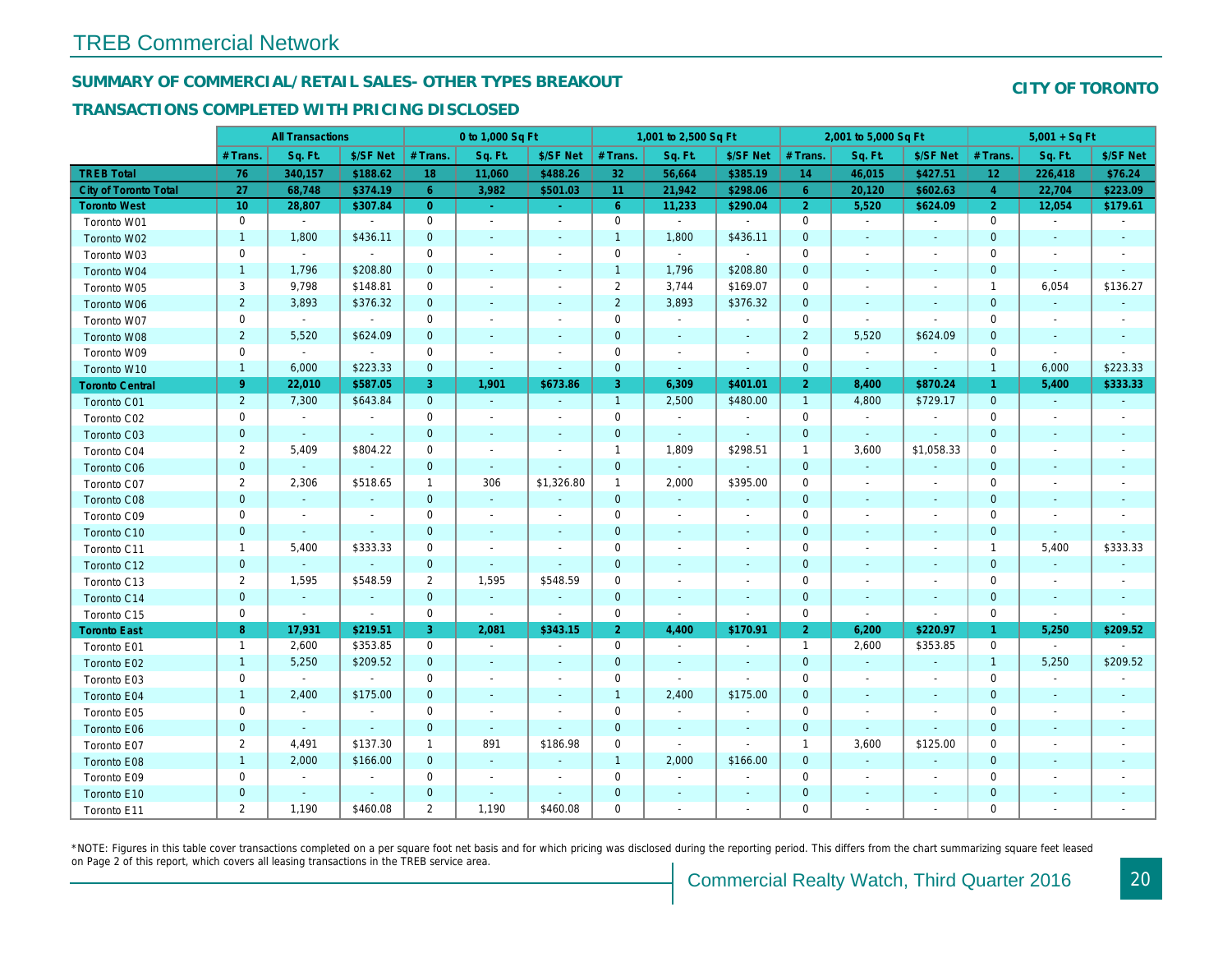# TREB Commercial Network

## SUMMARY OF COMMERCIAL/RETAIL SALES- OTHER TYPES BREAKOUT

## TRANSACTIONS COMPLETED WITH PRICING DISCLOSED

**CITY OF TORONTO**

| | All Transactions | | | 0 to 1,000 Sq Ft | | | 1,001 to 2,500 Sq Ft | | | 2,001 to 5,000 Sq Ft | | | 5,001 + Sq Ft | | |
|---|---|---|---|---|---|---|---|---|---|---|---|---|---|---|---|
| | # Trans. | Sq. Ft. | $/SF Net | # Trans. | Sq. Ft. | $/SF Net | # Trans. | Sq. Ft. | $/SF Net | # Trans. | Sq. Ft. | $/SF Net | # Trans. | Sq. Ft. | $/SF Net |
| **TREB Total** | **76** | **340,157** | **$188.62** | **18** | **11,060** | **$488.26** | **32** | **56,664** | **$385.19** | **14** | **46,015** | **$427.51** | **12** | **226,418** | **$76.24** |
| **City of Toronto Total** | **27** | **68,748** | **$374.19** | **6** | **3,982** | **$501.03** | **11** | **21,942** | **$298.06** | **6** | **20,120** | **$602.63** | **4** | **22,704** | **$223.09** |
| **Toronto West** | **10** | **28,807** | **$307.84** | **0** | **-** | **-** | **6** | **11,233** | **$290.04** | **2** | **5,520** | **$624.09** | **2** | **12,054** | **$179.61** |
| Toronto W01 | 0 | - | - | 0 | - | - | 0 | - | - | 0 | - | - | 0 | - | - |
| Toronto W02 | 1 | 1,800 | $436.11 | 0 | - | - | 1 | 1,800 | $436.11 | 0 | - | - | 0 | - | - |
| Toronto W03 | 0 | - | - | 0 | - | - | 0 | - | - | 0 | - | - | 0 | - | - |
| Toronto W04 | 1 | 1,796 | $208.80 | 0 | - | - | 1 | 1,796 | $208.80 | 0 | - | - | 0 | - | - |
| Toronto W05 | 3 | 9,798 | $148.81 | 0 | - | - | 2 | 3,744 | $169.07 | 0 | - | - | 1 | 6,054 | $136.27 |
| Toronto W06 | 2 | 3,893 | $376.32 | 0 | - | - | 2 | 3,893 | $376.32 | 0 | - | - | 0 | - | - |
| Toronto W07 | 0 | - | - | 0 | - | - | 0 | - | - | 0 | - | - | 0 | - | - |
| Toronto W08 | 2 | 5,520 | $624.09 | 0 | - | - | 0 | - | - | 2 | 5,520 | $624.09 | 0 | - | - |
| Toronto W09 | 0 | - | - | 0 | - | - | 0 | - | - | 0 | - | - | 0 | - | - |
| Toronto W10 | 1 | 6,000 | $223.33 | 0 | - | - | 0 | - | - | 0 | - | - | 1 | 6,000 | $223.33 |
| **Toronto Central** | **9** | **22,010** | **$587.05** | **3** | **1,901** | **$673.86** | **3** | **6,309** | **$401.01** | **2** | **8,400** | **$870.24** | **1** | **5,400** | **$333.33** |
| Toronto C01 | 2 | 7,300 | $643.84 | 0 | - | - | 1 | 2,500 | $480.00 | 1 | 4,800 | $729.17 | 0 | - | - |
| Toronto C02 | 0 | - | - | 0 | - | - | 0 | - | - | 0 | - | - | 0 | - | - |
| Toronto C03 | 0 | - | - | 0 | - | - | 0 | - | - | 0 | - | - | 0 | - | - |
| Toronto C04 | 2 | 5,409 | $804.22 | 0 | - | - | 1 | 1,809 | $298.51 | 1 | 3,600 | $1,058.33 | 0 | - | - |
| Toronto C06 | 0 | - | - | 0 | - | - | 0 | - | - | 0 | - | - | 0 | - | - |
| Toronto C07 | 2 | 2,306 | $518.65 | 1 | 306 | $1,326.80 | 1 | 2,000 | $395.00 | 0 | - | - | 0 | - | - |
| Toronto C08 | 0 | - | - | 0 | - | - | 0 | - | - | 0 | - | - | 0 | - | - |
| Toronto C09 | 0 | - | - | 0 | - | - | 0 | - | - | 0 | - | - | 0 | - | - |
| Toronto C10 | 0 | - | - | 0 | - | - | 0 | - | - | 0 | - | - | 0 | - | - |
| Toronto C11 | 1 | 5,400 | $333.33 | 0 | - | - | 0 | - | - | 0 | - | - | 1 | 5,400 | $333.33 |
| Toronto C12 | 0 | - | - | 0 | - | - | 0 | - | - | 0 | - | - | 0 | - | - |
| Toronto C13 | 2 | 1,595 | $548.59 | 2 | 1,595 | $548.59 | 0 | - | - | 0 | - | - | 0 | - | - |
| Toronto C14 | 0 | - | - | 0 | - | - | 0 | - | - | 0 | - | - | 0 | - | - |
| Toronto C15 | 0 | - | - | 0 | - | - | 0 | - | - | 0 | - | - | 0 | - | - |
| **Toronto East** | **8** | **17,931** | **$219.51** | **3** | **2,081** | **$343.15** | **2** | **4,400** | **$170.91** | **2** | **6,200** | **$220.97** | **1** | **5,250** | **$209.52** |
| Toronto E01 | 1 | 2,600 | $353.85 | 0 | - | - | 0 | - | - | 1 | 2,600 | $353.85 | 0 | - | - |
| Toronto E02 | 1 | 5,250 | $209.52 | 0 | - | - | 0 | - | - | 0 | - | - | 1 | 5,250 | $209.52 |
| Toronto E03 | 0 | - | - | 0 | - | - | 0 | - | - | 0 | - | - | 0 | - | - |
| Toronto E04 | 1 | 2,400 | $175.00 | 0 | - | - | 1 | 2,400 | $175.00 | 0 | - | - | 0 | - | - |
| Toronto E05 | 0 | - | - | 0 | - | - | 0 | - | - | 0 | - | - | 0 | - | - |
| Toronto E06 | 0 | - | - | 0 | - | - | 0 | - | - | 0 | - | - | 0 | - | - |
| Toronto E07 | 2 | 4,491 | $137.30 | 1 | 891 | $186.98 | 0 | - | - | 1 | 3,600 | $125.00 | 0 | - | - |
| Toronto E08 | 1 | 2,000 | $166.00 | 0 | - | - | 1 | 2,000 | $166.00 | 0 | - | - | 0 | - | - |
| Toronto E09 | 0 | - | - | 0 | - | - | 0 | - | - | 0 | - | - | 0 | - | - |
| Toronto E10 | 0 | - | - | 0 | - | - | 0 | - | - | 0 | - | - | 0 | - | - |
| Toronto E11 | 2 | 1,190 | $460.08 | 2 | 1,190 | $460.08 | 0 | - | - | 0 | - | - | 0 | - | - |

*NOTE: Figures in this table cover transactions completed on a per square foot net basis and for which pricing was disclosed during the reporting period. This differs from the chart summarizing square feet leased on Page 2 of this report, which covers all leasing transactions in the TREB service area.

Commercial Realty Watch, Third Quarter 2016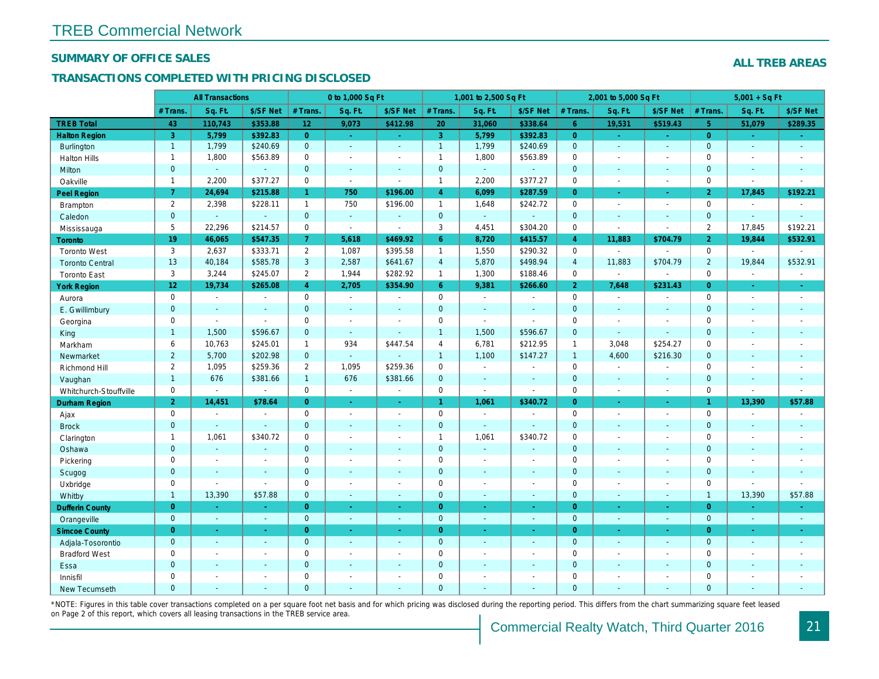# TREB Commercial Network

## SUMMARY OF OFFICE SALES

## TRANSACTIONS COMPLETED WITH PRICING DISCLOSED

**ALL TREB AREAS**

| | All Transactions | | | 0 to 1,000 Sq Ft | | | 1,001 to 2,500 Sq Ft | | | 2,001 to 5,000 Sq Ft | | | 5,001 + Sq Ft | | |
|---|---|---|---|---|---|---|---|---|---|---|---|---|---|---|---|
| | # Trans. | Sq. Ft. | $/SF Net | # Trans. | Sq. Ft. | $/SF Net | # Trans. | Sq. Ft. | $/SF Net | # Trans. | Sq. Ft. | $/SF Net | # Trans. | Sq. Ft. | $/SF Net |
| **TREB Total** | 43 | 110,743 | $353.88 | 12 | 9,073 | $412.98 | 20 | 31,060 | $338.64 | 6 | 19,531 | $519.43 | 5 | 51,079 | $289.35 |
| **Halton Region** | 3 | 5,799 | $392.83 | 0 | - | - | 3 | 5,799 | $392.83 | 0 | - | - | 0 | - | - |
| Burlington | 1 | 1,799 | $240.69 | 0 | - | - | 1 | 1,799 | $240.69 | 0 | - | - | 0 | - | - |
| Halton Hills | 1 | 1,800 | $563.89 | 0 | - | - | 1 | 1,800 | $563.89 | 0 | - | - | 0 | - | - |
| Milton | 0 | - | - | 0 | - | - | 0 | - | - | 0 | - | - | 0 | - | - |
| Oakville | 1 | 2,200 | $377.27 | 0 | - | - | 1 | 2,200 | $377.27 | 0 | - | - | 0 | - | - |
| **Peel Region** | 7 | 24,694 | $215.88 | 1 | 750 | $196.00 | 4 | 6,099 | $287.59 | 0 | - | - | 2 | 17,845 | $192.21 |
| Brampton | 2 | 2,398 | $228.11 | 1 | 750 | $196.00 | 1 | 1,648 | $242.72 | 0 | - | - | 0 | - | - |
| Caledon | 0 | - | - | 0 | - | - | 0 | - | - | 0 | - | - | 0 | - | - |
| Mississauga | 5 | 22,296 | $214.57 | 0 | - | - | 3 | 4,451 | $304.20 | 0 | - | - | 2 | 17,845 | $192.21 |
| **Toronto** | 19 | 46,065 | $547.35 | 7 | 5,618 | $469.92 | 6 | 8,720 | $415.57 | 4 | 11,883 | $704.79 | 2 | 19,844 | $532.91 |
| Toronto West | 3 | 2,637 | $333.71 | 2 | 1,087 | $395.58 | 1 | 1,550 | $290.32 | 0 | - | - | 0 | - | - |
| Toronto Central | 13 | 40,184 | $585.78 | 3 | 2,587 | $641.67 | 4 | 5,870 | $498.94 | 4 | 11,883 | $704.79 | 2 | 19,844 | $532.91 |
| Toronto East | 3 | 3,244 | $245.07 | 2 | 1,944 | $282.92 | 1 | 1,300 | $188.46 | 0 | - | - | 0 | - | - |
| **York Region** | 12 | 19,734 | $265.08 | 4 | 2,705 | $354.90 | 6 | 9,381 | $266.60 | 2 | 7,648 | $231.43 | 0 | - | - |
| Aurora | 0 | - | - | 0 | - | - | 0 | - | - | 0 | - | - | 0 | - | - |
| E. Gwillimbury | 0 | - | - | 0 | - | - | 0 | - | - | 0 | - | - | 0 | - | - |
| Georgina | 0 | - | - | 0 | - | - | 0 | - | - | 0 | - | - | 0 | - | - |
| King | 1 | 1,500 | $596.67 | 0 | - | - | 1 | 1,500 | $596.67 | 0 | - | - | 0 | - | - |
| Markham | 6 | 10,763 | $245.01 | 1 | 934 | $447.54 | 4 | 6,781 | $212.95 | 1 | 3,048 | $254.27 | 0 | - | - |
| Newmarket | 2 | 5,700 | $202.98 | 0 | - | - | 1 | 1,100 | $147.27 | 1 | 4,600 | $216.30 | 0 | - | - |
| Richmond Hill | 2 | 1,095 | $259.36 | 2 | 1,095 | $259.36 | 0 | - | - | 0 | - | - | 0 | - | - |
| Vaughan | 1 | 676 | $381.66 | 1 | 676 | $381.66 | 0 | - | - | 0 | - | - | 0 | - | - |
| Whitchurch-Stouffville | 0 | - | - | 0 | - | - | 0 | - | - | 0 | - | - | 0 | - | - |
| **Durham Region** | 2 | 14,451 | $78.64 | 0 | - | - | 1 | 1,061 | $340.72 | 0 | - | - | 1 | 13,390 | $57.88 |
| Ajax | 0 | - | - | 0 | - | - | 0 | - | - | 0 | - | - | 0 | - | - |
| Brock | 0 | - | - | 0 | - | - | 0 | - | - | 0 | - | - | 0 | - | - |
| Clarington | 1 | 1,061 | $340.72 | 0 | - | - | 1 | 1,061 | $340.72 | 0 | - | - | 0 | - | - |
| Oshawa | 0 | - | - | 0 | - | - | 0 | - | - | 0 | - | - | 0 | - | - |
| Pickering | 0 | - | - | 0 | - | - | 0 | - | - | 0 | - | - | 0 | - | - |
| Scugog | 0 | - | - | 0 | - | - | 0 | - | - | 0 | - | - | 0 | - | - |
| Uxbridge | 0 | - | - | 0 | - | - | 0 | - | - | 0 | - | - | 0 | - | - |
| Whitby | 1 | 13,390 | $57.88 | 0 | - | - | 0 | - | - | 0 | - | - | 1 | 13,390 | $57.88 |
| **Dufferin County** | 0 | - | - | 0 | - | - | 0 | - | - | 0 | - | - | 0 | - | - |
| Orangeville | 0 | - | - | 0 | - | - | 0 | - | - | 0 | - | - | 0 | - | - |
| **Simcoe County** | 0 | - | - | 0 | - | - | 0 | - | - | 0 | - | - | 0 | - | - |
| Adjala-Tosorontio | 0 | - | - | 0 | - | - | 0 | - | - | 0 | - | - | 0 | - | - |
| Bradford West | 0 | - | - | 0 | - | - | 0 | - | - | 0 | - | - | 0 | - | - |
| Essa | 0 | - | - | 0 | - | - | 0 | - | - | 0 | - | - | 0 | - | - |
| Innisfil | 0 | - | - | 0 | - | - | 0 | - | - | 0 | - | - | 0 | - | - |
| New Tecumseth | 0 | - | - | 0 | - | - | 0 | - | - | 0 | - | - | 0 | - | - |

*NOTE: Figures in this table cover transactions completed on a per square foot net basis and for which pricing was disclosed during the reporting period. This differs from the chart summarizing square feet leased on Page 2 of this report, which covers all leasing transactions in the TREB service area.

Commercial Realty Watch, Third Quarter 2016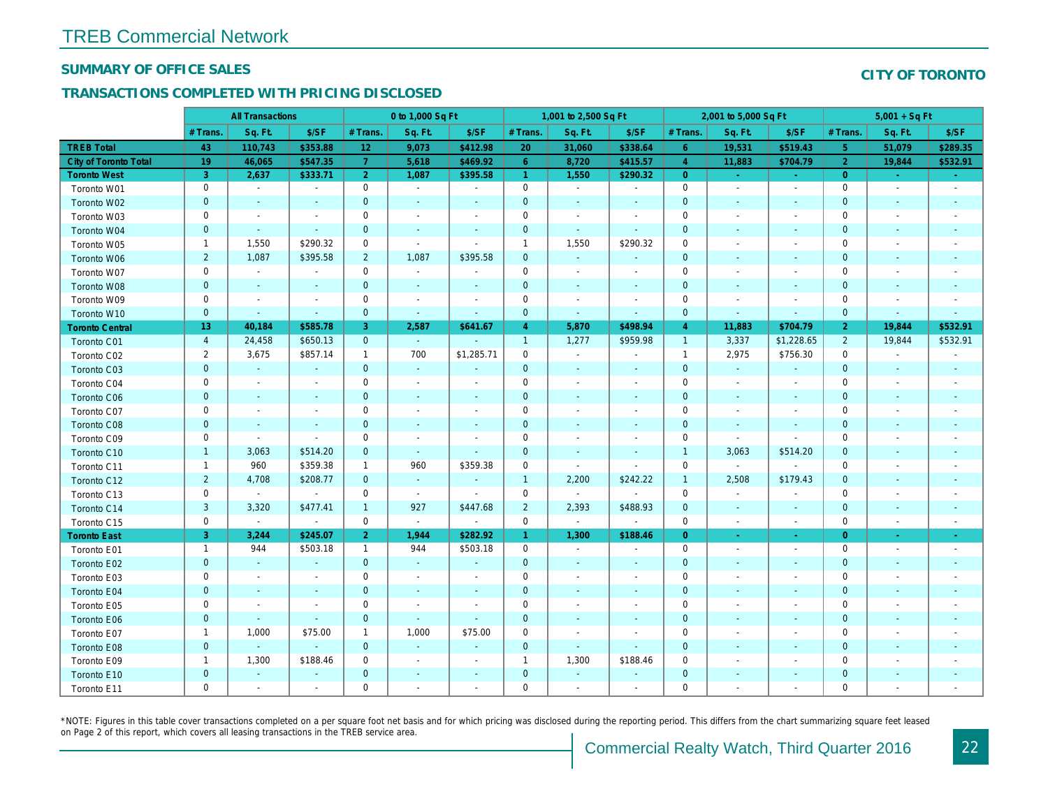# TREB Commercial Network

## SUMMARY OF OFFICE SALES

## TRANSACTIONS COMPLETED WITH PRICING DISCLOSED

**CITY OF TORONTO**

| | All Transactions | | | 0 to 1,000 Sq Ft | | | 1,001 to 2,500 Sq Ft | | | 2,001 to 5,000 Sq Ft | | | 5,001 + Sq Ft | | |
|---|---|---|---|---|---|---|---|---|---|---|---|---|---|---|---|
| | # Trans. | Sq. Ft. | $/SF | # Trans. | Sq. Ft. | $/SF | # Trans. | Sq. Ft. | $/SF | # Trans. | Sq. Ft. | $/SF | # Trans. | Sq. Ft. | $/SF |
| **TREB Total** | **43** | **110,743** | **$353.88** | **12** | **9,073** | **$412.98** | **20** | **31,060** | **$338.64** | **6** | **19,531** | **$519.43** | **5** | **51,079** | **$289.35** |
| **City of Toronto Total** | **19** | **46,065** | **$547.35** | **7** | **5,618** | **$469.92** | **6** | **8,720** | **$415.57** | **4** | **11,883** | **$704.79** | **2** | **19,844** | **$532.91** |
| **Toronto West** | **3** | **2,637** | **$333.71** | **2** | **1,087** | **$395.58** | **1** | **1,550** | **$290.32** | **0** | **-** | **-** | **0** | **-** | **-** |
| Toronto W01 | 0 | - | - | 0 | - | - | 0 | - | - | 0 | - | - | 0 | - | - |
| Toronto W02 | 0 | - | - | 0 | - | - | 0 | - | - | 0 | - | - | 0 | - | - |
| Toronto W03 | 0 | - | - | 0 | - | - | 0 | - | - | 0 | - | - | 0 | - | - |
| Toronto W04 | 0 | - | - | 0 | - | - | 0 | - | - | 0 | - | - | 0 | - | - |
| Toronto W05 | 1 | 1,550 | $290.32 | 0 | - | - | 1 | 1,550 | $290.32 | 0 | - | - | 0 | - | - |
| Toronto W06 | 2 | 1,087 | $395.58 | 2 | 1,087 | $395.58 | 0 | - | - | 0 | - | - | 0 | - | - |
| Toronto W07 | 0 | - | - | 0 | - | - | 0 | - | - | 0 | - | - | 0 | - | - |
| Toronto W08 | 0 | - | - | 0 | - | - | 0 | - | - | 0 | - | - | 0 | - | - |
| Toronto W09 | 0 | - | - | 0 | - | - | 0 | - | - | 0 | - | - | 0 | - | - |
| Toronto W10 | 0 | - | - | 0 | - | - | 0 | - | - | 0 | - | - | 0 | - | - |
| **Toronto Central** | **13** | **40,184** | **$585.78** | **3** | **2,587** | **$641.67** | **4** | **5,870** | **$498.94** | **4** | **11,883** | **$704.79** | **2** | **19,844** | **$532.91** |
| Toronto C01 | 4 | 24,458 | $650.13 | 0 | - | - | 1 | 1,277 | $959.98 | 1 | 3,337 | $1,228.65 | 2 | 19,844 | $532.91 |
| Toronto C02 | 2 | 3,675 | $857.14 | 1 | 700 | $1,285.71 | 0 | - | - | 1 | 2,975 | $756.30 | 0 | - | - |
| Toronto C03 | 0 | - | - | 0 | - | - | 0 | - | - | 0 | - | - | 0 | - | - |
| Toronto C04 | 0 | - | - | 0 | - | - | 0 | - | - | 0 | - | - | 0 | - | - |
| Toronto C06 | 0 | - | - | 0 | - | - | 0 | - | - | 0 | - | - | 0 | - | - |
| Toronto C07 | 0 | - | - | 0 | - | - | 0 | - | - | 0 | - | - | 0 | - | - |
| Toronto C08 | 0 | - | - | 0 | - | - | 0 | - | - | 0 | - | - | 0 | - | - |
| Toronto C09 | 0 | - | - | 0 | - | - | 0 | - | - | 0 | - | - | 0 | - | - |
| Toronto C10 | 1 | 3,063 | $514.20 | 0 | - | - | 0 | - | - | 1 | 3,063 | $514.20 | 0 | - | - |
| Toronto C11 | 1 | 960 | $359.38 | 1 | 960 | $359.38 | 0 | - | - | 0 | - | - | 0 | - | - |
| Toronto C12 | 2 | 4,708 | $208.77 | 0 | - | - | 1 | 2,200 | $242.22 | 1 | 2,508 | $179.43 | 0 | - | - |
| Toronto C13 | 0 | - | - | 0 | - | - | 0 | - | - | 0 | - | - | 0 | - | - |
| Toronto C14 | 3 | 3,320 | $477.41 | 1 | 927 | $447.68 | 2 | 2,393 | $488.93 | 0 | - | - | 0 | - | - |
| Toronto C15 | 0 | - | - | 0 | - | - | 0 | - | - | 0 | - | - | 0 | - | - |
| **Toronto East** | **3** | **3,244** | **$245.07** | **2** | **1,944** | **$282.92** | **1** | **1,300** | **$188.46** | **0** | **-** | **-** | **0** | **-** | **-** |
| Toronto E01 | 1 | 944 | $503.18 | 1 | 944 | $503.18 | 0 | - | - | 0 | - | - | 0 | - | - |
| Toronto E02 | 0 | - | - | 0 | - | - | 0 | - | - | 0 | - | - | 0 | - | - |
| Toronto E03 | 0 | - | - | 0 | - | - | 0 | - | - | 0 | - | - | 0 | - | - |
| Toronto E04 | 0 | - | - | 0 | - | - | 0 | - | - | 0 | - | - | 0 | - | - |
| Toronto E05 | 0 | - | - | 0 | - | - | 0 | - | - | 0 | - | - | 0 | - | - |
| Toronto E06 | 0 | - | - | 0 | - | - | 0 | - | - | 0 | - | - | 0 | - | - |
| Toronto E07 | 1 | 1,000 | $75.00 | 1 | 1,000 | $75.00 | 0 | - | - | 0 | - | - | 0 | - | - |
| Toronto E08 | 0 | - | - | 0 | - | - | 0 | - | - | 0 | - | - | 0 | - | - |
| Toronto E09 | 1 | 1,300 | $188.46 | 0 | - | - | 1 | 1,300 | $188.46 | 0 | - | - | 0 | - | - |
| Toronto E10 | 0 | - | - | 0 | - | - | 0 | - | - | 0 | - | - | 0 | - | - |
| Toronto E11 | 0 | - | - | 0 | - | - | 0 | - | - | 0 | - | - | 0 | - | - |

*NOTE: Figures in this table cover transactions completed on a per square foot net basis and for which pricing was disclosed during the reporting period. This differs from the chart summarizing square feet leased on Page 2 of this report, which covers all leasing transactions in the TREB service area.

Commercial Realty Watch, Third Quarter 2016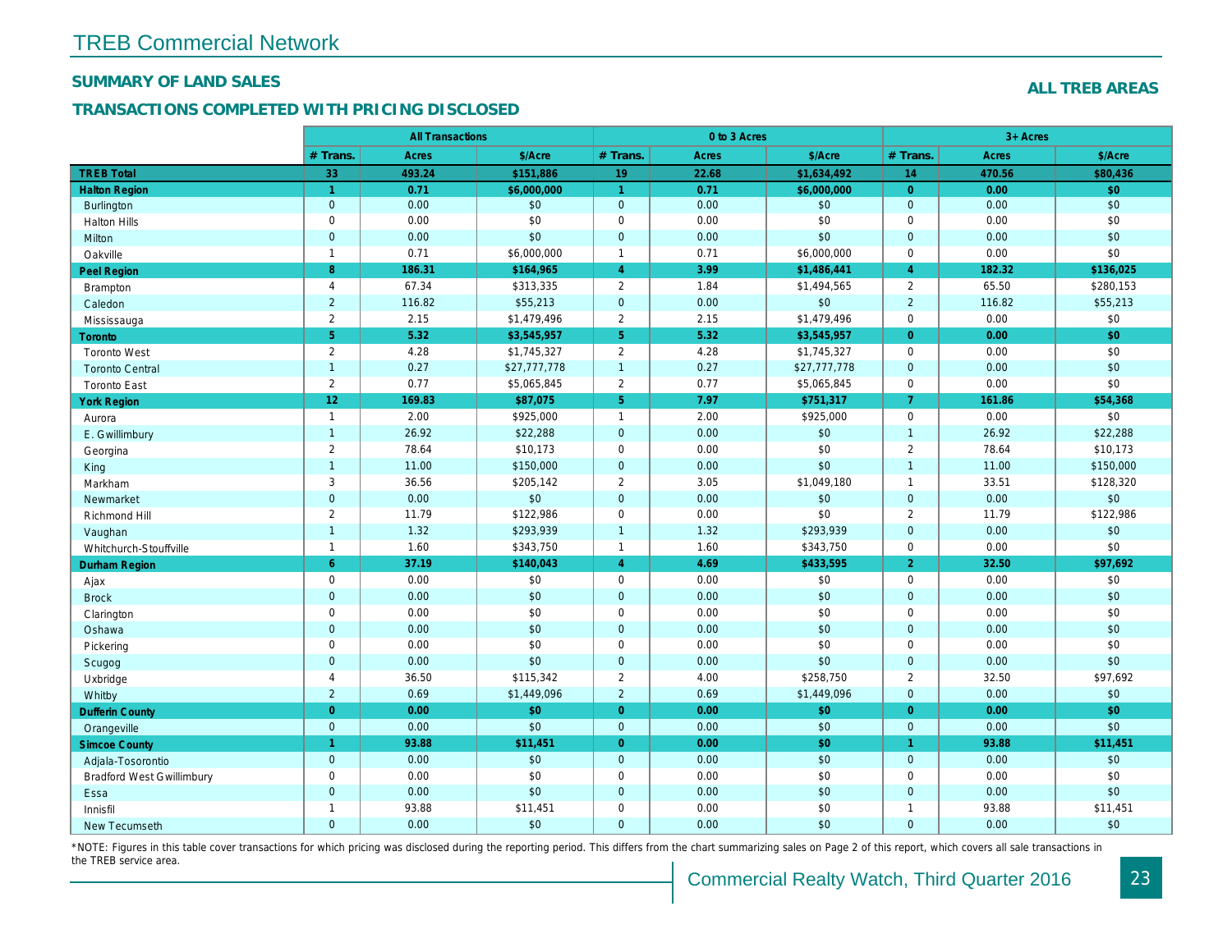# TREB Commercial Network

## SUMMARY OF LAND SALES

## TRANSACTIONS COMPLETED WITH PRICING DISCLOSED

**ALL TREB AREAS**

| | All Transactions | | | 0 to 3 Acres | | | 3+ Acres | | |
|---|---|---|---|---|---|---|---|---|---|
| | # Trans. | Acres | $/Acre | # Trans. | Acres | $/Acre | # Trans. | Acres | $/Acre |
| **TREB Total** | **33** | **493.24** | **$151,886** | **19** | **22.68** | **$1,634,492** | **14** | **470.56** | **$80,436** |
| **Halton Region** | **1** | **0.71** | **$6,000,000** | **1** | **0.71** | **$6,000,000** | **0** | **0.00** | **$0** |
| Burlington | 0 | 0.00 | $0 | 0 | 0.00 | $0 | 0 | 0.00 | $0 |
| Halton Hills | 0 | 0.00 | $0 | 0 | 0.00 | $0 | 0 | 0.00 | $0 |
| Milton | 0 | 0.00 | $0 | 0 | 0.00 | $0 | 0 | 0.00 | $0 |
| Oakville | 1 | 0.71 | $6,000,000 | 1 | 0.71 | $6,000,000 | 0 | 0.00 | $0 |
| **Peel Region** | **8** | **186.31** | **$164,965** | **4** | **3.99** | **$1,486,441** | **4** | **182.32** | **$136,025** |
| Brampton | 4 | 67.34 | $313,335 | 2 | 1.84 | $1,494,565 | 2 | 65.50 | $280,153 |
| Caledon | 2 | 116.82 | $55,213 | 0 | 0.00 | $0 | 2 | 116.82 | $55,213 |
| Mississauga | 2 | 2.15 | $1,479,496 | 2 | 2.15 | $1,479,496 | 0 | 0.00 | $0 |
| **Toronto** | **5** | **5.32** | **$3,545,957** | **5** | **5.32** | **$3,545,957** | **0** | **0.00** | **$0** |
| Toronto West | 2 | 4.28 | $1,745,327 | 2 | 4.28 | $1,745,327 | 0 | 0.00 | $0 |
| Toronto Central | 1 | 0.27 | $27,777,778 | 1 | 0.27 | $27,777,778 | 0 | 0.00 | $0 |
| Toronto East | 2 | 0.77 | $5,065,845 | 2 | 0.77 | $5,065,845 | 0 | 0.00 | $0 |
| **York Region** | **12** | **169.83** | **$87,075** | **5** | **7.97** | **$751,317** | **7** | **161.86** | **$54,368** |
| Aurora | 1 | 2.00 | $925,000 | 1 | 2.00 | $925,000 | 0 | 0.00 | $0 |
| E. Gwillimbury | 1 | 26.92 | $22,288 | 0 | 0.00 | $0 | 1 | 26.92 | $22,288 |
| Georgina | 2 | 78.64 | $10,173 | 0 | 0.00 | $0 | 2 | 78.64 | $10,173 |
| King | 1 | 11.00 | $150,000 | 0 | 0.00 | $0 | 1 | 11.00 | $150,000 |
| Markham | 3 | 36.56 | $205,142 | 2 | 3.05 | $1,049,180 | 1 | 33.51 | $128,320 |
| Newmarket | 0 | 0.00 | $0 | 0 | 0.00 | $0 | 0 | 0.00 | $0 |
| Richmond Hill | 2 | 11.79 | $122,986 | 0 | 0.00 | $0 | 2 | 11.79 | $122,986 |
| Vaughan | 1 | 1.32 | $293,939 | 1 | 1.32 | $293,939 | 0 | 0.00 | $0 |
| Whitchurch-Stouffville | 1 | 1.60 | $343,750 | 1 | 1.60 | $343,750 | 0 | 0.00 | $0 |
| **Durham Region** | **6** | **37.19** | **$140,043** | **4** | **4.69** | **$433,595** | **2** | **32.50** | **$97,692** |
| Ajax | 0 | 0.00 | $0 | 0 | 0.00 | $0 | 0 | 0.00 | $0 |
| Brock | 0 | 0.00 | $0 | 0 | 0.00 | $0 | 0 | 0.00 | $0 |
| Clarington | 0 | 0.00 | $0 | 0 | 0.00 | $0 | 0 | 0.00 | $0 |
| Oshawa | 0 | 0.00 | $0 | 0 | 0.00 | $0 | 0 | 0.00 | $0 |
| Pickering | 0 | 0.00 | $0 | 0 | 0.00 | $0 | 0 | 0.00 | $0 |
| Scugog | 0 | 0.00 | $0 | 0 | 0.00 | $0 | 0 | 0.00 | $0 |
| Uxbridge | 4 | 36.50 | $115,342 | 2 | 4.00 | $258,750 | 2 | 32.50 | $97,692 |
| Whitby | 2 | 0.69 | $1,449,096 | 2 | 0.69 | $1,449,096 | 0 | 0.00 | $0 |
| **Dufferin County** | **0** | **0.00** | **$0** | **0** | **0.00** | **$0** | **0** | **0.00** | **$0** |
| Orangeville | 0 | 0.00 | $0 | 0 | 0.00 | $0 | 0 | 0.00 | $0 |
| **Simcoe County** | **1** | **93.88** | **$11,451** | **0** | **0.00** | **$0** | **1** | **93.88** | **$11,451** |
| Adjala-Tosorontio | 0 | 0.00 | $0 | 0 | 0.00 | $0 | 0 | 0.00 | $0 |
| Bradford West Gwillimbury | 0 | 0.00 | $0 | 0 | 0.00 | $0 | 0 | 0.00 | $0 |
| Essa | 0 | 0.00 | $0 | 0 | 0.00 | $0 | 0 | 0.00 | $0 |
| Innisfil | 1 | 93.88 | $11,451 | 0 | 0.00 | $0 | 1 | 93.88 | $11,451 |
| New Tecumseth | 0 | 0.00 | $0 | 0 | 0.00 | $0 | 0 | 0.00 | $0 |

*NOTE: Figures in this table cover transactions for which pricing was disclosed during the reporting period. This differs from the chart summarizing sales on Page 2 of this report, which covers all sale transactions in the TREB service area.

Commercial Realty Watch, Third Quarter 2016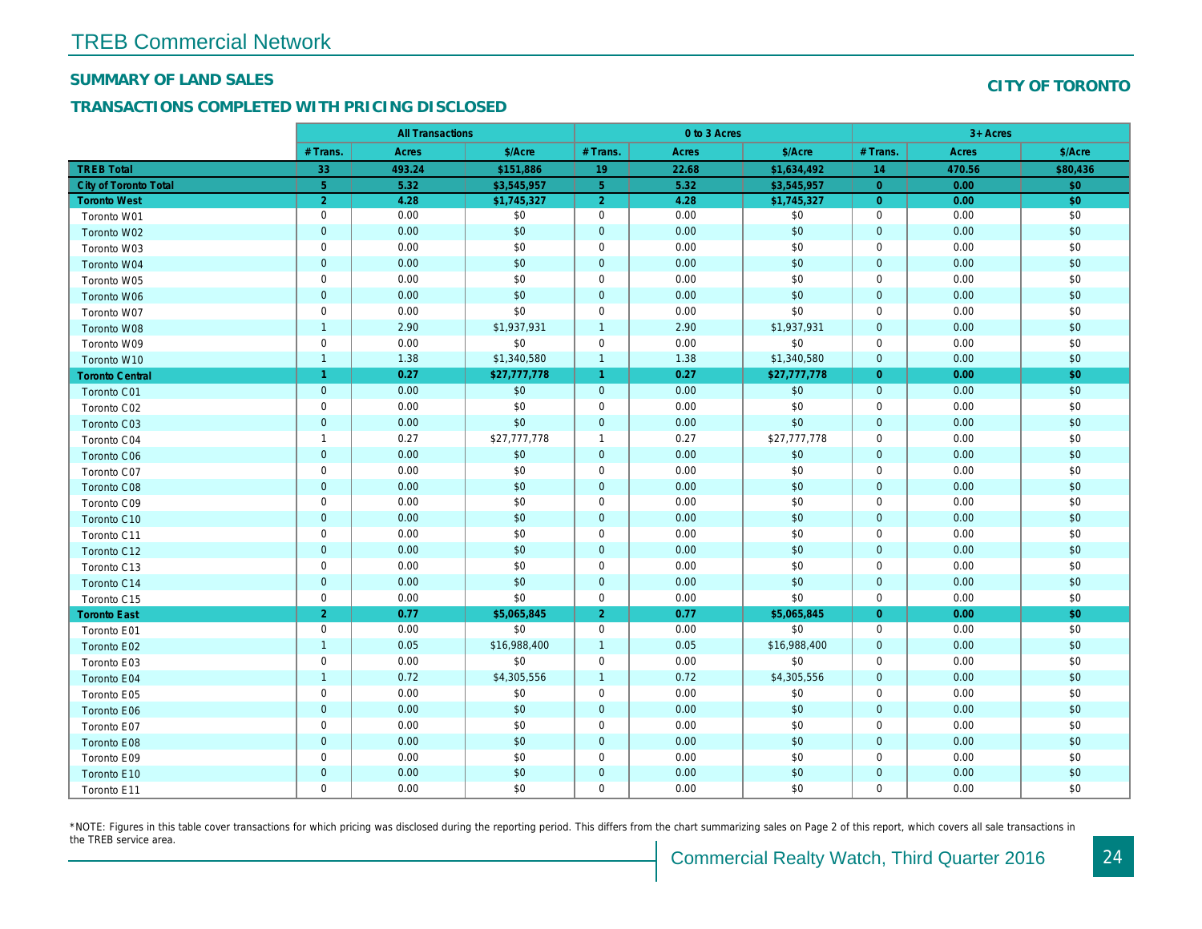# TREB Commercial Network

## SUMMARY OF LAND SALES

## CITY OF TORONTO

### TRANSACTIONS COMPLETED WITH PRICING DISCLOSED

| | All Transactions | | | 0 to 3 Acres | | | 3+ Acres | | |
|---|---|---|---|---|---|---|---|---|---|
| | # Trans. | Acres | $/Acre | # Trans. | Acres | $/Acre | # Trans. | Acres | $/Acre |
| **TREB Total** | **33** | **493.24** | **$151,886** | **19** | **22.68** | **$1,634,492** | **14** | **470.56** | **$80,436** |
| **City of Toronto Total** | **5** | **5.32** | **$3,545,957** | **5** | **5.32** | **$3,545,957** | **0** | **0.00** | **$0** |
| **Toronto West** | **2** | **4.28** | **$1,745,327** | **2** | **4.28** | **$1,745,327** | **0** | **0.00** | **$0** |
| Toronto W01 | 0 | 0.00 | $0 | 0 | 0.00 | $0 | 0 | 0.00 | $0 |
| Toronto W02 | 0 | 0.00 | $0 | 0 | 0.00 | $0 | 0 | 0.00 | $0 |
| Toronto W03 | 0 | 0.00 | $0 | 0 | 0.00 | $0 | 0 | 0.00 | $0 |
| Toronto W04 | 0 | 0.00 | $0 | 0 | 0.00 | $0 | 0 | 0.00 | $0 |
| Toronto W05 | 0 | 0.00 | $0 | 0 | 0.00 | $0 | 0 | 0.00 | $0 |
| Toronto W06 | 0 | 0.00 | $0 | 0 | 0.00 | $0 | 0 | 0.00 | $0 |
| Toronto W07 | 0 | 0.00 | $0 | 0 | 0.00 | $0 | 0 | 0.00 | $0 |
| Toronto W08 | 1 | 2.90 | $1,937,931 | 1 | 2.90 | $1,937,931 | 0 | 0.00 | $0 |
| Toronto W09 | 0 | 0.00 | $0 | 0 | 0.00 | $0 | 0 | 0.00 | $0 |
| Toronto W10 | 1 | 1.38 | $1,340,580 | 1 | 1.38 | $1,340,580 | 0 | 0.00 | $0 |
| **Toronto Central** | **1** | **0.27** | **$27,777,778** | **1** | **0.27** | **$27,777,778** | **0** | **0.00** | **$0** |
| Toronto C01 | 0 | 0.00 | $0 | 0 | 0.00 | $0 | 0 | 0.00 | $0 |
| Toronto C02 | 0 | 0.00 | $0 | 0 | 0.00 | $0 | 0 | 0.00 | $0 |
| Toronto C03 | 0 | 0.00 | $0 | 0 | 0.00 | $0 | 0 | 0.00 | $0 |
| Toronto C04 | 1 | 0.27 | $27,777,778 | 1 | 0.27 | $27,777,778 | 0 | 0.00 | $0 |
| Toronto C06 | 0 | 0.00 | $0 | 0 | 0.00 | $0 | 0 | 0.00 | $0 |
| Toronto C07 | 0 | 0.00 | $0 | 0 | 0.00 | $0 | 0 | 0.00 | $0 |
| Toronto C08 | 0 | 0.00 | $0 | 0 | 0.00 | $0 | 0 | 0.00 | $0 |
| Toronto C09 | 0 | 0.00 | $0 | 0 | 0.00 | $0 | 0 | 0.00 | $0 |
| Toronto C10 | 0 | 0.00 | $0 | 0 | 0.00 | $0 | 0 | 0.00 | $0 |
| Toronto C11 | 0 | 0.00 | $0 | 0 | 0.00 | $0 | 0 | 0.00 | $0 |
| Toronto C12 | 0 | 0.00 | $0 | 0 | 0.00 | $0 | 0 | 0.00 | $0 |
| Toronto C13 | 0 | 0.00 | $0 | 0 | 0.00 | $0 | 0 | 0.00 | $0 |
| Toronto C14 | 0 | 0.00 | $0 | 0 | 0.00 | $0 | 0 | 0.00 | $0 |
| Toronto C15 | 0 | 0.00 | $0 | 0 | 0.00 | $0 | 0 | 0.00 | $0 |
| **Toronto East** | **2** | **0.77** | **$5,065,845** | **2** | **0.77** | **$5,065,845** | **0** | **0.00** | **$0** |
| Toronto E01 | 0 | 0.00 | $0 | 0 | 0.00 | $0 | 0 | 0.00 | $0 |
| Toronto E02 | 1 | 0.05 | $16,988,400 | 1 | 0.05 | $16,988,400 | 0 | 0.00 | $0 |
| Toronto E03 | 0 | 0.00 | $0 | 0 | 0.00 | $0 | 0 | 0.00 | $0 |
| Toronto E04 | 1 | 0.72 | $4,305,556 | 1 | 0.72 | $4,305,556 | 0 | 0.00 | $0 |
| Toronto E05 | 0 | 0.00 | $0 | 0 | 0.00 | $0 | 0 | 0.00 | $0 |
| Toronto E06 | 0 | 0.00 | $0 | 0 | 0.00 | $0 | 0 | 0.00 | $0 |
| Toronto E07 | 0 | 0.00 | $0 | 0 | 0.00 | $0 | 0 | 0.00 | $0 |
| Toronto E08 | 0 | 0.00 | $0 | 0 | 0.00 | $0 | 0 | 0.00 | $0 |
| Toronto E09 | 0 | 0.00 | $0 | 0 | 0.00 | $0 | 0 | 0.00 | $0 |
| Toronto E10 | 0 | 0.00 | $0 | 0 | 0.00 | $0 | 0 | 0.00 | $0 |
| Toronto E11 | 0 | 0.00 | $0 | 0 | 0.00 | $0 | 0 | 0.00 | $0 |

*NOTE: Figures in this table cover transactions for which pricing was disclosed during the reporting period. This differs from the chart summarizing sales on Page 2 of this report, which covers all sale transactions in the TREB service area.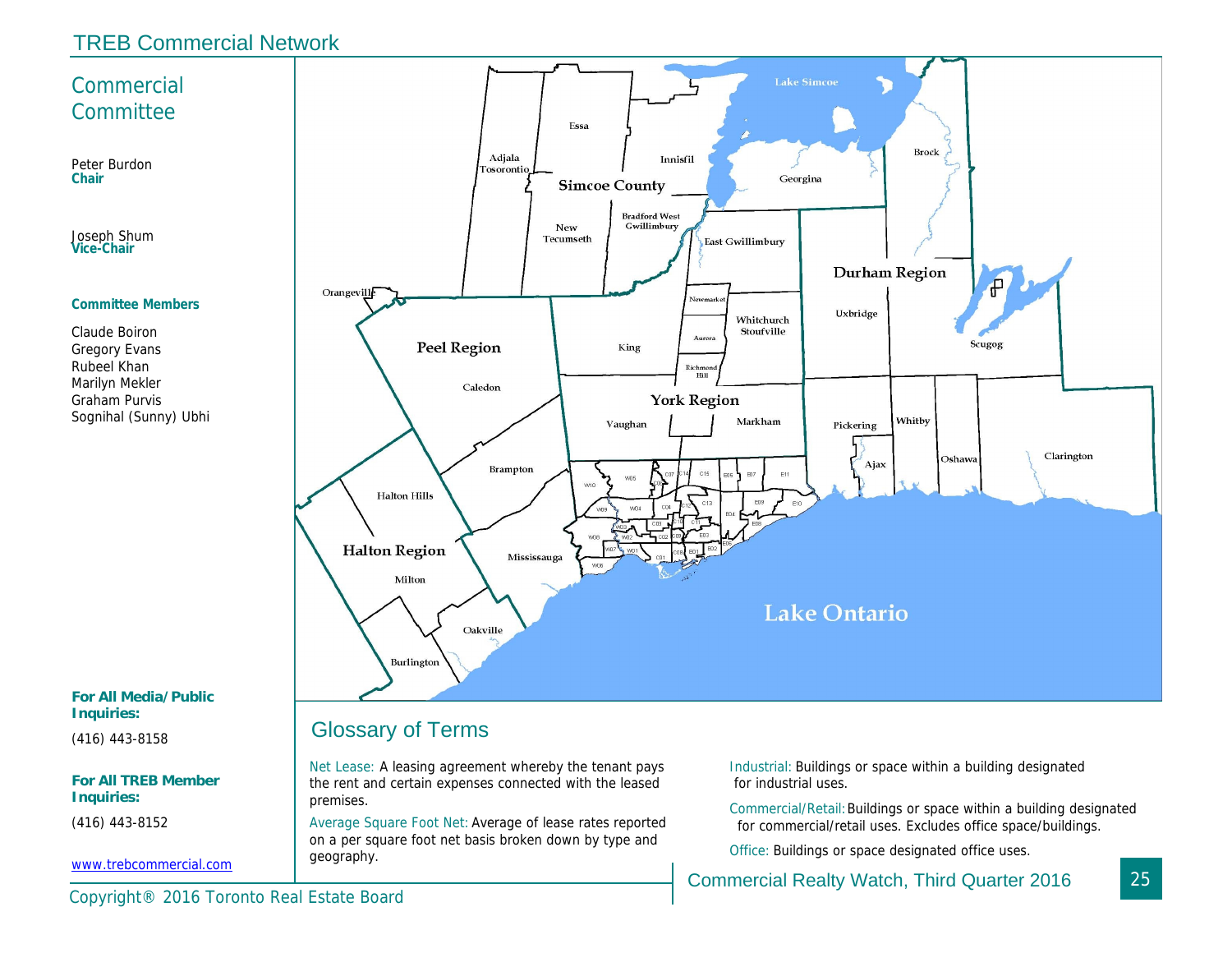## Commercial Committee

Peter Burdon
**Chair**

Joseph Shum
**Vice-Chair**

**Committee Members**

Claude Boiron
Gregory Evans
Rubeel Khan
Marilyn Mekler
Graham Purvis
Sognihal (Sunny) Ubhi

**For All Media/Public Inquiries:**

(416) 443-8158

**For All TREB Member Inquiries:**

(416) 443-8152

www.trebcommercial.com

Lake Simcoe
Essa
Adjala Tosorontio
Innisfil
Simcoe County
Brock
Georgina
Bradford West Gwillimbury
New Tecumseth
East Gwillimbury
Durham Region
Orangeville
Newmarket
Uxbridge
Whitchurch Stoufville
Aurora
Peel Region
King
Scugog
Richmond Hill
Caledon
York Region
Vaughan
Markham
Pickering
Whitby
Oshawa
Clarington
Ajax
Brampton
Halton Hills
Halton Region
Mississauga
Milton
Lake Ontario
Oakville
Burlington

W10 W05 C07 C14 C15 E05 E07 E11 C06 W09 W04 C04 C12 C13 E09 E10 E04 C03 C10 C11 W03 E08 W06 W02 C02 C09 E03 E06 W07 W01 C08 E01 E02 C01 W08

## Glossary of Terms

Net Lease: A leasing agreement whereby the tenant pays the rent and certain expenses connected with the leased premises.

Average Square Foot Net: Average of lease rates reported on a per square foot net basis broken down by type and geography.

Industrial: Buildings or space within a building designated for industrial uses.

Commercial/Retail: Buildings or space within a building designated for commercial/retail uses. Excludes office space/buildings.

Office: Buildings or space designated office uses.

Copyright® 2016 Toronto Real Estate Board